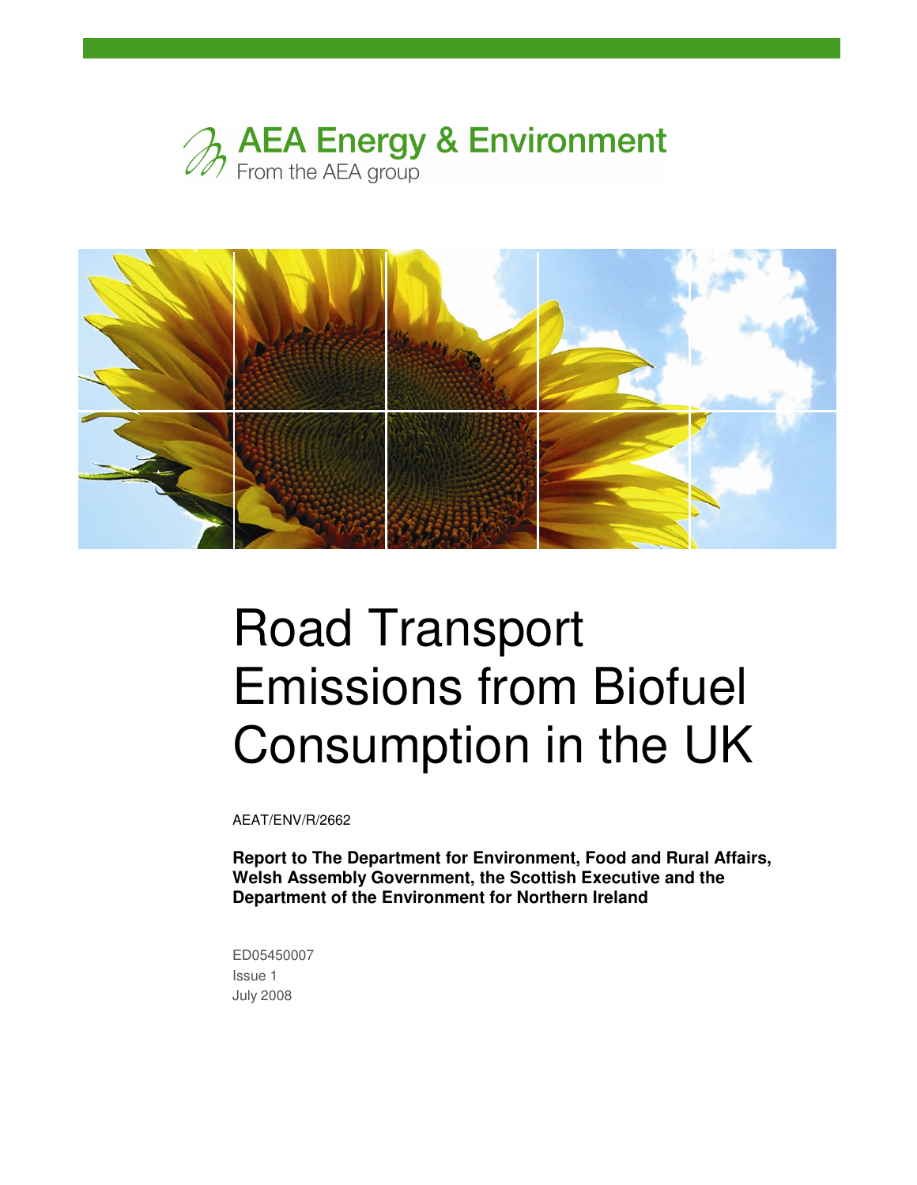AEA Energy & Environment

From the AEA group

# Road Transport Emissions from Biofuel Consumption in the UK

AEAT/ENV/R/2662

**Report to The Department for Environment, Food and Rural Affairs, Welsh Assembly Government, the Scottish Executive and the Department of the Environment for Northern Ireland**

ED05450007

Issue 1

July 2008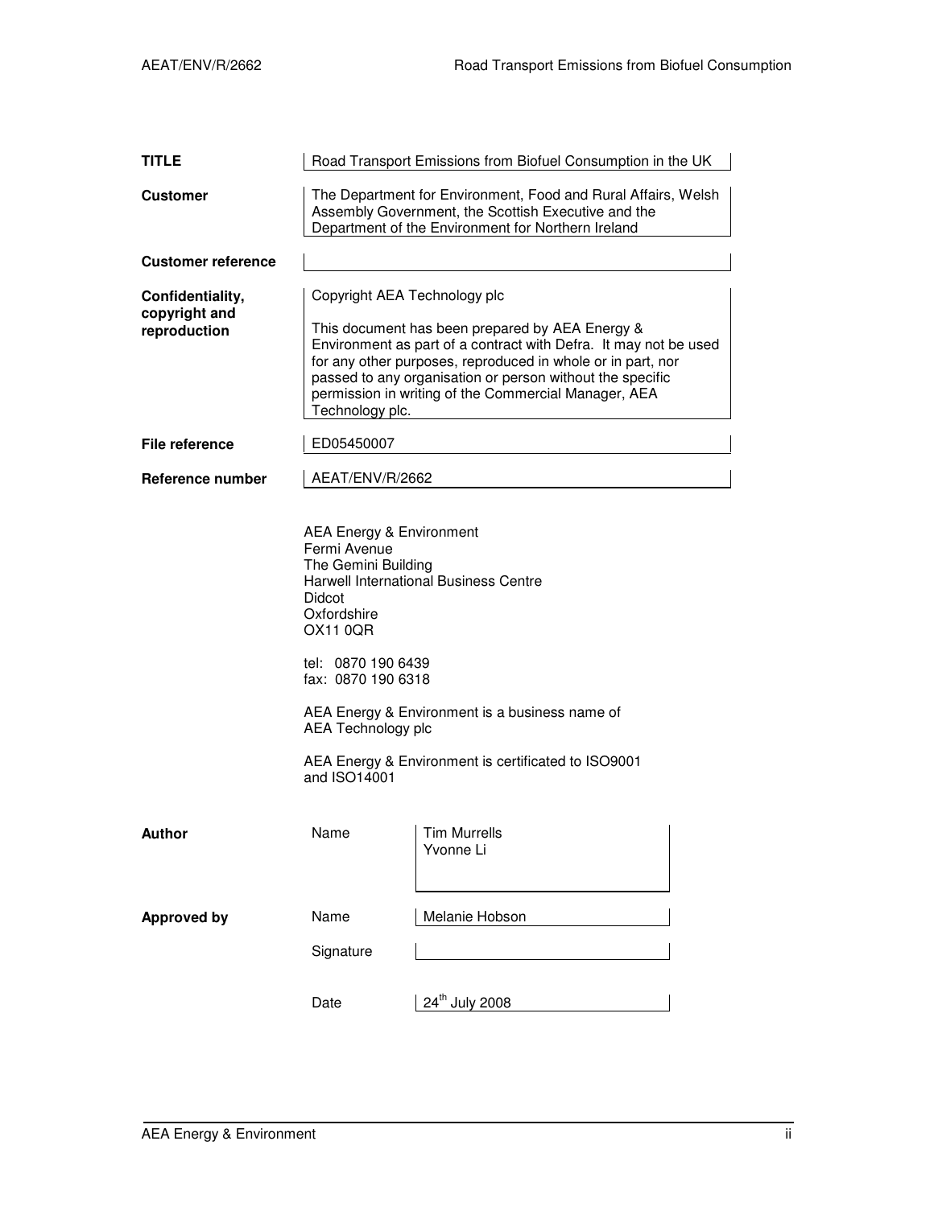| | |
|---|---|
| **TITLE** | Road Transport Emissions from Biofuel Consumption in the UK |
| **Customer** | The Department for Environment, Food and Rural Affairs, Welsh Assembly Government, the Scottish Executive and the Department of the Environment for Northern Ireland |
| **Customer reference** | |
| **Confidentiality, copyright and reproduction** | Copyright AEA Technology plc<br><br>This document has been prepared by AEA Energy & Environment as part of a contract with Defra. It may not be used for any other purposes, reproduced in whole or in part, nor passed to any organisation or person without the specific permission in writing of the Commercial Manager, AEA Technology plc. |
| **File reference** | ED05450007 |
| **Reference number** | AEAT/ENV/R/2662 |

AEA Energy & Environment
Fermi Avenue
The Gemini Building
Harwell International Business Centre
Didcot
Oxfordshire
OX11 0QR

tel: 0870 190 6439
fax: 0870 190 6318

AEA Energy & Environment is a business name of AEA Technology plc

AEA Energy & Environment is certificated to ISO9001 and ISO14001

| | | |
|---|---|---|
| **Author** | Name | Tim Murrells<br>Yvonne Li |
| **Approved by** | Name | Melanie Hobson |
| | Signature | |
| | Date | 24th July 2008 |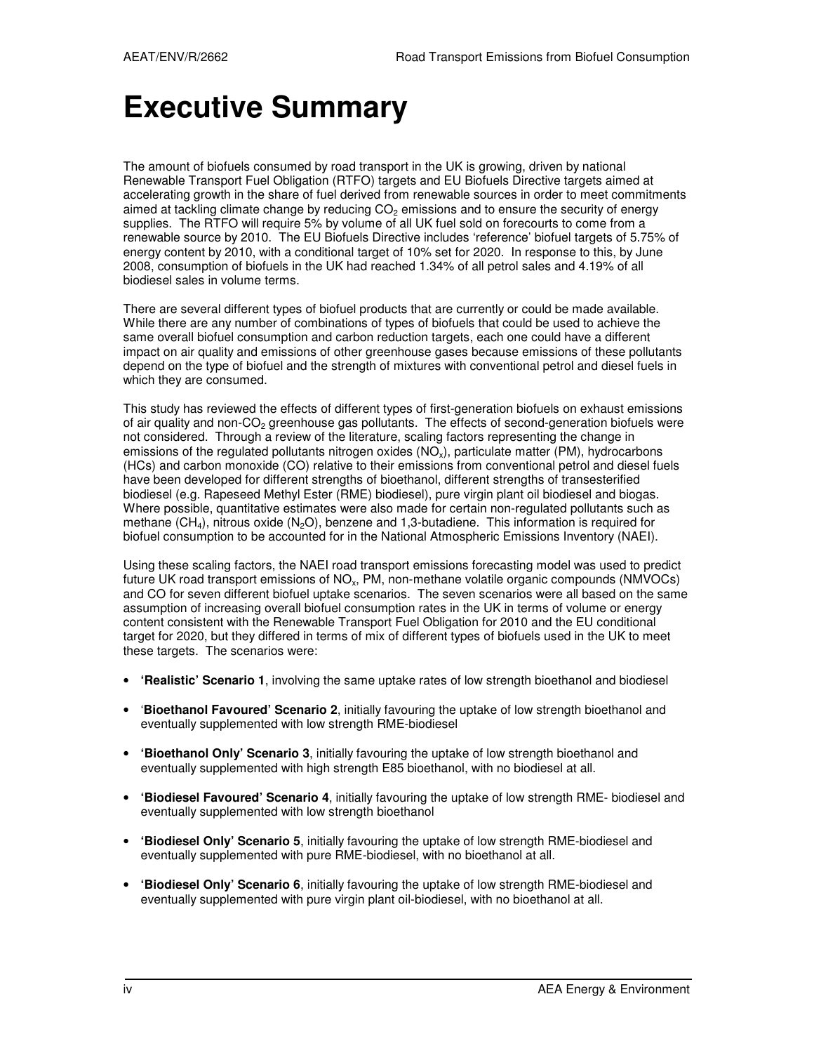# Executive Summary

The amount of biofuels consumed by road transport in the UK is growing, driven by national Renewable Transport Fuel Obligation (RTFO) targets and EU Biofuels Directive targets aimed at accelerating growth in the share of fuel derived from renewable sources in order to meet commitments aimed at tackling climate change by reducing $CO_2$ emissions and to ensure the security of energy supplies. The RTFO will require 5% by volume of all UK fuel sold on forecourts to come from a renewable source by 2010. The EU Biofuels Directive includes 'reference' biofuel targets of 5.75% of energy content by 2010, with a conditional target of 10% set for 2020. In response to this, by June 2008, consumption of biofuels in the UK had reached 1.34% of all petrol sales and 4.19% of all biodiesel sales in volume terms.

There are several different types of biofuel products that are currently or could be made available. While there are any number of combinations of types of biofuels that could be used to achieve the same overall biofuel consumption and carbon reduction targets, each one could have a different impact on air quality and emissions of other greenhouse gases because emissions of these pollutants depend on the type of biofuel and the strength of mixtures with conventional petrol and diesel fuels in which they are consumed.

This study has reviewed the effects of different types of first-generation biofuels on exhaust emissions of air quality and non-$CO_2$ greenhouse gas pollutants. The effects of second-generation biofuels were not considered. Through a review of the literature, scaling factors representing the change in emissions of the regulated pollutants nitrogen oxides ($NO_x$), particulate matter (PM), hydrocarbons (HCs) and carbon monoxide (CO) relative to their emissions from conventional petrol and diesel fuels have been developed for different strengths of bioethanol, different strengths of transesterified biodiesel (e.g. Rapeseed Methyl Ester (RME) biodiesel), pure virgin plant oil biodiesel and biogas. Where possible, quantitative estimates were also made for certain non-regulated pollutants such as methane ($CH_4$), nitrous oxide ($N_2O$), benzene and 1,3-butadiene. This information is required for biofuel consumption to be accounted for in the National Atmospheric Emissions Inventory (NAEI).

Using these scaling factors, the NAEI road transport emissions forecasting model was used to predict future UK road transport emissions of $NO_x$, PM, non-methane volatile organic compounds (NMVOCs) and CO for seven different biofuel uptake scenarios. The seven scenarios were all based on the same assumption of increasing overall biofuel consumption rates in the UK in terms of volume or energy content consistent with the Renewable Transport Fuel Obligation for 2010 and the EU conditional target for 2020, but they differed in terms of mix of different types of biofuels used in the UK to meet these targets. The scenarios were:

- **'Realistic' Scenario 1**, involving the same uptake rates of low strength bioethanol and biodiesel
- '**Bioethanol Favoured' Scenario 2**, initially favouring the uptake of low strength bioethanol and eventually supplemented with low strength RME-biodiesel
- **'Bioethanol Only' Scenario 3**, initially favouring the uptake of low strength bioethanol and eventually supplemented with high strength E85 bioethanol, with no biodiesel at all.
- **'Biodiesel Favoured' Scenario 4**, initially favouring the uptake of low strength RME- biodiesel and eventually supplemented with low strength bioethanol
- **'Biodiesel Only' Scenario 5**, initially favouring the uptake of low strength RME-biodiesel and eventually supplemented with pure RME-biodiesel, with no bioethanol at all.
- **'Biodiesel Only' Scenario 6**, initially favouring the uptake of low strength RME-biodiesel and eventually supplemented with pure virgin plant oil-biodiesel, with no bioethanol at all.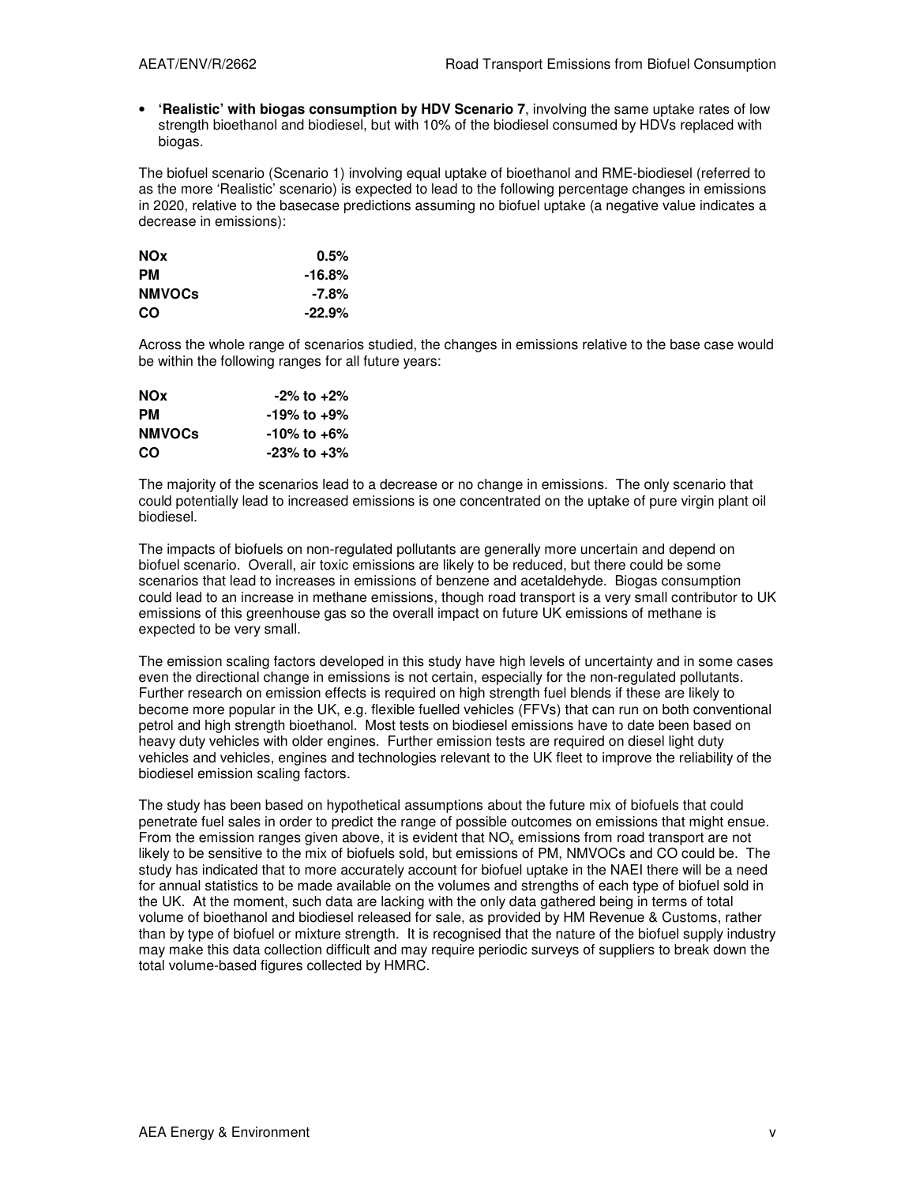- **'Realistic' with biogas consumption by HDV Scenario 7**, involving the same uptake rates of low strength bioethanol and biodiesel, but with 10% of the biodiesel consumed by HDVs replaced with biogas.

The biofuel scenario (Scenario 1) involving equal uptake of bioethanol and RME-biodiesel (referred to as the more 'Realistic' scenario) is expected to lead to the following percentage changes in emissions in 2020, relative to the basecase predictions assuming no biofuel uptake (a negative value indicates a decrease in emissions):

| | |
|---|---|
| **NOx** | **0.5%** |
| **PM** | **-16.8%** |
| **NMVOCs** | **-7.8%** |
| **CO** | **-22.9%** |

Across the whole range of scenarios studied, the changes in emissions relative to the base case would be within the following ranges for all future years:

| | |
|---|---|
| **NOx** | **-2% to +2%** |
| **PM** | **-19% to +9%** |
| **NMVOCs** | **-10% to +6%** |
| **CO** | **-23% to +3%** |

The majority of the scenarios lead to a decrease or no change in emissions. The only scenario that could potentially lead to increased emissions is one concentrated on the uptake of pure virgin plant oil biodiesel.

The impacts of biofuels on non-regulated pollutants are generally more uncertain and depend on biofuel scenario. Overall, air toxic emissions are likely to be reduced, but there could be some scenarios that lead to increases in emissions of benzene and acetaldehyde. Biogas consumption could lead to an increase in methane emissions, though road transport is a very small contributor to UK emissions of this greenhouse gas so the overall impact on future UK emissions of methane is expected to be very small.

The emission scaling factors developed in this study have high levels of uncertainty and in some cases even the directional change in emissions is not certain, especially for the non-regulated pollutants. Further research on emission effects is required on high strength fuel blends if these are likely to become more popular in the UK, e.g. flexible fuelled vehicles (FFVs) that can run on both conventional petrol and high strength bioethanol. Most tests on biodiesel emissions have to date been based on heavy duty vehicles with older engines. Further emission tests are required on diesel light duty vehicles and vehicles, engines and technologies relevant to the UK fleet to improve the reliability of the biodiesel emission scaling factors.

The study has been based on hypothetical assumptions about the future mix of biofuels that could penetrate fuel sales in order to predict the range of possible outcomes on emissions that might ensue. From the emission ranges given above, it is evident that $NO_x$ emissions from road transport are not likely to be sensitive to the mix of biofuels sold, but emissions of PM, NMVOCs and CO could be. The study has indicated that to more accurately account for biofuel uptake in the NAEI there will be a need for annual statistics to be made available on the volumes and strengths of each type of biofuel sold in the UK. At the moment, such data are lacking with the only data gathered being in terms of total volume of bioethanol and biodiesel released for sale, as provided by HM Revenue & Customs, rather than by type of biofuel or mixture strength. It is recognised that the nature of the biofuel supply industry may make this data collection difficult and may require periodic surveys of suppliers to break down the total volume-based figures collected by HMRC.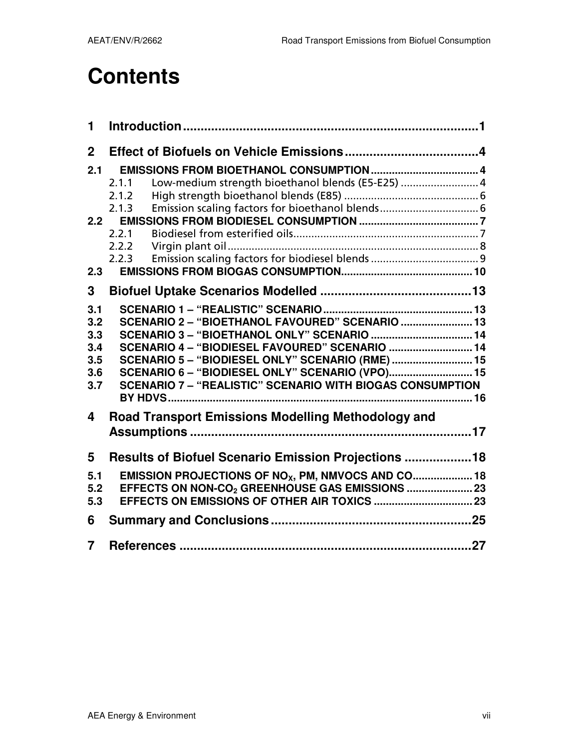# Contents

| | | |
|---|---|---|
| **1** | **Introduction** | **1** |
| **2** | **Effect of Biofuels on Vehicle Emissions** | **4** |
| **2.1** | **EMISSIONS FROM BIOETHANOL CONSUMPTION** | **4** |
| 2.1.1 | Low-medium strength bioethanol blends (E5-E25) | 4 |
| 2.1.2 | High strength bioethanol blends (E85) | 6 |
| 2.1.3 | Emission scaling factors for bioethanol blends | 6 |
| **2.2** | **EMISSIONS FROM BIODIESEL CONSUMPTION** | **7** |
| 2.2.1 | Biodiesel from esterified oils | 7 |
| 2.2.2 | Virgin plant oil | 8 |
| 2.2.3 | Emission scaling factors for biodiesel blends | 9 |
| **2.3** | **EMISSIONS FROM BIOGAS CONSUMPTION** | **10** |
| **3** | **Biofuel Uptake Scenarios Modelled** | **13** |
| **3.1** | **SCENARIO 1 – "REALISTIC" SCENARIO** | **13** |
| **3.2** | **SCENARIO 2 – "BIOETHANOL FAVOURED" SCENARIO** | **13** |
| **3.3** | **SCENARIO 3 – "BIOETHANOL ONLY" SCENARIO** | **14** |
| **3.4** | **SCENARIO 4 – "BIODIESEL FAVOURED" SCENARIO** | **14** |
| **3.5** | **SCENARIO 5 – "BIODIESEL ONLY" SCENARIO (RME)** | **15** |
| **3.6** | **SCENARIO 6 – "BIODIESEL ONLY" SCENARIO (VPO)** | **15** |
| **3.7** | **SCENARIO 7 – "REALISTIC" SCENARIO WITH BIOGAS CONSUMPTION BY HDVS** | **16** |
| **4** | **Road Transport Emissions Modelling Methodology and Assumptions** | **17** |
| **5** | **Results of Biofuel Scenario Emission Projections** | **18** |
| **5.1** | **EMISSION PROJECTIONS OF $NO_X$, PM, NMVOCS AND CO** | **18** |
| **5.2** | **EFFECTS ON NON-$CO_2$ GREENHOUSE GAS EMISSIONS** | **23** |
| **5.3** | **EFFECTS ON EMISSIONS OF OTHER AIR TOXICS** | **23** |
| **6** | **Summary and Conclusions** | **25** |
| **7** | **References** | **27** |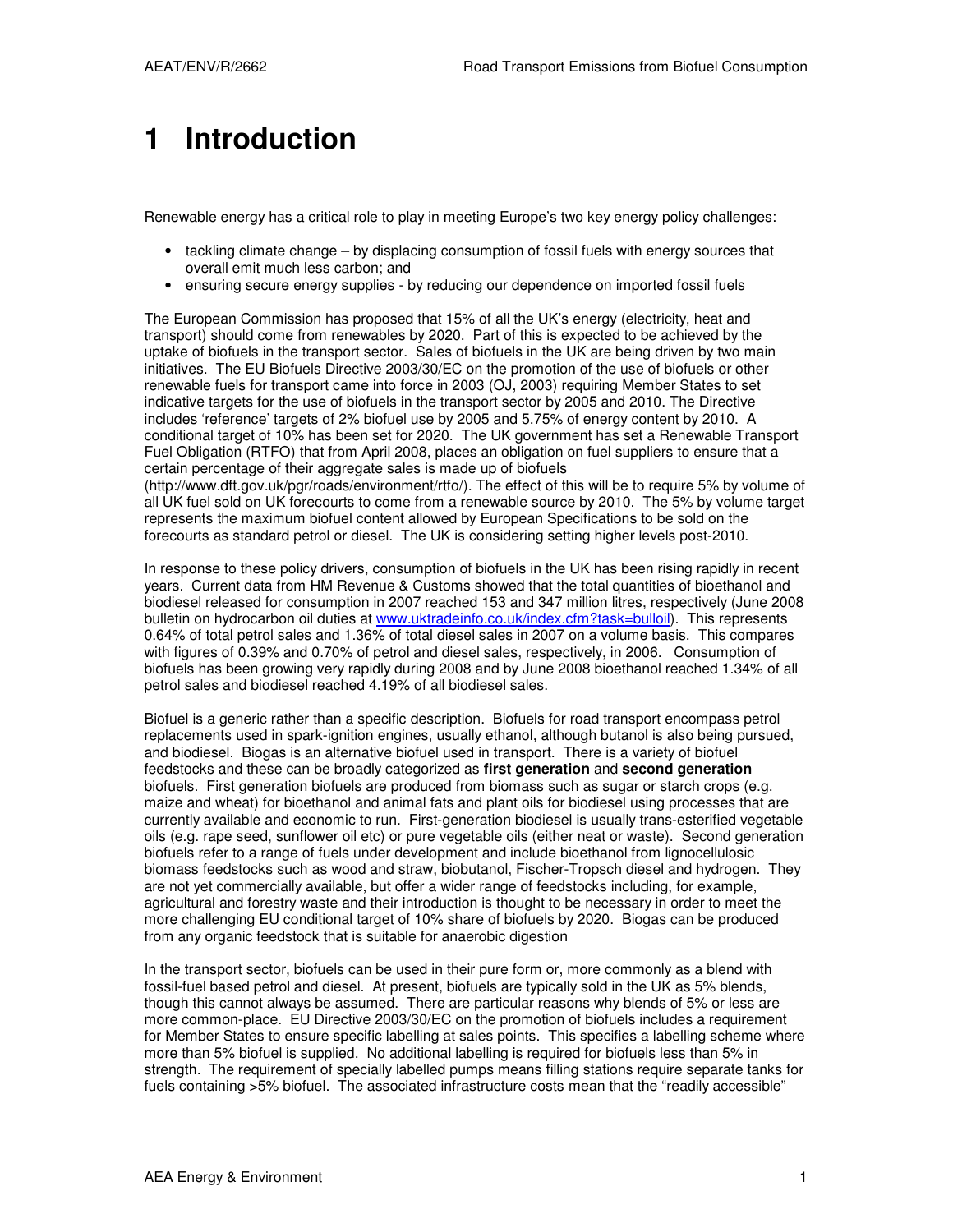# 1 Introduction

Renewable energy has a critical role to play in meeting Europe's two key energy policy challenges:

- tackling climate change – by displacing consumption of fossil fuels with energy sources that overall emit much less carbon; and
- ensuring secure energy supplies - by reducing our dependence on imported fossil fuels

The European Commission has proposed that 15% of all the UK's energy (electricity, heat and transport) should come from renewables by 2020. Part of this is expected to be achieved by the uptake of biofuels in the transport sector. Sales of biofuels in the UK are being driven by two main initiatives. The EU Biofuels Directive 2003/30/EC on the promotion of the use of biofuels or other renewable fuels for transport came into force in 2003 (OJ, 2003) requiring Member States to set indicative targets for the use of biofuels in the transport sector by 2005 and 2010. The Directive includes 'reference' targets of 2% biofuel use by 2005 and 5.75% of energy content by 2010. A conditional target of 10% has been set for 2020. The UK government has set a Renewable Transport Fuel Obligation (RTFO) that from April 2008, places an obligation on fuel suppliers to ensure that a certain percentage of their aggregate sales is made up of biofuels (http://www.dft.gov.uk/pgr/roads/environment/rtfo/). The effect of this will be to require 5% by volume of all UK fuel sold on UK forecourts to come from a renewable source by 2010. The 5% by volume target represents the maximum biofuel content allowed by European Specifications to be sold on the forecourts as standard petrol or diesel. The UK is considering setting higher levels post-2010.

In response to these policy drivers, consumption of biofuels in the UK has been rising rapidly in recent years. Current data from HM Revenue & Customs showed that the total quantities of bioethanol and biodiesel released for consumption in 2007 reached 153 and 347 million litres, respectively (June 2008 bulletin on hydrocarbon oil duties at www.uktradeinfo.co.uk/index.cfm?task=bulloil). This represents 0.64% of total petrol sales and 1.36% of total diesel sales in 2007 on a volume basis. This compares with figures of 0.39% and 0.70% of petrol and diesel sales, respectively, in 2006. Consumption of biofuels has been growing very rapidly during 2008 and by June 2008 bioethanol reached 1.34% of all petrol sales and biodiesel reached 4.19% of all biodiesel sales.

Biofuel is a generic rather than a specific description. Biofuels for road transport encompass petrol replacements used in spark-ignition engines, usually ethanol, although butanol is also being pursued, and biodiesel. Biogas is an alternative biofuel used in transport. There is a variety of biofuel feedstocks and these can be broadly categorized as **first generation** and **second generation** biofuels. First generation biofuels are produced from biomass such as sugar or starch crops (e.g. maize and wheat) for bioethanol and animal fats and plant oils for biodiesel using processes that are currently available and economic to run. First-generation biodiesel is usually trans-esterified vegetable oils (e.g. rape seed, sunflower oil etc) or pure vegetable oils (either neat or waste). Second generation biofuels refer to a range of fuels under development and include bioethanol from lignocellulosic biomass feedstocks such as wood and straw, biobutanol, Fischer-Tropsch diesel and hydrogen. They are not yet commercially available, but offer a wider range of feedstocks including, for example, agricultural and forestry waste and their introduction is thought to be necessary in order to meet the more challenging EU conditional target of 10% share of biofuels by 2020. Biogas can be produced from any organic feedstock that is suitable for anaerobic digestion

In the transport sector, biofuels can be used in their pure form or, more commonly as a blend with fossil-fuel based petrol and diesel. At present, biofuels are typically sold in the UK as 5% blends, though this cannot always be assumed. There are particular reasons why blends of 5% or less are more common-place. EU Directive 2003/30/EC on the promotion of biofuels includes a requirement for Member States to ensure specific labelling at sales points. This specifies a labelling scheme where more than 5% biofuel is supplied. No additional labelling is required for biofuels less than 5% in strength. The requirement of specially labelled pumps means filling stations require separate tanks for fuels containing >5% biofuel. The associated infrastructure costs mean that the "readily accessible"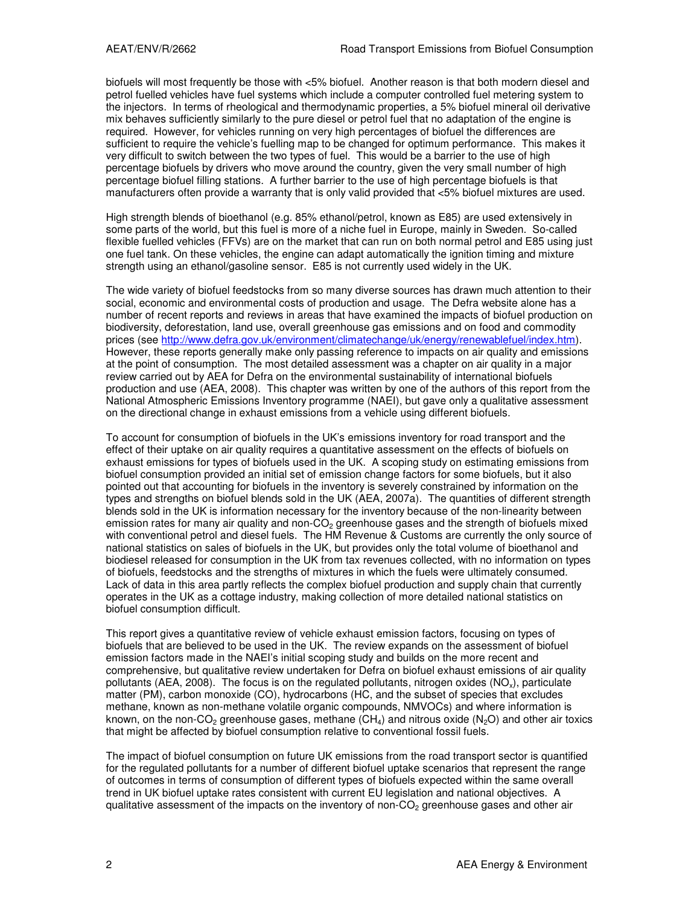biofuels will most frequently be those with <5% biofuel. Another reason is that both modern diesel and petrol fuelled vehicles have fuel systems which include a computer controlled fuel metering system to the injectors. In terms of rheological and thermodynamic properties, a 5% biofuel mineral oil derivative mix behaves sufficiently similarly to the pure diesel or petrol fuel that no adaptation of the engine is required. However, for vehicles running on very high percentages of biofuel the differences are sufficient to require the vehicle's fuelling map to be changed for optimum performance. This makes it very difficult to switch between the two types of fuel. This would be a barrier to the use of high percentage biofuels by drivers who move around the country, given the very small number of high percentage biofuel filling stations. A further barrier to the use of high percentage biofuels is that manufacturers often provide a warranty that is only valid provided that <5% biofuel mixtures are used.

High strength blends of bioethanol (e.g. 85% ethanol/petrol, known as E85) are used extensively in some parts of the world, but this fuel is more of a niche fuel in Europe, mainly in Sweden. So-called flexible fuelled vehicles (FFVs) are on the market that can run on both normal petrol and E85 using just one fuel tank. On these vehicles, the engine can adapt automatically the ignition timing and mixture strength using an ethanol/gasoline sensor. E85 is not currently used widely in the UK.

The wide variety of biofuel feedstocks from so many diverse sources has drawn much attention to their social, economic and environmental costs of production and usage. The Defra website alone has a number of recent reports and reviews in areas that have examined the impacts of biofuel production on biodiversity, deforestation, land use, overall greenhouse gas emissions and on food and commodity prices (see http://www.defra.gov.uk/environment/climatechange/uk/energy/renewablefuel/index.htm). However, these reports generally make only passing reference to impacts on air quality and emissions at the point of consumption. The most detailed assessment was a chapter on air quality in a major review carried out by AEA for Defra on the environmental sustainability of international biofuels production and use (AEA, 2008). This chapter was written by one of the authors of this report from the National Atmospheric Emissions Inventory programme (NAEI), but gave only a qualitative assessment on the directional change in exhaust emissions from a vehicle using different biofuels.

To account for consumption of biofuels in the UK's emissions inventory for road transport and the effect of their uptake on air quality requires a quantitative assessment on the effects of biofuels on exhaust emissions for types of biofuels used in the UK. A scoping study on estimating emissions from biofuel consumption provided an initial set of emission change factors for some biofuels, but it also pointed out that accounting for biofuels in the inventory is severely constrained by information on the types and strengths on biofuel blends sold in the UK (AEA, 2007a). The quantities of different strength blends sold in the UK is information necessary for the inventory because of the non-linearity between emission rates for many air quality and non-$CO_2$ greenhouse gases and the strength of biofuels mixed with conventional petrol and diesel fuels. The HM Revenue & Customs are currently the only source of national statistics on sales of biofuels in the UK, but provides only the total volume of bioethanol and biodiesel released for consumption in the UK from tax revenues collected, with no information on types of biofuels, feedstocks and the strengths of mixtures in which the fuels were ultimately consumed. Lack of data in this area partly reflects the complex biofuel production and supply chain that currently operates in the UK as a cottage industry, making collection of more detailed national statistics on biofuel consumption difficult.

This report gives a quantitative review of vehicle exhaust emission factors, focusing on types of biofuels that are believed to be used in the UK. The review expands on the assessment of biofuel emission factors made in the NAEI's initial scoping study and builds on the more recent and comprehensive, but qualitative review undertaken for Defra on biofuel exhaust emissions of air quality pollutants (AEA, 2008). The focus is on the regulated pollutants, nitrogen oxides ($NO_x$), particulate matter (PM), carbon monoxide (CO), hydrocarbons (HC, and the subset of species that excludes methane, known as non-methane volatile organic compounds, NMVOCs) and where information is known, on the non-$CO_2$ greenhouse gases, methane ($CH_4$) and nitrous oxide ($N_2O$) and other air toxics that might be affected by biofuel consumption relative to conventional fossil fuels.

The impact of biofuel consumption on future UK emissions from the road transport sector is quantified for the regulated pollutants for a number of different biofuel uptake scenarios that represent the range of outcomes in terms of consumption of different types of biofuels expected within the same overall trend in UK biofuel uptake rates consistent with current EU legislation and national objectives. A qualitative assessment of the impacts on the inventory of non-$CO_2$ greenhouse gases and other air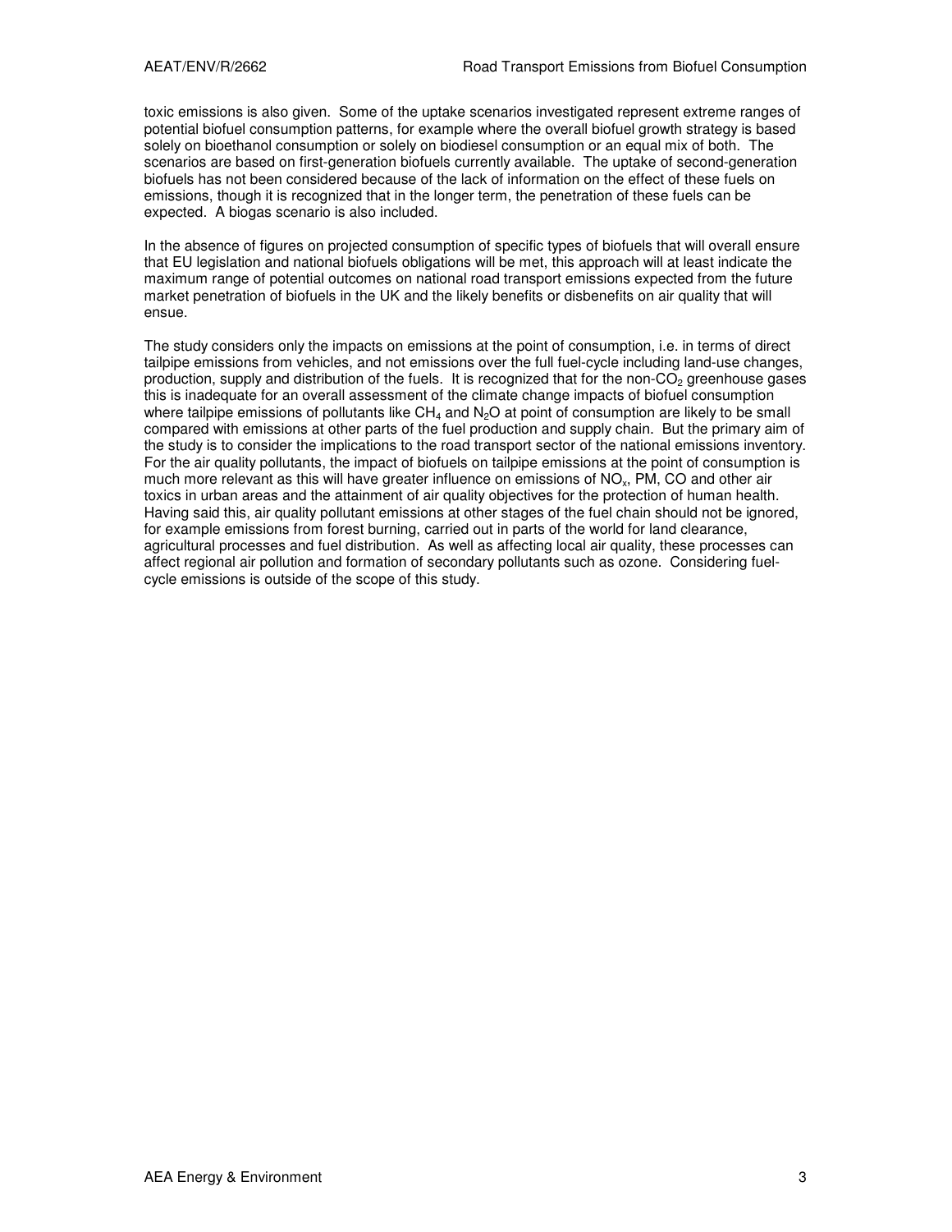toxic emissions is also given. Some of the uptake scenarios investigated represent extreme ranges of potential biofuel consumption patterns, for example where the overall biofuel growth strategy is based solely on bioethanol consumption or solely on biodiesel consumption or an equal mix of both. The scenarios are based on first-generation biofuels currently available. The uptake of second-generation biofuels has not been considered because of the lack of information on the effect of these fuels on emissions, though it is recognized that in the longer term, the penetration of these fuels can be expected. A biogas scenario is also included.

In the absence of figures on projected consumption of specific types of biofuels that will overall ensure that EU legislation and national biofuels obligations will be met, this approach will at least indicate the maximum range of potential outcomes on national road transport emissions expected from the future market penetration of biofuels in the UK and the likely benefits or disbenefits on air quality that will ensue.

The study considers only the impacts on emissions at the point of consumption, i.e. in terms of direct tailpipe emissions from vehicles, and not emissions over the full fuel-cycle including land-use changes, production, supply and distribution of the fuels. It is recognized that for the non-$CO_2$ greenhouse gases this is inadequate for an overall assessment of the climate change impacts of biofuel consumption where tailpipe emissions of pollutants like $CH_4$ and $N_2O$ at point of consumption are likely to be small compared with emissions at other parts of the fuel production and supply chain. But the primary aim of the study is to consider the implications to the road transport sector of the national emissions inventory. For the air quality pollutants, the impact of biofuels on tailpipe emissions at the point of consumption is much more relevant as this will have greater influence on emissions of $NO_x$, PM, CO and other air toxics in urban areas and the attainment of air quality objectives for the protection of human health. Having said this, air quality pollutant emissions at other stages of the fuel chain should not be ignored, for example emissions from forest burning, carried out in parts of the world for land clearance, agricultural processes and fuel distribution. As well as affecting local air quality, these processes can affect regional air pollution and formation of secondary pollutants such as ozone. Considering fuel-cycle emissions is outside of the scope of this study.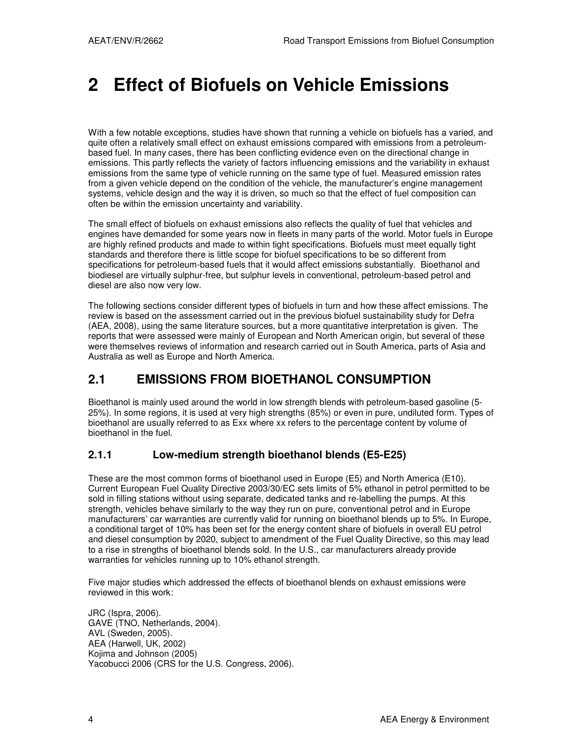# 2 Effect of Biofuels on Vehicle Emissions

With a few notable exceptions, studies have shown that running a vehicle on biofuels has a varied, and quite often a relatively small effect on exhaust emissions compared with emissions from a petroleum-based fuel. In many cases, there has been conflicting evidence even on the directional change in emissions. This partly reflects the variety of factors influencing emissions and the variability in exhaust emissions from the same type of vehicle running on the same type of fuel. Measured emission rates from a given vehicle depend on the condition of the vehicle, the manufacturer's engine management systems, vehicle design and the way it is driven, so much so that the effect of fuel composition can often be within the emission uncertainty and variability.

The small effect of biofuels on exhaust emissions also reflects the quality of fuel that vehicles and engines have demanded for some years now in fleets in many parts of the world. Motor fuels in Europe are highly refined products and made to within tight specifications. Biofuels must meet equally tight standards and therefore there is little scope for biofuel specifications to be so different from specifications for petroleum-based fuels that it would affect emissions substantially. Bioethanol and biodiesel are virtually sulphur-free, but sulphur levels in conventional, petroleum-based petrol and diesel are also now very low.

The following sections consider different types of biofuels in turn and how these affect emissions. The review is based on the assessment carried out in the previous biofuel sustainability study for Defra (AEA, 2008), using the same literature sources, but a more quantitative interpretation is given. The reports that were assessed were mainly of European and North American origin, but several of these were themselves reviews of information and research carried out in South America, parts of Asia and Australia as well as Europe and North America.

## 2.1 EMISSIONS FROM BIOETHANOL CONSUMPTION

Bioethanol is mainly used around the world in low strength blends with petroleum-based gasoline (5-25%). In some regions, it is used at very high strengths (85%) or even in pure, undiluted form. Types of bioethanol are usually referred to as Exx where xx refers to the percentage content by volume of bioethanol in the fuel.

### 2.1.1 Low-medium strength bioethanol blends (E5-E25)

These are the most common forms of bioethanol used in Europe (E5) and North America (E10). Current European Fuel Quality Directive 2003/30/EC sets limits of 5% ethanol in petrol permitted to be sold in filling stations without using separate, dedicated tanks and re-labelling the pumps. At this strength, vehicles behave similarly to the way they run on pure, conventional petrol and in Europe manufacturers' car warranties are currently valid for running on bioethanol blends up to 5%. In Europe, a conditional target of 10% has been set for the energy content share of biofuels in overall EU petrol and diesel consumption by 2020, subject to amendment of the Fuel Quality Directive, so this may lead to a rise in strengths of bioethanol blends sold. In the U.S., car manufacturers already provide warranties for vehicles running up to 10% ethanol strength.

Five major studies which addressed the effects of bioethanol blends on exhaust emissions were reviewed in this work:

JRC (Ispra, 2006).
GAVE (TNO, Netherlands, 2004).
AVL (Sweden, 2005).
AEA (Harwell, UK, 2002)
Kojima and Johnson (2005)
Yacobucci 2006 (CRS for the U.S. Congress, 2006).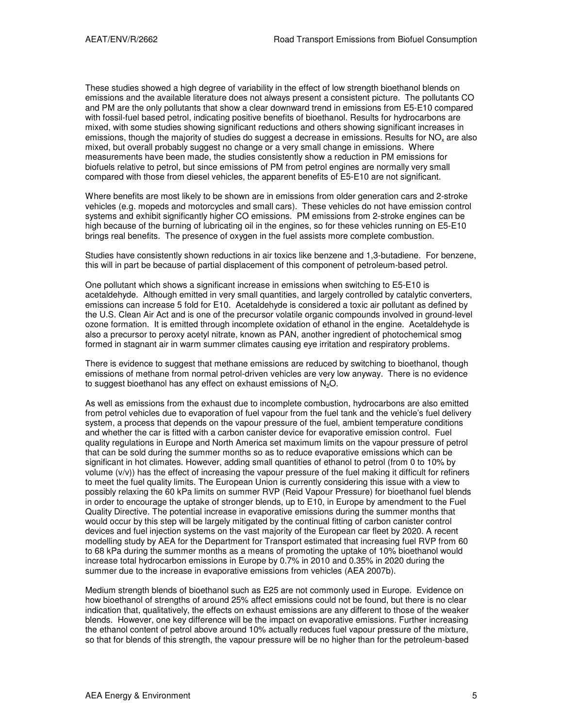These studies showed a high degree of variability in the effect of low strength bioethanol blends on emissions and the available literature does not always present a consistent picture. The pollutants CO and PM are the only pollutants that show a clear downward trend in emissions from E5-E10 compared with fossil-fuel based petrol, indicating positive benefits of bioethanol. Results for hydrocarbons are mixed, with some studies showing significant reductions and others showing significant increases in emissions, though the majority of studies do suggest a decrease in emissions. Results for $NO_x$ are also mixed, but overall probably suggest no change or a very small change in emissions. Where measurements have been made, the studies consistently show a reduction in PM emissions for biofuels relative to petrol, but since emissions of PM from petrol engines are normally very small compared with those from diesel vehicles, the apparent benefits of E5-E10 are not significant.

Where benefits are most likely to be shown are in emissions from older generation cars and 2-stroke vehicles (e.g. mopeds and motorcycles and small cars). These vehicles do not have emission control systems and exhibit significantly higher CO emissions. PM emissions from 2-stroke engines can be high because of the burning of lubricating oil in the engines, so for these vehicles running on E5-E10 brings real benefits. The presence of oxygen in the fuel assists more complete combustion.

Studies have consistently shown reductions in air toxics like benzene and 1,3-butadiene. For benzene, this will in part be because of partial displacement of this component of petroleum-based petrol.

One pollutant which shows a significant increase in emissions when switching to E5-E10 is acetaldehyde. Although emitted in very small quantities, and largely controlled by catalytic converters, emissions can increase 5 fold for E10. Acetaldehyde is considered a toxic air pollutant as defined by the U.S. Clean Air Act and is one of the precursor volatile organic compounds involved in ground-level ozone formation. It is emitted through incomplete oxidation of ethanol in the engine. Acetaldehyde is also a precursor to peroxy acetyl nitrate, known as PAN, another ingredient of photochemical smog formed in stagnant air in warm summer climates causing eye irritation and respiratory problems.

There is evidence to suggest that methane emissions are reduced by switching to bioethanol, though emissions of methane from normal petrol-driven vehicles are very low anyway. There is no evidence to suggest bioethanol has any effect on exhaust emissions of $N_2O$.

As well as emissions from the exhaust due to incomplete combustion, hydrocarbons are also emitted from petrol vehicles due to evaporation of fuel vapour from the fuel tank and the vehicle's fuel delivery system, a process that depends on the vapour pressure of the fuel, ambient temperature conditions and whether the car is fitted with a carbon canister device for evaporative emission control. Fuel quality regulations in Europe and North America set maximum limits on the vapour pressure of petrol that can be sold during the summer months so as to reduce evaporative emissions which can be significant in hot climates. However, adding small quantities of ethanol to petrol (from 0 to 10% by volume (v/v)) has the effect of increasing the vapour pressure of the fuel making it difficult for refiners to meet the fuel quality limits. The European Union is currently considering this issue with a view to possibly relaxing the 60 kPa limits on summer RVP (Reid Vapour Pressure) for bioethanol fuel blends in order to encourage the uptake of stronger blends, up to E10, in Europe by amendment to the Fuel Quality Directive. The potential increase in evaporative emissions during the summer months that would occur by this step will be largely mitigated by the continual fitting of carbon canister control devices and fuel injection systems on the vast majority of the European car fleet by 2020. A recent modelling study by AEA for the Department for Transport estimated that increasing fuel RVP from 60 to 68 kPa during the summer months as a means of promoting the uptake of 10% bioethanol would increase total hydrocarbon emissions in Europe by 0.7% in 2010 and 0.35% in 2020 during the summer due to the increase in evaporative emissions from vehicles (AEA 2007b).

Medium strength blends of bioethanol such as E25 are not commonly used in Europe. Evidence on how bioethanol of strengths of around 25% affect emissions could not be found, but there is no clear indication that, qualitatively, the effects on exhaust emissions are any different to those of the weaker blends. However, one key difference will be the impact on evaporative emissions. Further increasing the ethanol content of petrol above around 10% actually reduces fuel vapour pressure of the mixture, so that for blends of this strength, the vapour pressure will be no higher than for the petroleum-based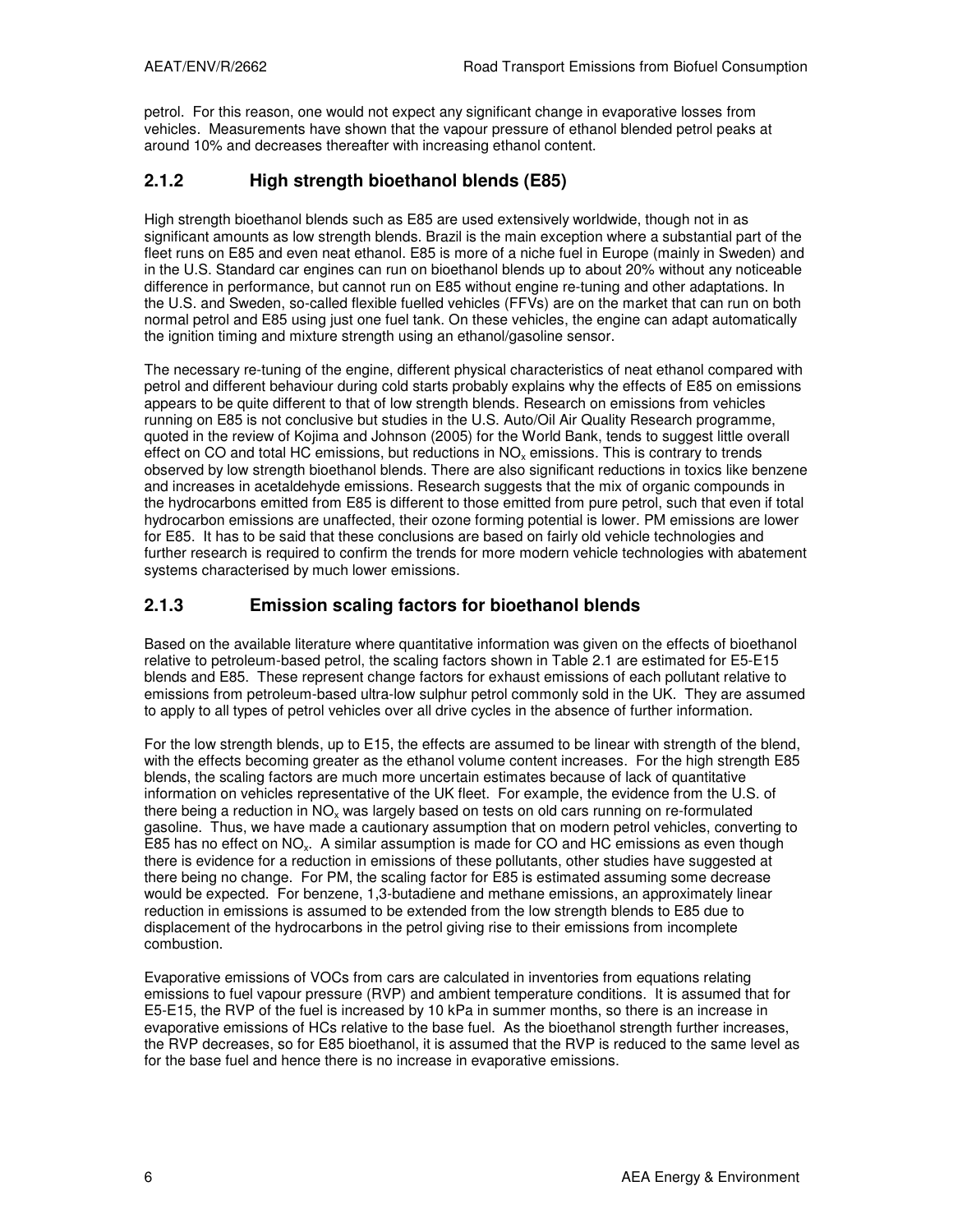petrol. For this reason, one would not expect any significant change in evaporative losses from vehicles. Measurements have shown that the vapour pressure of ethanol blended petrol peaks at around 10% and decreases thereafter with increasing ethanol content.

### 2.1.2 High strength bioethanol blends (E85)

High strength bioethanol blends such as E85 are used extensively worldwide, though not in as significant amounts as low strength blends. Brazil is the main exception where a substantial part of the fleet runs on E85 and even neat ethanol. E85 is more of a niche fuel in Europe (mainly in Sweden) and in the U.S. Standard car engines can run on bioethanol blends up to about 20% without any noticeable difference in performance, but cannot run on E85 without engine re-tuning and other adaptations. In the U.S. and Sweden, so-called flexible fuelled vehicles (FFVs) are on the market that can run on both normal petrol and E85 using just one fuel tank. On these vehicles, the engine can adapt automatically the ignition timing and mixture strength using an ethanol/gasoline sensor.

The necessary re-tuning of the engine, different physical characteristics of neat ethanol compared with petrol and different behaviour during cold starts probably explains why the effects of E85 on emissions appears to be quite different to that of low strength blends. Research on emissions from vehicles running on E85 is not conclusive but studies in the U.S. Auto/Oil Air Quality Research programme, quoted in the review of Kojima and Johnson (2005) for the World Bank, tends to suggest little overall effect on CO and total HC emissions, but reductions in $NO_x$ emissions. This is contrary to trends observed by low strength bioethanol blends. There are also significant reductions in toxics like benzene and increases in acetaldehyde emissions. Research suggests that the mix of organic compounds in the hydrocarbons emitted from E85 is different to those emitted from pure petrol, such that even if total hydrocarbon emissions are unaffected, their ozone forming potential is lower. PM emissions are lower for E85. It has to be said that these conclusions are based on fairly old vehicle technologies and further research is required to confirm the trends for more modern vehicle technologies with abatement systems characterised by much lower emissions.

### 2.1.3 Emission scaling factors for bioethanol blends

Based on the available literature where quantitative information was given on the effects of bioethanol relative to petroleum-based petrol, the scaling factors shown in Table 2.1 are estimated for E5-E15 blends and E85. These represent change factors for exhaust emissions of each pollutant relative to emissions from petroleum-based ultra-low sulphur petrol commonly sold in the UK. They are assumed to apply to all types of petrol vehicles over all drive cycles in the absence of further information.

For the low strength blends, up to E15, the effects are assumed to be linear with strength of the blend, with the effects becoming greater as the ethanol volume content increases. For the high strength E85 blends, the scaling factors are much more uncertain estimates because of lack of quantitative information on vehicles representative of the UK fleet. For example, the evidence from the U.S. of there being a reduction in $NO_x$ was largely based on tests on old cars running on re-formulated gasoline. Thus, we have made a cautionary assumption that on modern petrol vehicles, converting to E85 has no effect on $NO_x$. A similar assumption is made for CO and HC emissions as even though there is evidence for a reduction in emissions of these pollutants, other studies have suggested at there being no change. For PM, the scaling factor for E85 is estimated assuming some decrease would be expected. For benzene, 1,3-butadiene and methane emissions, an approximately linear reduction in emissions is assumed to be extended from the low strength blends to E85 due to displacement of the hydrocarbons in the petrol giving rise to their emissions from incomplete combustion.

Evaporative emissions of VOCs from cars are calculated in inventories from equations relating emissions to fuel vapour pressure (RVP) and ambient temperature conditions. It is assumed that for E5-E15, the RVP of the fuel is increased by 10 kPa in summer months, so there is an increase in evaporative emissions of HCs relative to the base fuel. As the bioethanol strength further increases, the RVP decreases, so for E85 bioethanol, it is assumed that the RVP is reduced to the same level as for the base fuel and hence there is no increase in evaporative emissions.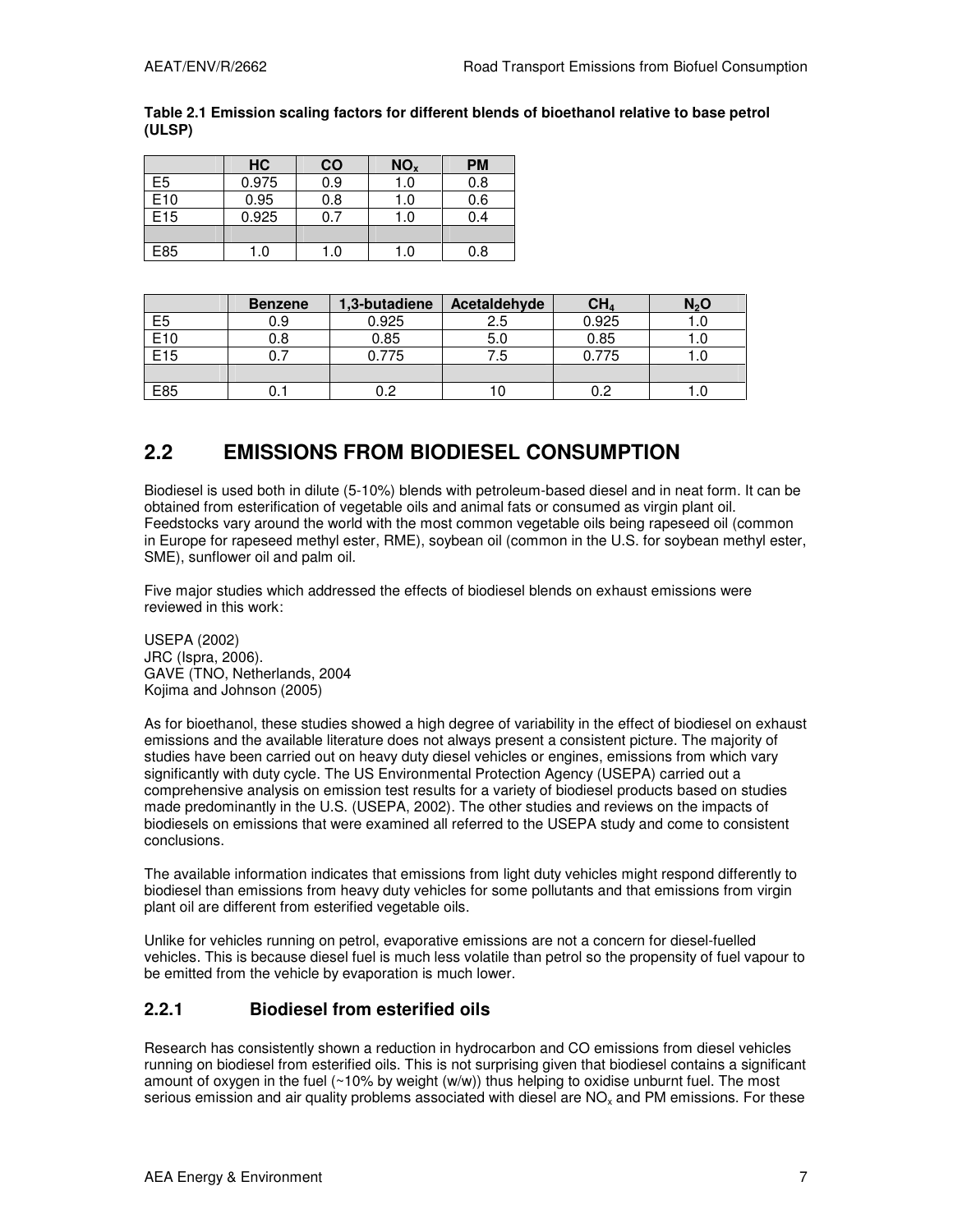**Table 2.1 Emission scaling factors for different blends of bioethanol relative to base petrol (ULSP)**

| | HC | CO | $NO_x$ | PM |
|---|---|---|---|---|
| E5 | 0.975 | 0.9 | 1.0 | 0.8 |
| E10 | 0.95 | 0.8 | 1.0 | 0.6 |
| E15 | 0.925 | 0.7 | 1.0 | 0.4 |
| | | | | |
| E85 | 1.0 | 1.0 | 1.0 | 0.8 |

| | Benzene | 1,3-butadiene | Acetaldehyde | $CH_4$ | $N_2O$ |
|---|---|---|---|---|---|
| E5 | 0.9 | 0.925 | 2.5 | 0.925 | 1.0 |
| E10 | 0.8 | 0.85 | 5.0 | 0.85 | 1.0 |
| E15 | 0.7 | 0.775 | 7.5 | 0.775 | 1.0 |
| | | | | | |
| E85 | 0.1 | 0.2 | 10 | 0.2 | 1.0 |

## 2.2 EMISSIONS FROM BIODIESEL CONSUMPTION

Biodiesel is used both in dilute (5-10%) blends with petroleum-based diesel and in neat form. It can be obtained from esterification of vegetable oils and animal fats or consumed as virgin plant oil. Feedstocks vary around the world with the most common vegetable oils being rapeseed oil (common in Europe for rapeseed methyl ester, RME), soybean oil (common in the U.S. for soybean methyl ester, SME), sunflower oil and palm oil.

Five major studies which addressed the effects of biodiesel blends on exhaust emissions were reviewed in this work:

USEPA (2002)
JRC (Ispra, 2006).
GAVE (TNO, Netherlands, 2004
Kojima and Johnson (2005)

As for bioethanol, these studies showed a high degree of variability in the effect of biodiesel on exhaust emissions and the available literature does not always present a consistent picture. The majority of studies have been carried out on heavy duty diesel vehicles or engines, emissions from which vary significantly with duty cycle. The US Environmental Protection Agency (USEPA) carried out a comprehensive analysis on emission test results for a variety of biodiesel products based on studies made predominantly in the U.S. (USEPA, 2002). The other studies and reviews on the impacts of biodiesels on emissions that were examined all referred to the USEPA study and come to consistent conclusions.

The available information indicates that emissions from light duty vehicles might respond differently to biodiesel than emissions from heavy duty vehicles for some pollutants and that emissions from virgin plant oil are different from esterified vegetable oils.

Unlike for vehicles running on petrol, evaporative emissions are not a concern for diesel-fuelled vehicles. This is because diesel fuel is much less volatile than petrol so the propensity of fuel vapour to be emitted from the vehicle by evaporation is much lower.

### 2.2.1 Biodiesel from esterified oils

Research has consistently shown a reduction in hydrocarbon and CO emissions from diesel vehicles running on biodiesel from esterified oils. This is not surprising given that biodiesel contains a significant amount of oxygen in the fuel (~10% by weight (w/w)) thus helping to oxidise unburnt fuel. The most serious emission and air quality problems associated with diesel are $NO_x$ and PM emissions. For these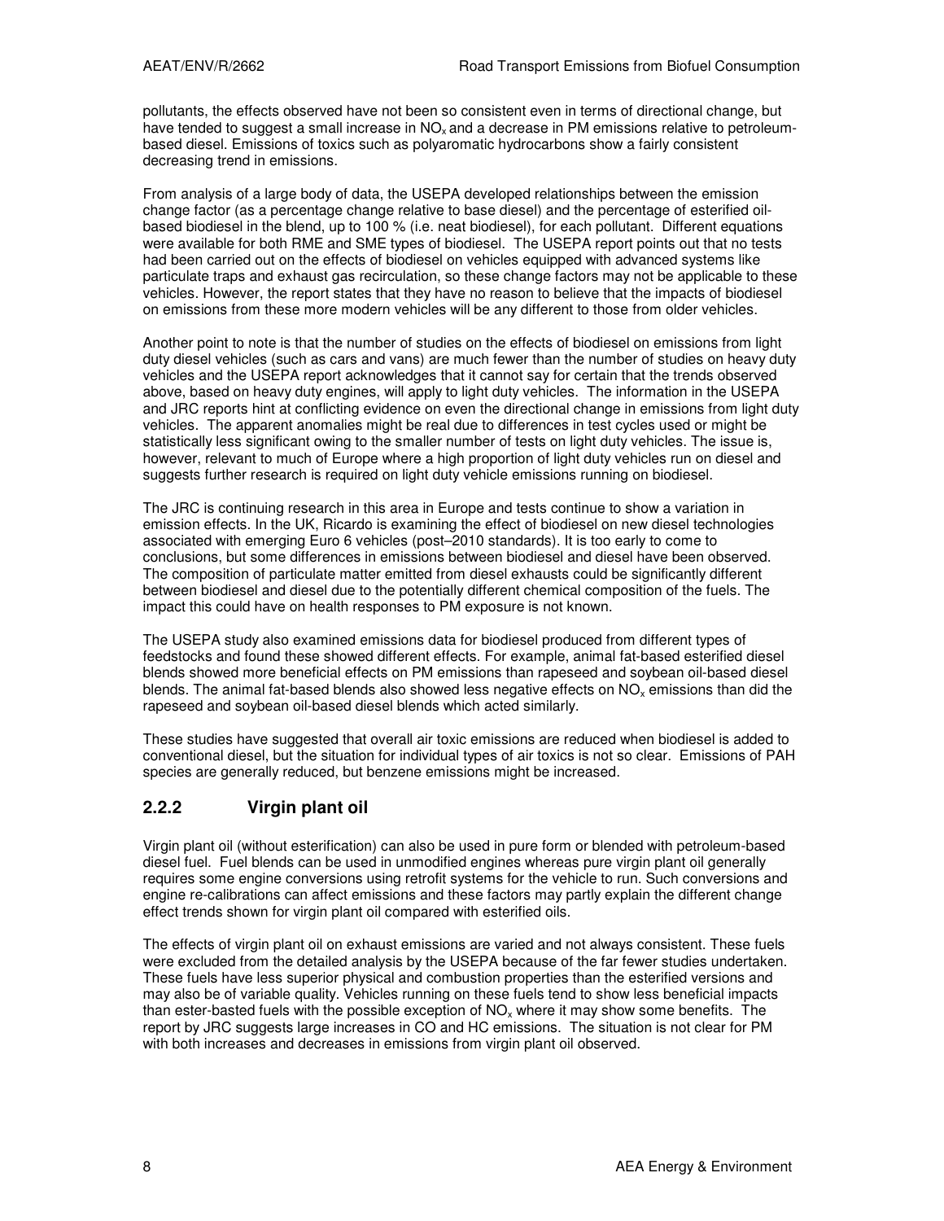pollutants, the effects observed have not been so consistent even in terms of directional change, but have tended to suggest a small increase in $NO_x$ and a decrease in PM emissions relative to petroleum-based diesel. Emissions of toxics such as polyaromatic hydrocarbons show a fairly consistent decreasing trend in emissions.

From analysis of a large body of data, the USEPA developed relationships between the emission change factor (as a percentage change relative to base diesel) and the percentage of esterified oil-based biodiesel in the blend, up to 100 % (i.e. neat biodiesel), for each pollutant. Different equations were available for both RME and SME types of biodiesel. The USEPA report points out that no tests had been carried out on the effects of biodiesel on vehicles equipped with advanced systems like particulate traps and exhaust gas recirculation, so these change factors may not be applicable to these vehicles. However, the report states that they have no reason to believe that the impacts of biodiesel on emissions from these more modern vehicles will be any different to those from older vehicles.

Another point to note is that the number of studies on the effects of biodiesel on emissions from light duty diesel vehicles (such as cars and vans) are much fewer than the number of studies on heavy duty vehicles and the USEPA report acknowledges that it cannot say for certain that the trends observed above, based on heavy duty engines, will apply to light duty vehicles. The information in the USEPA and JRC reports hint at conflicting evidence on even the directional change in emissions from light duty vehicles. The apparent anomalies might be real due to differences in test cycles used or might be statistically less significant owing to the smaller number of tests on light duty vehicles. The issue is, however, relevant to much of Europe where a high proportion of light duty vehicles run on diesel and suggests further research is required on light duty vehicle emissions running on biodiesel.

The JRC is continuing research in this area in Europe and tests continue to show a variation in emission effects. In the UK, Ricardo is examining the effect of biodiesel on new diesel technologies associated with emerging Euro 6 vehicles (post–2010 standards). It is too early to come to conclusions, but some differences in emissions between biodiesel and diesel have been observed. The composition of particulate matter emitted from diesel exhausts could be significantly different between biodiesel and diesel due to the potentially different chemical composition of the fuels. The impact this could have on health responses to PM exposure is not known.

The USEPA study also examined emissions data for biodiesel produced from different types of feedstocks and found these showed different effects. For example, animal fat-based esterified diesel blends showed more beneficial effects on PM emissions than rapeseed and soybean oil-based diesel blends. The animal fat-based blends also showed less negative effects on $NO_x$ emissions than did the rapeseed and soybean oil-based diesel blends which acted similarly.

These studies have suggested that overall air toxic emissions are reduced when biodiesel is added to conventional diesel, but the situation for individual types of air toxics is not so clear. Emissions of PAH species are generally reduced, but benzene emissions might be increased.

### 2.2.2 Virgin plant oil

Virgin plant oil (without esterification) can also be used in pure form or blended with petroleum-based diesel fuel. Fuel blends can be used in unmodified engines whereas pure virgin plant oil generally requires some engine conversions using retrofit systems for the vehicle to run. Such conversions and engine re-calibrations can affect emissions and these factors may partly explain the different change effect trends shown for virgin plant oil compared with esterified oils.

The effects of virgin plant oil on exhaust emissions are varied and not always consistent. These fuels were excluded from the detailed analysis by the USEPA because of the far fewer studies undertaken. These fuels have less superior physical and combustion properties than the esterified versions and may also be of variable quality. Vehicles running on these fuels tend to show less beneficial impacts than ester-basted fuels with the possible exception of $NO_x$ where it may show some benefits. The report by JRC suggests large increases in CO and HC emissions. The situation is not clear for PM with both increases and decreases in emissions from virgin plant oil observed.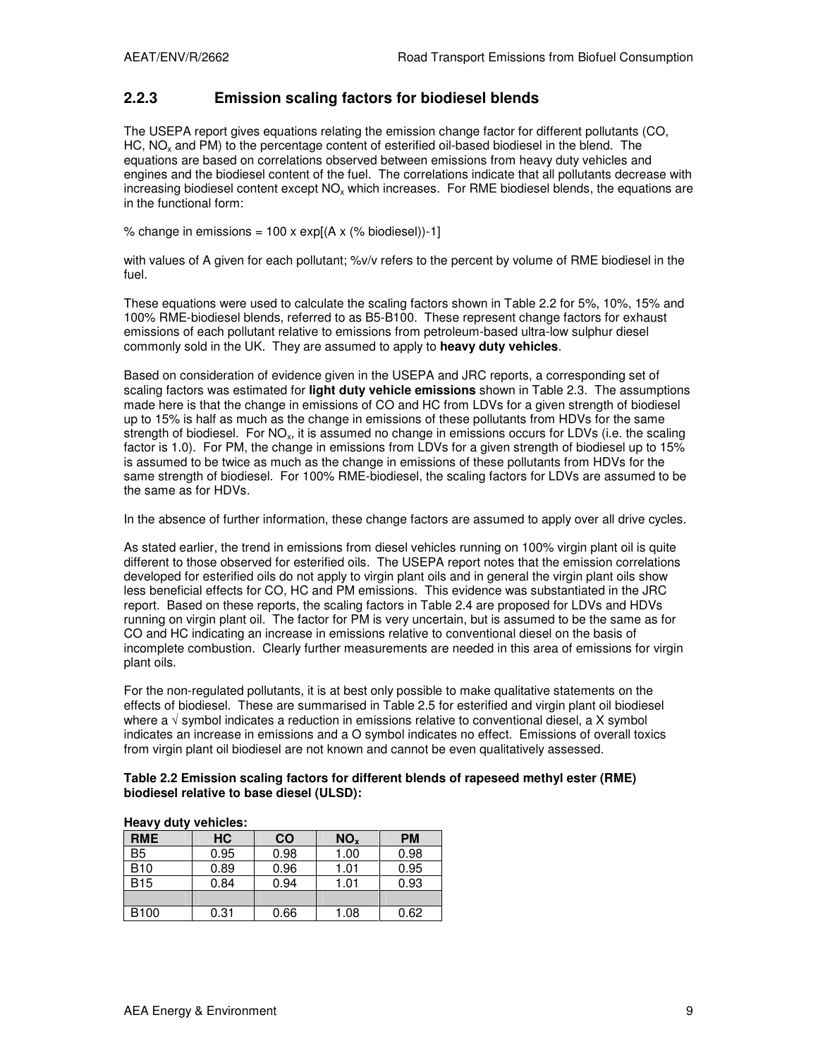### 2.2.3 Emission scaling factors for biodiesel blends

The USEPA report gives equations relating the emission change factor for different pollutants (CO, HC, $NO_x$ and PM) to the percentage content of esterified oil-based biodiesel in the blend. The equations are based on correlations observed between emissions from heavy duty vehicles and engines and the biodiesel content of the fuel. The correlations indicate that all pollutants decrease with increasing biodiesel content except $NO_x$ which increases. For RME biodiesel blends, the equations are in the functional form:

% change in emissions = 100 x exp[(A x (% biodiesel))-1]

with values of A given for each pollutant; %v/v refers to the percent by volume of RME biodiesel in the fuel.

These equations were used to calculate the scaling factors shown in Table 2.2 for 5%, 10%, 15% and 100% RME-biodiesel blends, referred to as B5-B100. These represent change factors for exhaust emissions of each pollutant relative to emissions from petroleum-based ultra-low sulphur diesel commonly sold in the UK. They are assumed to apply to **heavy duty vehicles**.

Based on consideration of evidence given in the USEPA and JRC reports, a corresponding set of scaling factors was estimated for **light duty vehicle emissions** shown in Table 2.3. The assumptions made here is that the change in emissions of CO and HC from LDVs for a given strength of biodiesel up to 15% is half as much as the change in emissions of these pollutants from HDVs for the same strength of biodiesel. For $NO_x$, it is assumed no change in emissions occurs for LDVs (i.e. the scaling factor is 1.0). For PM, the change in emissions from LDVs for a given strength of biodiesel up to 15% is assumed to be twice as much as the change in emissions of these pollutants from HDVs for the same strength of biodiesel. For 100% RME-biodiesel, the scaling factors for LDVs are assumed to be the same as for HDVs.

In the absence of further information, these change factors are assumed to apply over all drive cycles.

As stated earlier, the trend in emissions from diesel vehicles running on 100% virgin plant oil is quite different to those observed for esterified oils. The USEPA report notes that the emission correlations developed for esterified oils do not apply to virgin plant oils and in general the virgin plant oils show less beneficial effects for CO, HC and PM emissions. This evidence was substantiated in the JRC report. Based on these reports, the scaling factors in Table 2.4 are proposed for LDVs and HDVs running on virgin plant oil. The factor for PM is very uncertain, but is assumed to be the same as for CO and HC indicating an increase in emissions relative to conventional diesel on the basis of incomplete combustion. Clearly further measurements are needed in this area of emissions for virgin plant oils.

For the non-regulated pollutants, it is at best only possible to make qualitative statements on the effects of biodiesel. These are summarised in Table 2.5 for esterified and virgin plant oil biodiesel where a √ symbol indicates a reduction in emissions relative to conventional diesel, a X symbol indicates an increase in emissions and a O symbol indicates no effect. Emissions of overall toxics from virgin plant oil biodiesel are not known and cannot be even qualitatively assessed.

**Table 2.2 Emission scaling factors for different blends of rapeseed methyl ester (RME) biodiesel relative to base diesel (ULSD):**

**Heavy duty vehicles:**

| RME | HC | CO | $NO_x$ | PM |
|---|---|---|---|---|
| B5 | 0.95 | 0.98 | 1.00 | 0.98 |
| B10 | 0.89 | 0.96 | 1.01 | 0.95 |
| B15 | 0.84 | 0.94 | 1.01 | 0.93 |
| | | | | |
| B100 | 0.31 | 0.66 | 1.08 | 0.62 |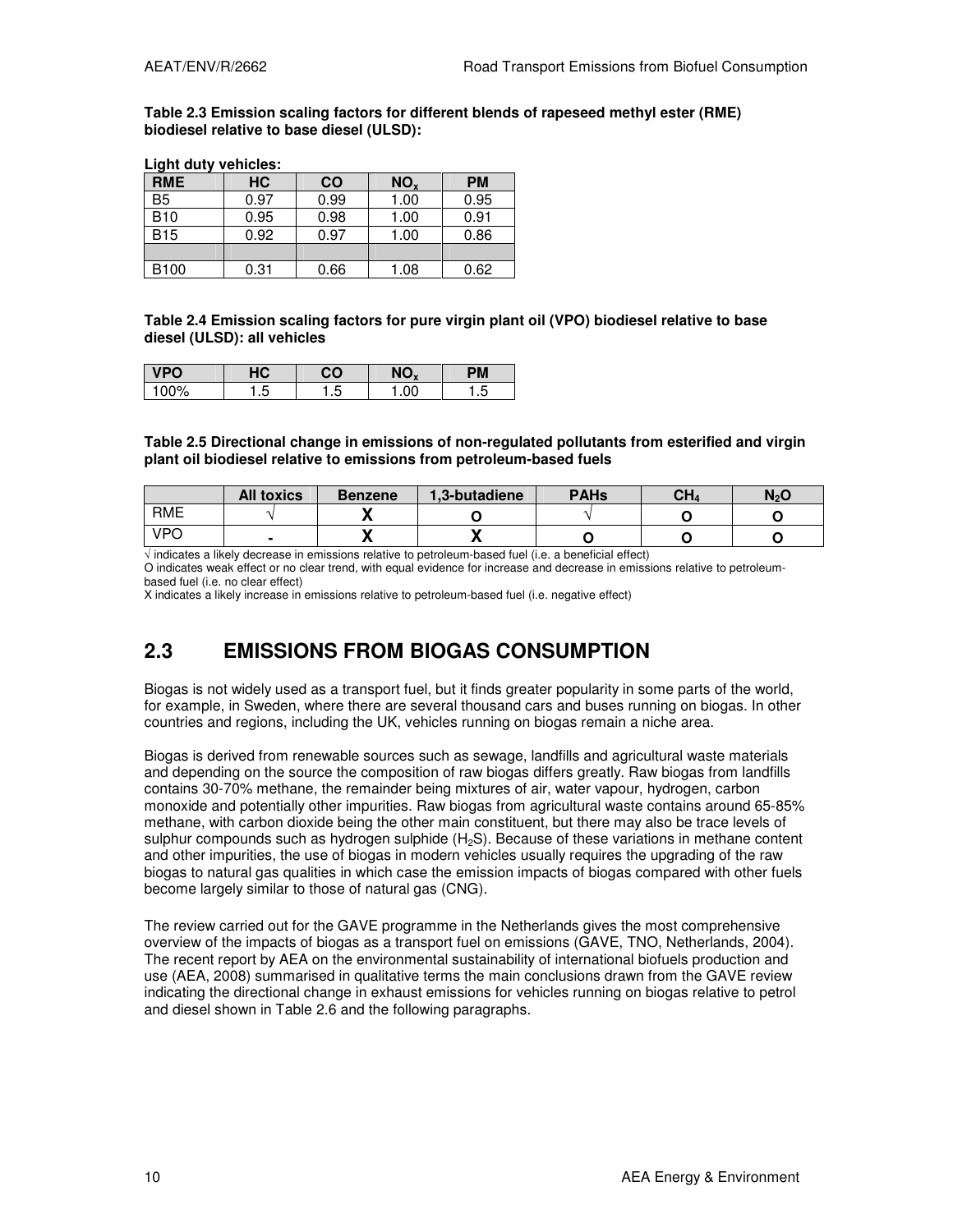**Table 2.3 Emission scaling factors for different blends of rapeseed methyl ester (RME) biodiesel relative to base diesel (ULSD):**

**Light duty vehicles:**

| RME | HC | CO | $NO_x$ | PM |
|---|---|---|---|---|
| B5 | 0.97 | 0.99 | 1.00 | 0.95 |
| B10 | 0.95 | 0.98 | 1.00 | 0.91 |
| B15 | 0.92 | 0.97 | 1.00 | 0.86 |
| | | | | |
| B100 | 0.31 | 0.66 | 1.08 | 0.62 |

**Table 2.4 Emission scaling factors for pure virgin plant oil (VPO) biodiesel relative to base diesel (ULSD): all vehicles**

| VPO | HC | CO | $NO_x$ | PM |
|---|---|---|---|---|
| 100% | 1.5 | 1.5 | 1.00 | 1.5 |

**Table 2.5 Directional change in emissions of non-regulated pollutants from esterified and virgin plant oil biodiesel relative to emissions from petroleum-based fuels**

| | All toxics | Benzene | 1,3-butadiene | PAHs | $CH_4$ | $N_2O$ |
|---|---|---|---|---|---|---|
| RME | √ | X | O | √ | O | O |
| VPO | - | X | X | O | O | O |

√ indicates a likely decrease in emissions relative to petroleum-based fuel (i.e. a beneficial effect)
O indicates weak effect or no clear trend, with equal evidence for increase and decrease in emissions relative to petroleum-based fuel (i.e. no clear effect)
X indicates a likely increase in emissions relative to petroleum-based fuel (i.e. negative effect)

## 2.3 EMISSIONS FROM BIOGAS CONSUMPTION

Biogas is not widely used as a transport fuel, but it finds greater popularity in some parts of the world, for example, in Sweden, where there are several thousand cars and buses running on biogas. In other countries and regions, including the UK, vehicles running on biogas remain a niche area.

Biogas is derived from renewable sources such as sewage, landfills and agricultural waste materials and depending on the source the composition of raw biogas differs greatly. Raw biogas from landfills contains 30-70% methane, the remainder being mixtures of air, water vapour, hydrogen, carbon monoxide and potentially other impurities. Raw biogas from agricultural waste contains around 65-85% methane, with carbon dioxide being the other main constituent, but there may also be trace levels of sulphur compounds such as hydrogen sulphide ($H_2S$). Because of these variations in methane content and other impurities, the use of biogas in modern vehicles usually requires the upgrading of the raw biogas to natural gas qualities in which case the emission impacts of biogas compared with other fuels become largely similar to those of natural gas (CNG).

The review carried out for the GAVE programme in the Netherlands gives the most comprehensive overview of the impacts of biogas as a transport fuel on emissions (GAVE, TNO, Netherlands, 2004). The recent report by AEA on the environmental sustainability of international biofuels production and use (AEA, 2008) summarised in qualitative terms the main conclusions drawn from the GAVE review indicating the directional change in exhaust emissions for vehicles running on biogas relative to petrol and diesel shown in Table 2.6 and the following paragraphs.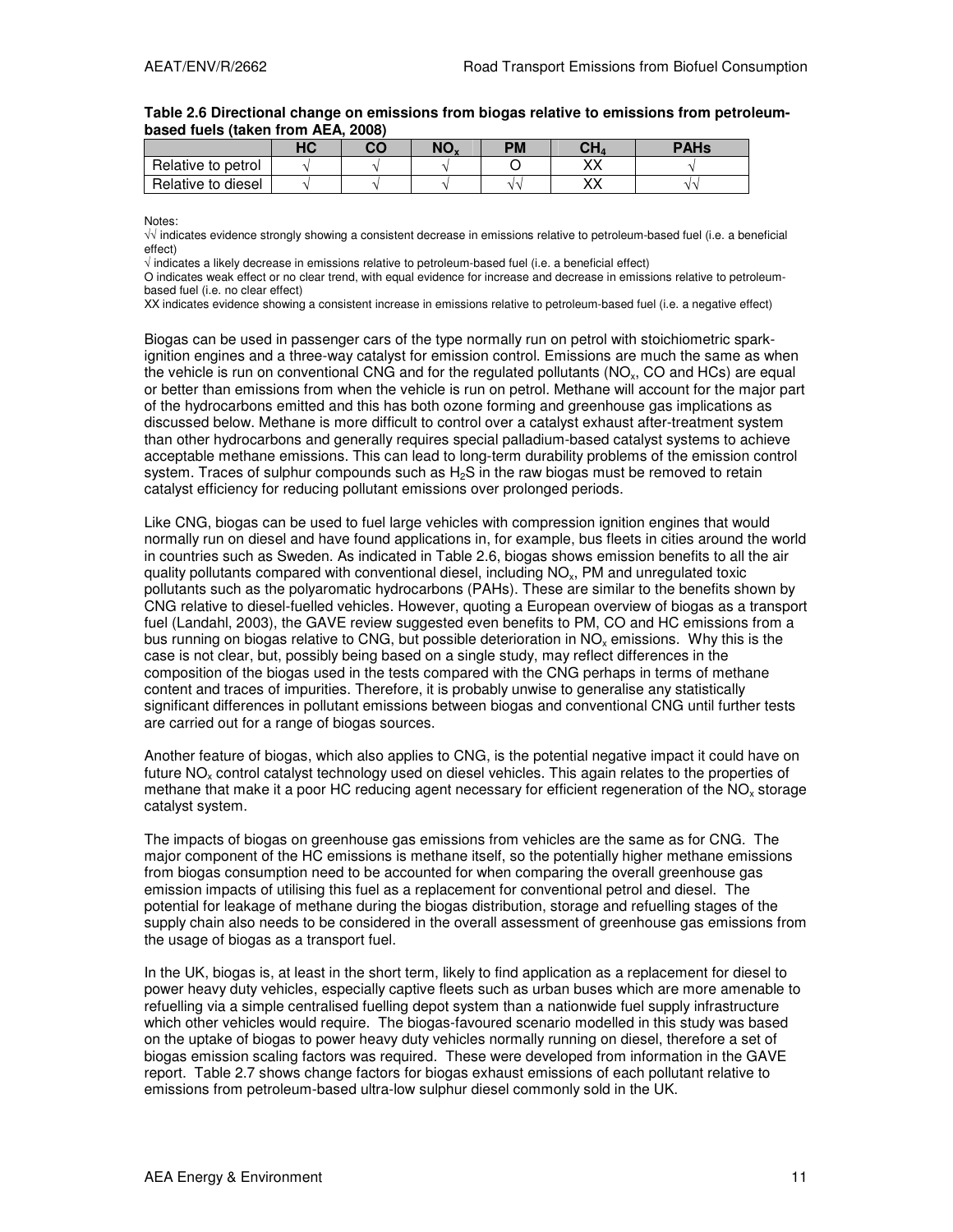**Table 2.6 Directional change on emissions from biogas relative to emissions from petroleum-based fuels (taken from AEA, 2008)**

| | HC | CO | $NO_x$ | PM | $CH_4$ | PAHs |
|---|---|---|---|---|---|---|
| Relative to petrol | √ | √ | √ | O | XX | √ |
| Relative to diesel | √ | √ | √ | √√ | XX | √√ |

Notes:
√√ indicates evidence strongly showing a consistent decrease in emissions relative to petroleum-based fuel (i.e. a beneficial effect)
√ indicates a likely decrease in emissions relative to petroleum-based fuel (i.e. a beneficial effect)
O indicates weak effect or no clear trend, with equal evidence for increase and decrease in emissions relative to petroleum-based fuel (i.e. no clear effect)
XX indicates evidence showing a consistent increase in emissions relative to petroleum-based fuel (i.e. a negative effect)

Biogas can be used in passenger cars of the type normally run on petrol with stoichiometric spark-ignition engines and a three-way catalyst for emission control. Emissions are much the same as when the vehicle is run on conventional CNG and for the regulated pollutants ($NO_x$, CO and HCs) are equal or better than emissions from when the vehicle is run on petrol. Methane will account for the major part of the hydrocarbons emitted and this has both ozone forming and greenhouse gas implications as discussed below. Methane is more difficult to control over a catalyst exhaust after-treatment system than other hydrocarbons and generally requires special palladium-based catalyst systems to achieve acceptable methane emissions. This can lead to long-term durability problems of the emission control system. Traces of sulphur compounds such as $H_2S$ in the raw biogas must be removed to retain catalyst efficiency for reducing pollutant emissions over prolonged periods.

Like CNG, biogas can be used to fuel large vehicles with compression ignition engines that would normally run on diesel and have found applications in, for example, bus fleets in cities around the world in countries such as Sweden. As indicated in Table 2.6, biogas shows emission benefits to all the air quality pollutants compared with conventional diesel, including $NO_x$, PM and unregulated toxic pollutants such as the polyaromatic hydrocarbons (PAHs). These are similar to the benefits shown by CNG relative to diesel-fuelled vehicles. However, quoting a European overview of biogas as a transport fuel (Landahl, 2003), the GAVE review suggested even benefits to PM, CO and HC emissions from a bus running on biogas relative to CNG, but possible deterioration in $NO_x$ emissions. Why this is the case is not clear, but, possibly being based on a single study, may reflect differences in the composition of the biogas used in the tests compared with the CNG perhaps in terms of methane content and traces of impurities. Therefore, it is probably unwise to generalise any statistically significant differences in pollutant emissions between biogas and conventional CNG until further tests are carried out for a range of biogas sources.

Another feature of biogas, which also applies to CNG, is the potential negative impact it could have on future $NO_x$ control catalyst technology used on diesel vehicles. This again relates to the properties of methane that make it a poor HC reducing agent necessary for efficient regeneration of the $NO_x$ storage catalyst system.

The impacts of biogas on greenhouse gas emissions from vehicles are the same as for CNG. The major component of the HC emissions is methane itself, so the potentially higher methane emissions from biogas consumption need to be accounted for when comparing the overall greenhouse gas emission impacts of utilising this fuel as a replacement for conventional petrol and diesel. The potential for leakage of methane during the biogas distribution, storage and refuelling stages of the supply chain also needs to be considered in the overall assessment of greenhouse gas emissions from the usage of biogas as a transport fuel.

In the UK, biogas is, at least in the short term, likely to find application as a replacement for diesel to power heavy duty vehicles, especially captive fleets such as urban buses which are more amenable to refuelling via a simple centralised fuelling depot system than a nationwide fuel supply infrastructure which other vehicles would require. The biogas-favoured scenario modelled in this study was based on the uptake of biogas to power heavy duty vehicles normally running on diesel, therefore a set of biogas emission scaling factors was required. These were developed from information in the GAVE report. Table 2.7 shows change factors for biogas exhaust emissions of each pollutant relative to emissions from petroleum-based ultra-low sulphur diesel commonly sold in the UK.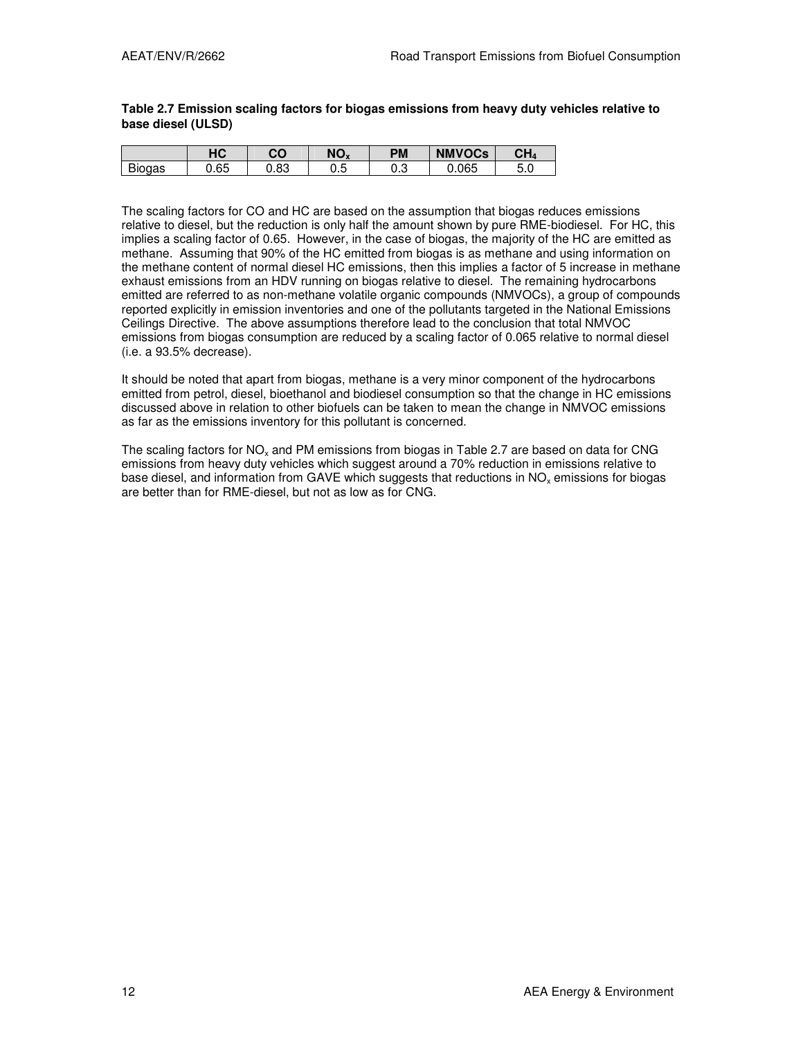**Table 2.7 Emission scaling factors for biogas emissions from heavy duty vehicles relative to base diesel (ULSD)**

| | HC | CO | $NO_x$ | PM | NMVOCs | $CH_4$ |
|---|---|---|---|---|---|---|
| Biogas | 0.65 | 0.83 | 0.5 | 0.3 | 0.065 | 5.0 |

The scaling factors for CO and HC are based on the assumption that biogas reduces emissions relative to diesel, but the reduction is only half the amount shown by pure RME-biodiesel. For HC, this implies a scaling factor of 0.65. However, in the case of biogas, the majority of the HC are emitted as methane. Assuming that 90% of the HC emitted from biogas is as methane and using information on the methane content of normal diesel HC emissions, then this implies a factor of 5 increase in methane exhaust emissions from an HDV running on biogas relative to diesel. The remaining hydrocarbons emitted are referred to as non-methane volatile organic compounds (NMVOCs), a group of compounds reported explicitly in emission inventories and one of the pollutants targeted in the National Emissions Ceilings Directive. The above assumptions therefore lead to the conclusion that total NMVOC emissions from biogas consumption are reduced by a scaling factor of 0.065 relative to normal diesel (i.e. a 93.5% decrease).

It should be noted that apart from biogas, methane is a very minor component of the hydrocarbons emitted from petrol, diesel, bioethanol and biodiesel consumption so that the change in HC emissions discussed above in relation to other biofuels can be taken to mean the change in NMVOC emissions as far as the emissions inventory for this pollutant is concerned.

The scaling factors for $NO_x$ and PM emissions from biogas in Table 2.7 are based on data for CNG emissions from heavy duty vehicles which suggest around a 70% reduction in emissions relative to base diesel, and information from GAVE which suggests that reductions in $NO_x$ emissions for biogas are better than for RME-diesel, but not as low as for CNG.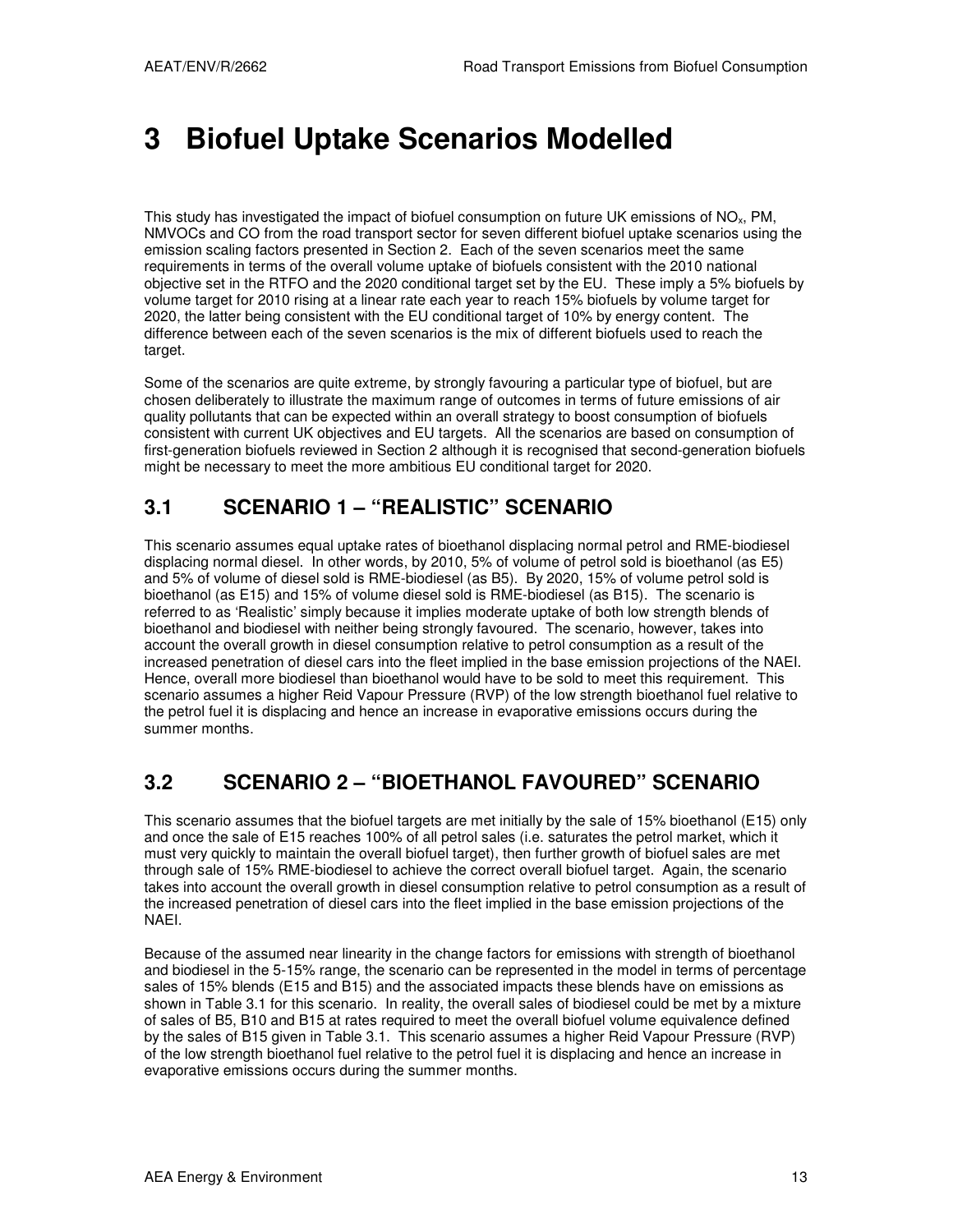# 3 Biofuel Uptake Scenarios Modelled

This study has investigated the impact of biofuel consumption on future UK emissions of $NO_x$, PM, NMVOCs and CO from the road transport sector for seven different biofuel uptake scenarios using the emission scaling factors presented in Section 2. Each of the seven scenarios meet the same requirements in terms of the overall volume uptake of biofuels consistent with the 2010 national objective set in the RTFO and the 2020 conditional target set by the EU. These imply a 5% biofuels by volume target for 2010 rising at a linear rate each year to reach 15% biofuels by volume target for 2020, the latter being consistent with the EU conditional target of 10% by energy content. The difference between each of the seven scenarios is the mix of different biofuels used to reach the target.

Some of the scenarios are quite extreme, by strongly favouring a particular type of biofuel, but are chosen deliberately to illustrate the maximum range of outcomes in terms of future emissions of air quality pollutants that can be expected within an overall strategy to boost consumption of biofuels consistent with current UK objectives and EU targets. All the scenarios are based on consumption of first-generation biofuels reviewed in Section 2 although it is recognised that second-generation biofuels might be necessary to meet the more ambitious EU conditional target for 2020.

## 3.1 SCENARIO 1 – "REALISTIC" SCENARIO

This scenario assumes equal uptake rates of bioethanol displacing normal petrol and RME-biodiesel displacing normal diesel. In other words, by 2010, 5% of volume of petrol sold is bioethanol (as E5) and 5% of volume of diesel sold is RME-biodiesel (as B5). By 2020, 15% of volume petrol sold is bioethanol (as E15) and 15% of volume diesel sold is RME-biodiesel (as B15). The scenario is referred to as 'Realistic' simply because it implies moderate uptake of both low strength blends of bioethanol and biodiesel with neither being strongly favoured. The scenario, however, takes into account the overall growth in diesel consumption relative to petrol consumption as a result of the increased penetration of diesel cars into the fleet implied in the base emission projections of the NAEI. Hence, overall more biodiesel than bioethanol would have to be sold to meet this requirement. This scenario assumes a higher Reid Vapour Pressure (RVP) of the low strength bioethanol fuel relative to the petrol fuel it is displacing and hence an increase in evaporative emissions occurs during the summer months.

## 3.2 SCENARIO 2 – "BIOETHANOL FAVOURED" SCENARIO

This scenario assumes that the biofuel targets are met initially by the sale of 15% bioethanol (E15) only and once the sale of E15 reaches 100% of all petrol sales (i.e. saturates the petrol market, which it must very quickly to maintain the overall biofuel target), then further growth of biofuel sales are met through sale of 15% RME-biodiesel to achieve the correct overall biofuel target. Again, the scenario takes into account the overall growth in diesel consumption relative to petrol consumption as a result of the increased penetration of diesel cars into the fleet implied in the base emission projections of the NAEI.

Because of the assumed near linearity in the change factors for emissions with strength of bioethanol and biodiesel in the 5-15% range, the scenario can be represented in the model in terms of percentage sales of 15% blends (E15 and B15) and the associated impacts these blends have on emissions as shown in Table 3.1 for this scenario. In reality, the overall sales of biodiesel could be met by a mixture of sales of B5, B10 and B15 at rates required to meet the overall biofuel volume equivalence defined by the sales of B15 given in Table 3.1. This scenario assumes a higher Reid Vapour Pressure (RVP) of the low strength bioethanol fuel relative to the petrol fuel it is displacing and hence an increase in evaporative emissions occurs during the summer months.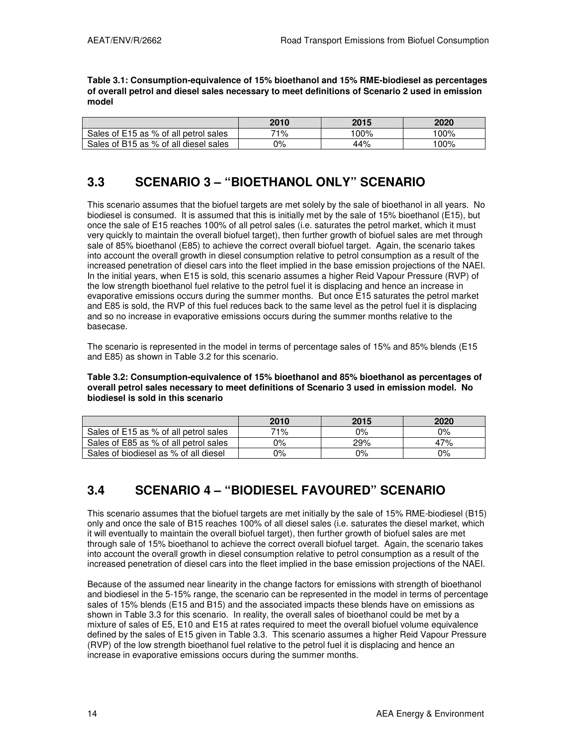**Table 3.1: Consumption-equivalence of 15% bioethanol and 15% RME-biodiesel as percentages of overall petrol and diesel sales necessary to meet definitions of Scenario 2 used in emission model**

| | 2010 | 2015 | 2020 |
|---|---|---|---|
| Sales of E15 as % of all petrol sales | 71% | 100% | 100% |
| Sales of B15 as % of all diesel sales | 0% | 44% | 100% |

## 3.3 SCENARIO 3 – "BIOETHANOL ONLY" SCENARIO

This scenario assumes that the biofuel targets are met solely by the sale of bioethanol in all years. No biodiesel is consumed. It is assumed that this is initially met by the sale of 15% bioethanol (E15), but once the sale of E15 reaches 100% of all petrol sales (i.e. saturates the petrol market, which it must very quickly to maintain the overall biofuel target), then further growth of biofuel sales are met through sale of 85% bioethanol (E85) to achieve the correct overall biofuel target. Again, the scenario takes into account the overall growth in diesel consumption relative to petrol consumption as a result of the increased penetration of diesel cars into the fleet implied in the base emission projections of the NAEI. In the initial years, when E15 is sold, this scenario assumes a higher Reid Vapour Pressure (RVP) of the low strength bioethanol fuel relative to the petrol fuel it is displacing and hence an increase in evaporative emissions occurs during the summer months. But once E15 saturates the petrol market and E85 is sold, the RVP of this fuel reduces back to the same level as the petrol fuel it is displacing and so no increase in evaporative emissions occurs during the summer months relative to the basecase.

The scenario is represented in the model in terms of percentage sales of 15% and 85% blends (E15 and E85) as shown in Table 3.2 for this scenario.

**Table 3.2: Consumption-equivalence of 15% bioethanol and 85% bioethanol as percentages of overall petrol sales necessary to meet definitions of Scenario 3 used in emission model. No biodiesel is sold in this scenario**

| | 2010 | 2015 | 2020 |
|---|---|---|---|
| Sales of E15 as % of all petrol sales | 71% | 0% | 0% |
| Sales of E85 as % of all petrol sales | 0% | 29% | 47% |
| Sales of biodiesel as % of all diesel | 0% | 0% | 0% |

## 3.4 SCENARIO 4 – "BIODIESEL FAVOURED" SCENARIO

This scenario assumes that the biofuel targets are met initially by the sale of 15% RME-biodiesel (B15) only and once the sale of B15 reaches 100% of all diesel sales (i.e. saturates the diesel market, which it will eventually to maintain the overall biofuel target), then further growth of biofuel sales are met through sale of 15% bioethanol to achieve the correct overall biofuel target. Again, the scenario takes into account the overall growth in diesel consumption relative to petrol consumption as a result of the increased penetration of diesel cars into the fleet implied in the base emission projections of the NAEI.

Because of the assumed near linearity in the change factors for emissions with strength of bioethanol and biodiesel in the 5-15% range, the scenario can be represented in the model in terms of percentage sales of 15% blends (E15 and B15) and the associated impacts these blends have on emissions as shown in Table 3.3 for this scenario. In reality, the overall sales of bioethanol could be met by a mixture of sales of E5, E10 and E15 at rates required to meet the overall biofuel volume equivalence defined by the sales of E15 given in Table 3.3. This scenario assumes a higher Reid Vapour Pressure (RVP) of the low strength bioethanol fuel relative to the petrol fuel it is displacing and hence an increase in evaporative emissions occurs during the summer months.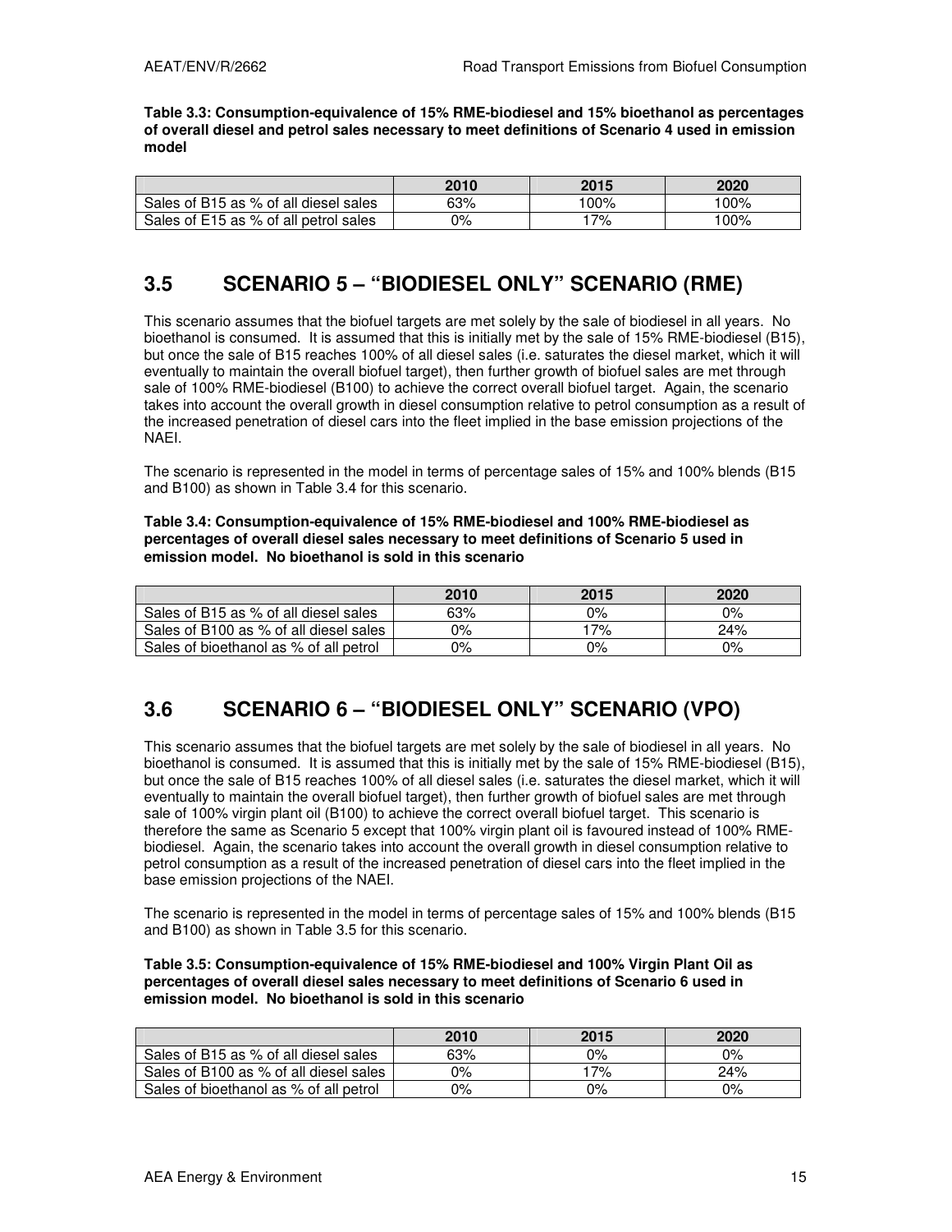**Table 3.3: Consumption-equivalence of 15% RME-biodiesel and 15% bioethanol as percentages of overall diesel and petrol sales necessary to meet definitions of Scenario 4 used in emission model**

| | 2010 | 2015 | 2020 |
|---|---|---|---|
| Sales of B15 as % of all diesel sales | 63% | 100% | 100% |
| Sales of E15 as % of all petrol sales | 0% | 17% | 100% |

## 3.5 SCENARIO 5 – "BIODIESEL ONLY" SCENARIO (RME)

This scenario assumes that the biofuel targets are met solely by the sale of biodiesel in all years. No bioethanol is consumed. It is assumed that this is initially met by the sale of 15% RME-biodiesel (B15), but once the sale of B15 reaches 100% of all diesel sales (i.e. saturates the diesel market, which it will eventually to maintain the overall biofuel target), then further growth of biofuel sales are met through sale of 100% RME-biodiesel (B100) to achieve the correct overall biofuel target. Again, the scenario takes into account the overall growth in diesel consumption relative to petrol consumption as a result of the increased penetration of diesel cars into the fleet implied in the base emission projections of the NAEI.

The scenario is represented in the model in terms of percentage sales of 15% and 100% blends (B15 and B100) as shown in Table 3.4 for this scenario.

**Table 3.4: Consumption-equivalence of 15% RME-biodiesel and 100% RME-biodiesel as percentages of overall diesel sales necessary to meet definitions of Scenario 5 used in emission model. No bioethanol is sold in this scenario**

| | 2010 | 2015 | 2020 |
|---|---|---|---|
| Sales of B15 as % of all diesel sales | 63% | 0% | 0% |
| Sales of B100 as % of all diesel sales | 0% | 17% | 24% |
| Sales of bioethanol as % of all petrol | 0% | 0% | 0% |

## 3.6 SCENARIO 6 – "BIODIESEL ONLY" SCENARIO (VPO)

This scenario assumes that the biofuel targets are met solely by the sale of biodiesel in all years. No bioethanol is consumed. It is assumed that this is initially met by the sale of 15% RME-biodiesel (B15), but once the sale of B15 reaches 100% of all diesel sales (i.e. saturates the diesel market, which it will eventually to maintain the overall biofuel target), then further growth of biofuel sales are met through sale of 100% virgin plant oil (B100) to achieve the correct overall biofuel target. This scenario is therefore the same as Scenario 5 except that 100% virgin plant oil is favoured instead of 100% RME-biodiesel. Again, the scenario takes into account the overall growth in diesel consumption relative to petrol consumption as a result of the increased penetration of diesel cars into the fleet implied in the base emission projections of the NAEI.

The scenario is represented in the model in terms of percentage sales of 15% and 100% blends (B15 and B100) as shown in Table 3.5 for this scenario.

**Table 3.5: Consumption-equivalence of 15% RME-biodiesel and 100% Virgin Plant Oil as percentages of overall diesel sales necessary to meet definitions of Scenario 6 used in emission model. No bioethanol is sold in this scenario**

| | 2010 | 2015 | 2020 |
|---|---|---|---|
| Sales of B15 as % of all diesel sales | 63% | 0% | 0% |
| Sales of B100 as % of all diesel sales | 0% | 17% | 24% |
| Sales of bioethanol as % of all petrol | 0% | 0% | 0% |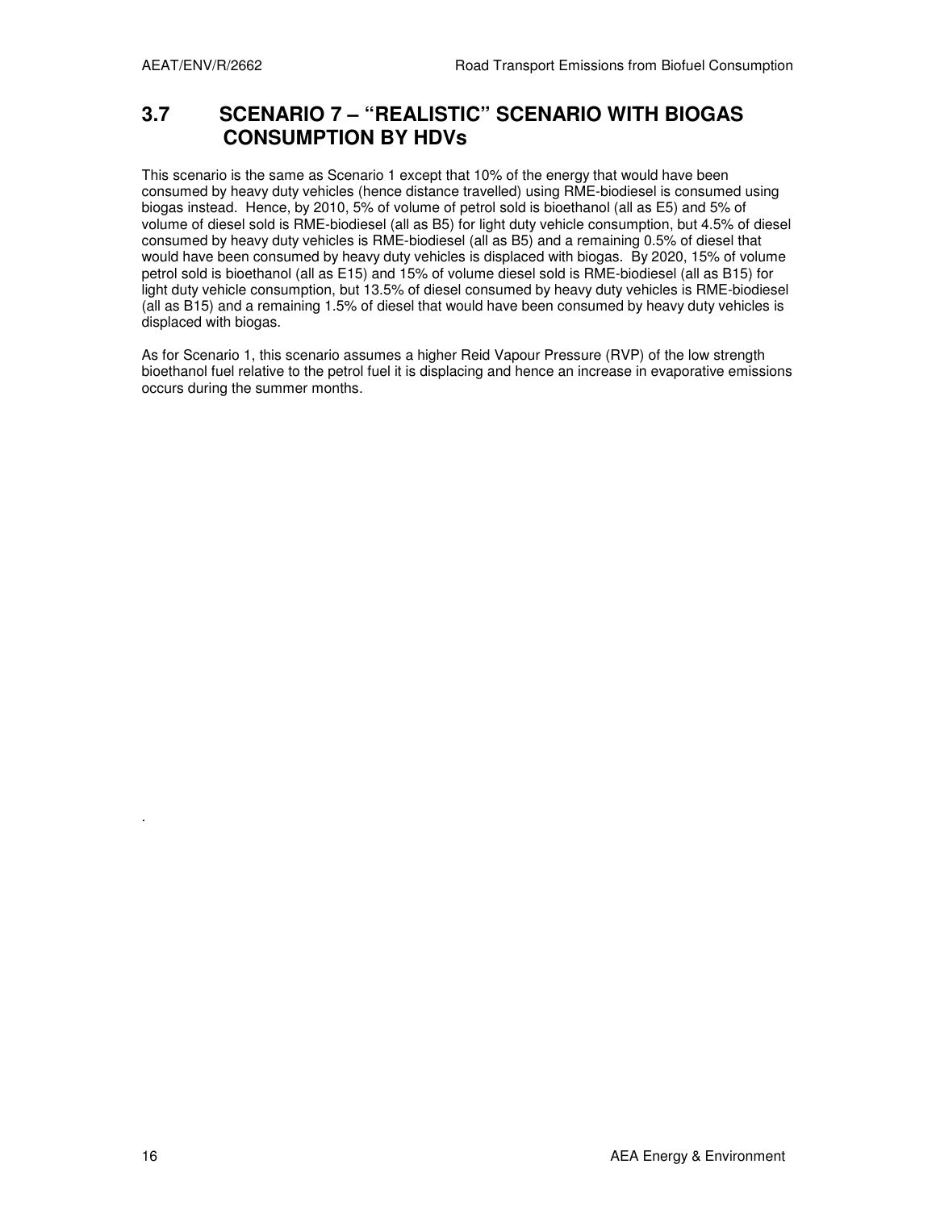## 3.7 SCENARIO 7 – "REALISTIC" SCENARIO WITH BIOGAS CONSUMPTION BY HDVs

This scenario is the same as Scenario 1 except that 10% of the energy that would have been consumed by heavy duty vehicles (hence distance travelled) using RME-biodiesel is consumed using biogas instead. Hence, by 2010, 5% of volume of petrol sold is bioethanol (all as E5) and 5% of volume of diesel sold is RME-biodiesel (all as B5) for light duty vehicle consumption, but 4.5% of diesel consumed by heavy duty vehicles is RME-biodiesel (all as B5) and a remaining 0.5% of diesel that would have been consumed by heavy duty vehicles is displaced with biogas. By 2020, 15% of volume petrol sold is bioethanol (all as E15) and 15% of volume diesel sold is RME-biodiesel (all as B15) for light duty vehicle consumption, but 13.5% of diesel consumed by heavy duty vehicles is RME-biodiesel (all as B15) and a remaining 1.5% of diesel that would have been consumed by heavy duty vehicles is displaced with biogas.

As for Scenario 1, this scenario assumes a higher Reid Vapour Pressure (RVP) of the low strength bioethanol fuel relative to the petrol fuel it is displacing and hence an increase in evaporative emissions occurs during the summer months.

.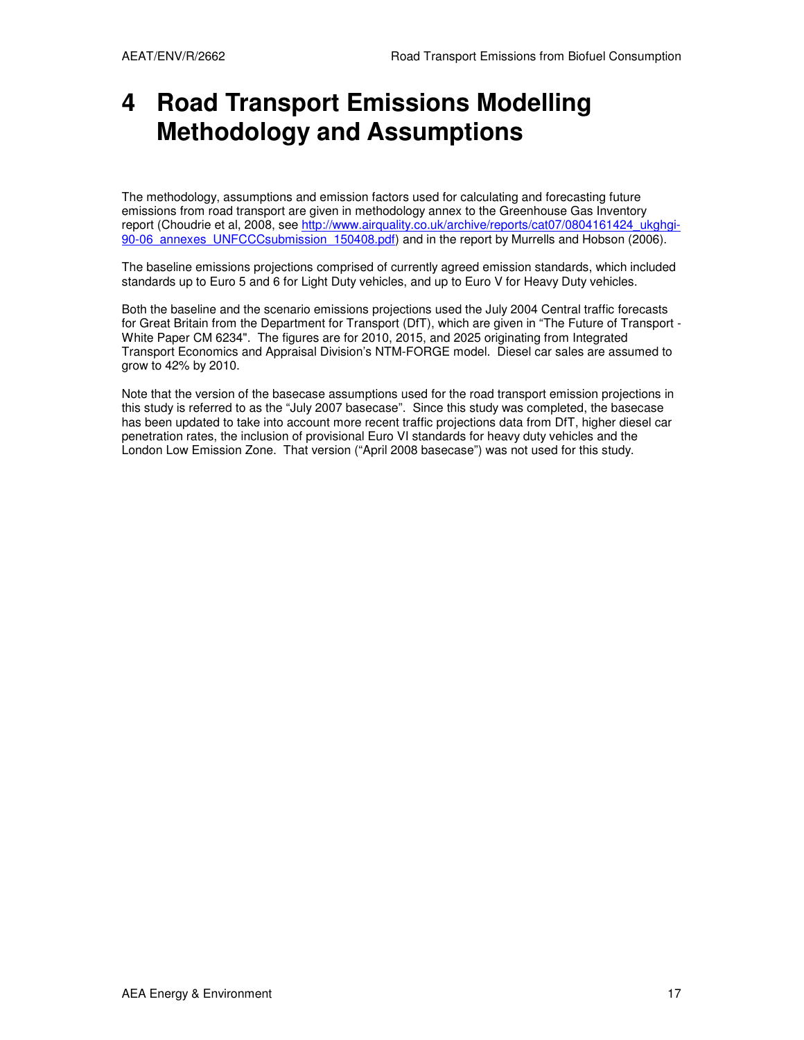# 4 Road Transport Emissions Modelling Methodology and Assumptions

The methodology, assumptions and emission factors used for calculating and forecasting future emissions from road transport are given in methodology annex to the Greenhouse Gas Inventory report (Choudrie et al, 2008, see [http://www.airquality.co.uk/archive/reports/cat07/0804161424_ukghgi-90-06_annexes_UNFCCCsubmission_150408.pdf](http://www.airquality.co.uk/archive/reports/cat07/0804161424_ukghgi-90-06_annexes_UNFCCCsubmission_150408.pdf)) and in the report by Murrells and Hobson (2006).

The baseline emissions projections comprised of currently agreed emission standards, which included standards up to Euro 5 and 6 for Light Duty vehicles, and up to Euro V for Heavy Duty vehicles.

Both the baseline and the scenario emissions projections used the July 2004 Central traffic forecasts for Great Britain from the Department for Transport (DfT), which are given in "The Future of Transport - White Paper CM 6234". The figures are for 2010, 2015, and 2025 originating from Integrated Transport Economics and Appraisal Division's NTM-FORGE model. Diesel car sales are assumed to grow to 42% by 2010.

Note that the version of the basecase assumptions used for the road transport emission projections in this study is referred to as the "July 2007 basecase". Since this study was completed, the basecase has been updated to take into account more recent traffic projections data from DfT, higher diesel car penetration rates, the inclusion of provisional Euro VI standards for heavy duty vehicles and the London Low Emission Zone. That version ("April 2008 basecase") was not used for this study.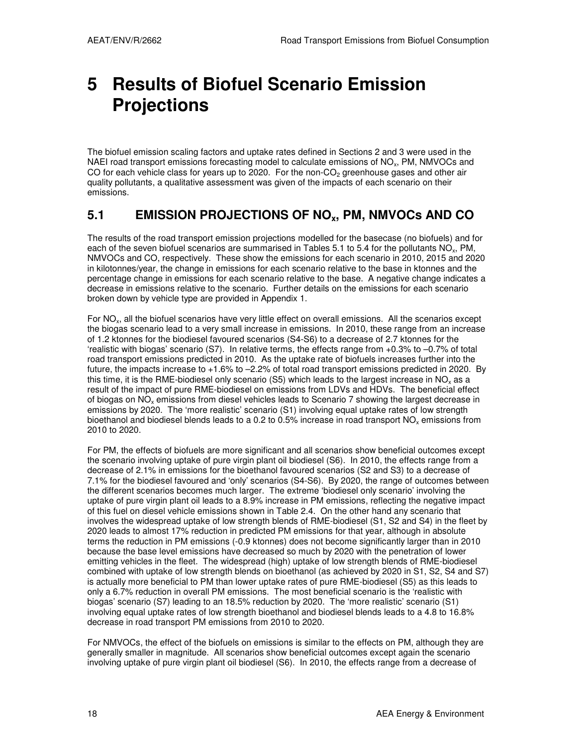# 5 Results of Biofuel Scenario Emission Projections

The biofuel emission scaling factors and uptake rates defined in Sections 2 and 3 were used in the NAEI road transport emissions forecasting model to calculate emissions of $NO_x$, PM, NMVOCs and CO for each vehicle class for years up to 2020. For the non-$CO_2$ greenhouse gases and other air quality pollutants, a qualitative assessment was given of the impacts of each scenario on their emissions.

## 5.1 EMISSION PROJECTIONS OF $NO_x$, PM, NMVOCs AND CO

The results of the road transport emission projections modelled for the basecase (no biofuels) and for each of the seven biofuel scenarios are summarised in Tables 5.1 to 5.4 for the pollutants $NO_x$, PM, NMVOCs and CO, respectively. These show the emissions for each scenario in 2010, 2015 and 2020 in kilotonnes/year, the change in emissions for each scenario relative to the base in ktonnes and the percentage change in emissions for each scenario relative to the base. A negative change indicates a decrease in emissions relative to the scenario. Further details on the emissions for each scenario broken down by vehicle type are provided in Appendix 1.

For $NO_x$, all the biofuel scenarios have very little effect on overall emissions. All the scenarios except the biogas scenario lead to a very small increase in emissions. In 2010, these range from an increase of 1.2 ktonnes for the biodiesel favoured scenarios (S4-S6) to a decrease of 2.7 ktonnes for the 'realistic with biogas' scenario (S7). In relative terms, the effects range from +0.3% to –0.7% of total road transport emissions predicted in 2010. As the uptake rate of biofuels increases further into the future, the impacts increase to +1.6% to –2.2% of total road transport emissions predicted in 2020. By this time, it is the RME-biodiesel only scenario (S5) which leads to the largest increase in $NO_x$ as a result of the impact of pure RME-biodiesel on emissions from LDVs and HDVs. The beneficial effect of biogas on $NO_x$ emissions from diesel vehicles leads to Scenario 7 showing the largest decrease in emissions by 2020. The 'more realistic' scenario (S1) involving equal uptake rates of low strength bioethanol and biodiesel blends leads to a 0.2 to 0.5% increase in road transport $NO_x$ emissions from 2010 to 2020.

For PM, the effects of biofuels are more significant and all scenarios show beneficial outcomes except the scenario involving uptake of pure virgin plant oil biodiesel (S6). In 2010, the effects range from a decrease of 2.1% in emissions for the bioethanol favoured scenarios (S2 and S3) to a decrease of 7.1% for the biodiesel favoured and 'only' scenarios (S4-S6). By 2020, the range of outcomes between the different scenarios becomes much larger. The extreme 'biodiesel only scenario' involving the uptake of pure virgin plant oil leads to a 8.9% increase in PM emissions, reflecting the negative impact of this fuel on diesel vehicle emissions shown in Table 2.4. On the other hand any scenario that involves the widespread uptake of low strength blends of RME-biodiesel (S1, S2 and S4) in the fleet by 2020 leads to almost 17% reduction in predicted PM emissions for that year, although in absolute terms the reduction in PM emissions (-0.9 ktonnes) does not become significantly larger than in 2010 because the base level emissions have decreased so much by 2020 with the penetration of lower emitting vehicles in the fleet. The widespread (high) uptake of low strength blends of RME-biodiesel combined with uptake of low strength blends on bioethanol (as achieved by 2020 in S1, S2, S4 and S7) is actually more beneficial to PM than lower uptake rates of pure RME-biodiesel (S5) as this leads to only a 6.7% reduction in overall PM emissions. The most beneficial scenario is the 'realistic with biogas' scenario (S7) leading to an 18.5% reduction by 2020. The 'more realistic' scenario (S1) involving equal uptake rates of low strength bioethanol and biodiesel blends leads to a 4.8 to 16.8% decrease in road transport PM emissions from 2010 to 2020.

For NMVOCs, the effect of the biofuels on emissions is similar to the effects on PM, although they are generally smaller in magnitude. All scenarios show beneficial outcomes except again the scenario involving uptake of pure virgin plant oil biodiesel (S6). In 2010, the effects range from a decrease of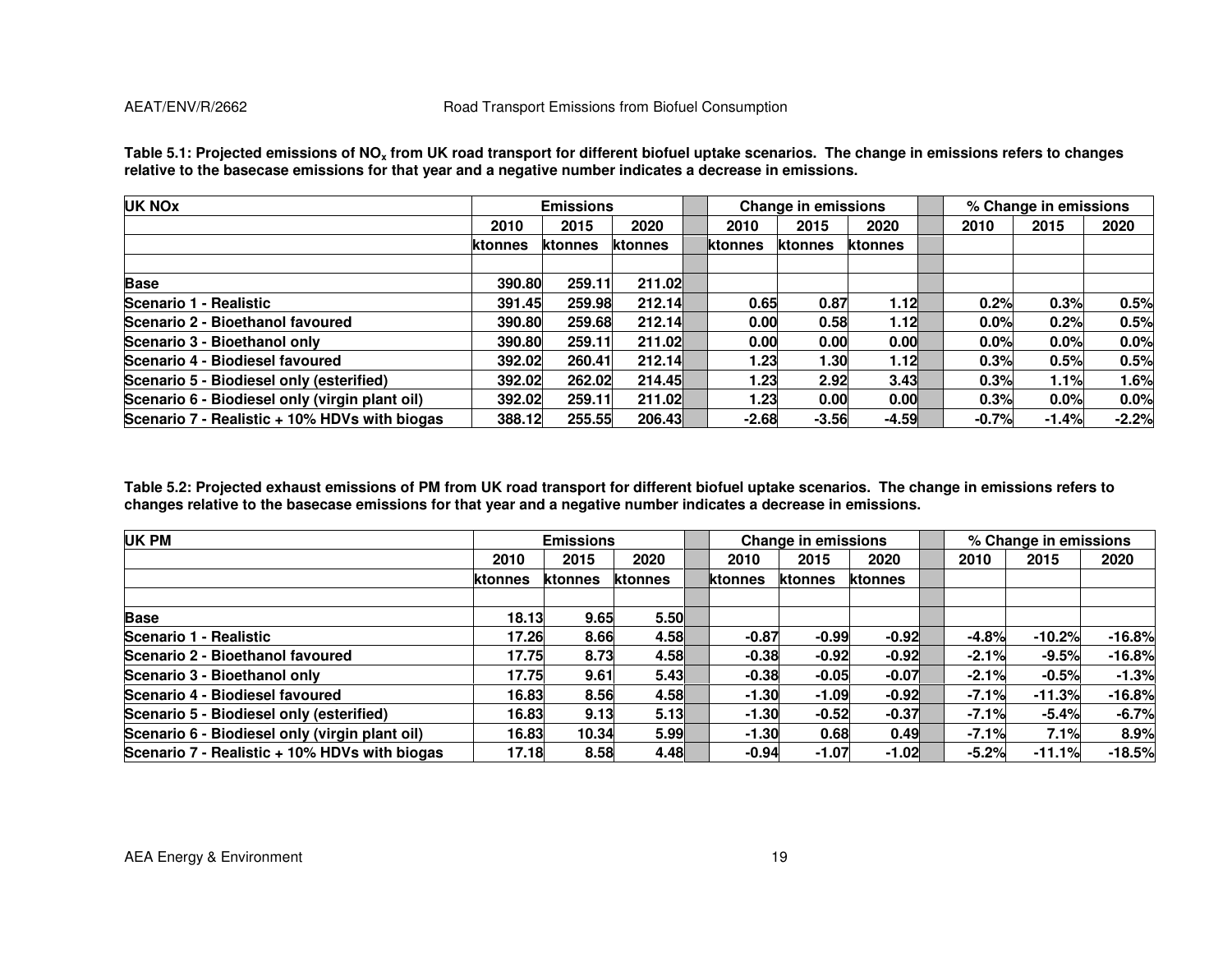**Table 5.1: Projected emissions of $NO_x$ from UK road transport for different biofuel uptake scenarios. The change in emissions refers to changes relative to the basecase emissions for that year and a negative number indicates a decrease in emissions.**

| UK NOx | Emissions | | | | Change in emissions | | | | % Change in emissions | | |
|---|---|---|---|---|---|---|---|---|---|---|---|
| | 2010 | 2015 | 2020 | | 2010 | 2015 | 2020 | | 2010 | 2015 | 2020 |
| | ktonnes | ktonnes | ktonnes | | ktonnes | ktonnes | ktonnes | | | | |
| | | | | | | | | | | | |
| **Base** | 390.80 | 259.11 | 211.02 | | | | | | | | |
| **Scenario 1 - Realistic** | 391.45 | 259.98 | 212.14 | | 0.65 | 0.87 | 1.12 | | 0.2% | 0.3% | 0.5% |
| **Scenario 2 - Bioethanol favoured** | 390.80 | 259.68 | 212.14 | | 0.00 | 0.58 | 1.12 | | 0.0% | 0.2% | 0.5% |
| **Scenario 3 - Bioethanol only** | 390.80 | 259.11 | 211.02 | | 0.00 | 0.00 | 0.00 | | 0.0% | 0.0% | 0.0% |
| **Scenario 4 - Biodiesel favoured** | 392.02 | 260.41 | 212.14 | | 1.23 | 1.30 | 1.12 | | 0.3% | 0.5% | 0.5% |
| **Scenario 5 - Biodiesel only (esterified)** | 392.02 | 262.02 | 214.45 | | 1.23 | 2.92 | 3.43 | | 0.3% | 1.1% | 1.6% |
| **Scenario 6 - Biodiesel only (virgin plant oil)** | 392.02 | 259.11 | 211.02 | | 1.23 | 0.00 | 0.00 | | 0.3% | 0.0% | 0.0% |
| **Scenario 7 - Realistic + 10% HDVs with biogas** | 388.12 | 255.55 | 206.43 | | -2.68 | -3.56 | -4.59 | | -0.7% | -1.4% | -2.2% |

**Table 5.2: Projected exhaust emissions of PM from UK road transport for different biofuel uptake scenarios. The change in emissions refers to changes relative to the basecase emissions for that year and a negative number indicates a decrease in emissions.**

| UK PM | Emissions | | | | Change in emissions | | | | % Change in emissions | | |
|---|---|---|---|---|---|---|---|---|---|---|---|
| | 2010 | 2015 | 2020 | | 2010 | 2015 | 2020 | | 2010 | 2015 | 2020 |
| | ktonnes | ktonnes | ktonnes | | ktonnes | ktonnes | ktonnes | | | | |
| | | | | | | | | | | | |
| **Base** | 18.13 | 9.65 | 5.50 | | | | | | | | |
| **Scenario 1 - Realistic** | 17.26 | 8.66 | 4.58 | | -0.87 | -0.99 | -0.92 | | -4.8% | -10.2% | -16.8% |
| **Scenario 2 - Bioethanol favoured** | 17.75 | 8.73 | 4.58 | | -0.38 | -0.92 | -0.92 | | -2.1% | -9.5% | -16.8% |
| **Scenario 3 - Bioethanol only** | 17.75 | 9.61 | 5.43 | | -0.38 | -0.05 | -0.07 | | -2.1% | -0.5% | -1.3% |
| **Scenario 4 - Biodiesel favoured** | 16.83 | 8.56 | 4.58 | | -1.30 | -1.09 | -0.92 | | -7.1% | -11.3% | -16.8% |
| **Scenario 5 - Biodiesel only (esterified)** | 16.83 | 9.13 | 5.13 | | -1.30 | -0.52 | -0.37 | | -7.1% | -5.4% | -6.7% |
| **Scenario 6 - Biodiesel only (virgin plant oil)** | 16.83 | 10.34 | 5.99 | | -1.30 | 0.68 | 0.49 | | -7.1% | 7.1% | 8.9% |
| **Scenario 7 - Realistic + 10% HDVs with biogas** | 17.18 | 8.58 | 4.48 | | -0.94 | -1.07 | -1.02 | | -5.2% | -11.1% | -18.5% |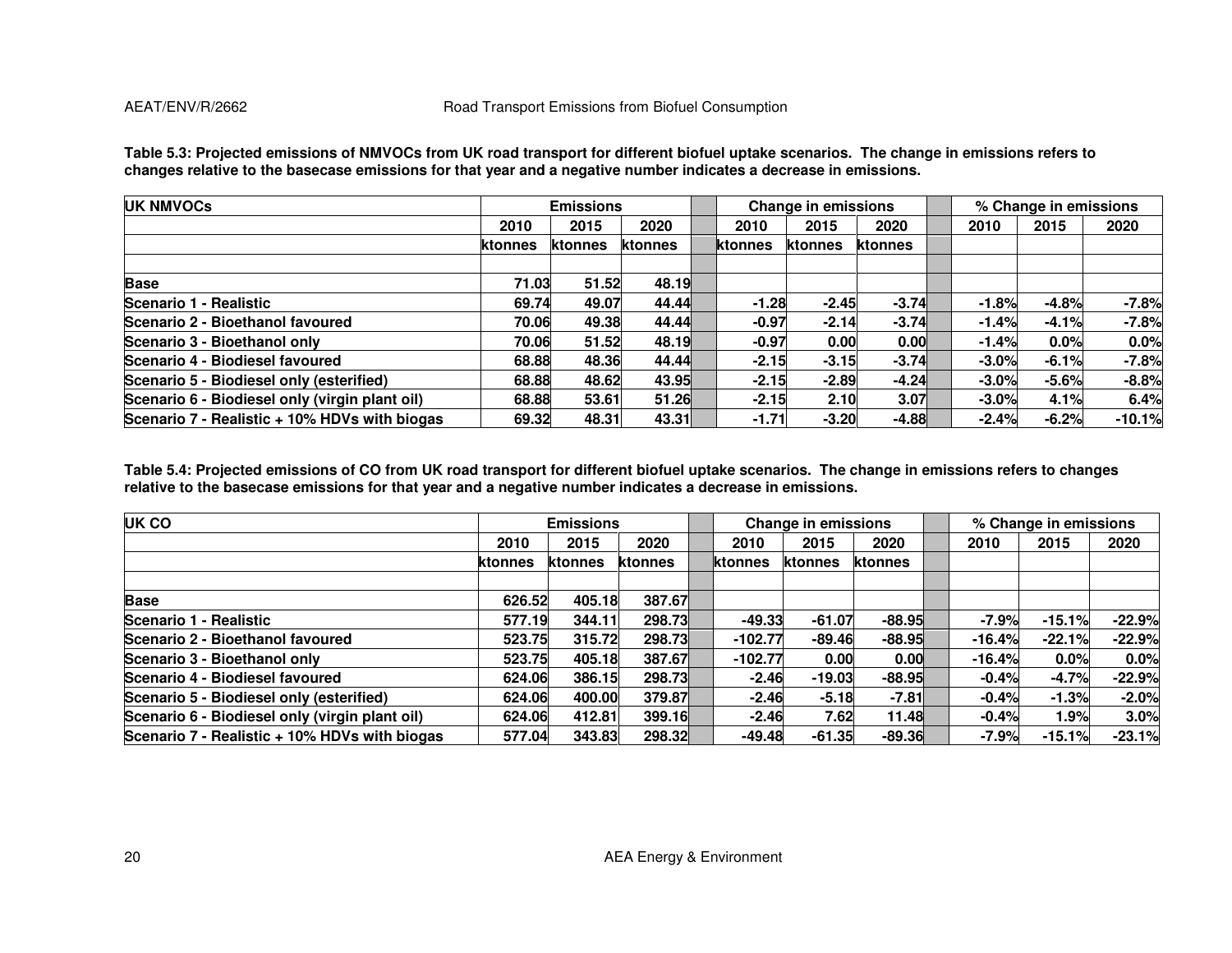**Table 5.3: Projected emissions of NMVOCs from UK road transport for different biofuel uptake scenarios. The change in emissions refers to changes relative to the basecase emissions for that year and a negative number indicates a decrease in emissions.**

| UK NMVOCs | Emissions | | | | Change in emissions | | | | % Change in emissions | | |
|---|---|---|---|---|---|---|---|---|---|---|---|
| | 2010 | 2015 | 2020 | | 2010 | 2015 | 2020 | | 2010 | 2015 | 2020 |
| | ktonnes | ktonnes | ktonnes | | ktonnes | ktonnes | ktonnes | | | | |
| | | | | | | | | | | | |
| **Base** | 71.03 | 51.52 | 48.19 | | | | | | | | |
| **Scenario 1 - Realistic** | 69.74 | 49.07 | 44.44 | | -1.28 | -2.45 | -3.74 | | -1.8% | -4.8% | -7.8% |
| **Scenario 2 - Bioethanol favoured** | 70.06 | 49.38 | 44.44 | | -0.97 | -2.14 | -3.74 | | -1.4% | -4.1% | -7.8% |
| **Scenario 3 - Bioethanol only** | 70.06 | 51.52 | 48.19 | | -0.97 | 0.00 | 0.00 | | -1.4% | 0.0% | 0.0% |
| **Scenario 4 - Biodiesel favoured** | 68.88 | 48.36 | 44.44 | | -2.15 | -3.15 | -3.74 | | -3.0% | -6.1% | -7.8% |
| **Scenario 5 - Biodiesel only (esterified)** | 68.88 | 48.62 | 43.95 | | -2.15 | -2.89 | -4.24 | | -3.0% | -5.6% | -8.8% |
| **Scenario 6 - Biodiesel only (virgin plant oil)** | 68.88 | 53.61 | 51.26 | | -2.15 | 2.10 | 3.07 | | -3.0% | 4.1% | 6.4% |
| **Scenario 7 - Realistic + 10% HDVs with biogas** | 69.32 | 48.31 | 43.31 | | -1.71 | -3.20 | -4.88 | | -2.4% | -6.2% | -10.1% |

**Table 5.4: Projected emissions of CO from UK road transport for different biofuel uptake scenarios. The change in emissions refers to changes relative to the basecase emissions for that year and a negative number indicates a decrease in emissions.**

| UK CO | Emissions | | | | Change in emissions | | | | % Change in emissions | | |
|---|---|---|---|---|---|---|---|---|---|---|---|
| | 2010 | 2015 | 2020 | | 2010 | 2015 | 2020 | | 2010 | 2015 | 2020 |
| | ktonnes | ktonnes | ktonnes | | ktonnes | ktonnes | ktonnes | | | | |
| | | | | | | | | | | | |
| **Base** | 626.52 | 405.18 | 387.67 | | | | | | | | |
| **Scenario 1 - Realistic** | 577.19 | 344.11 | 298.73 | | -49.33 | -61.07 | -88.95 | | -7.9% | -15.1% | -22.9% |
| **Scenario 2 - Bioethanol favoured** | 523.75 | 315.72 | 298.73 | | -102.77 | -89.46 | -88.95 | | -16.4% | -22.1% | -22.9% |
| **Scenario 3 - Bioethanol only** | 523.75 | 405.18 | 387.67 | | -102.77 | 0.00 | 0.00 | | -16.4% | 0.0% | 0.0% |
| **Scenario 4 - Biodiesel favoured** | 624.06 | 386.15 | 298.73 | | -2.46 | -19.03 | -88.95 | | -0.4% | -4.7% | -22.9% |
| **Scenario 5 - Biodiesel only (esterified)** | 624.06 | 400.00 | 379.87 | | -2.46 | -5.18 | -7.81 | | -0.4% | -1.3% | -2.0% |
| **Scenario 6 - Biodiesel only (virgin plant oil)** | 624.06 | 412.81 | 399.16 | | -2.46 | 7.62 | 11.48 | | -0.4% | 1.9% | 3.0% |
| **Scenario 7 - Realistic + 10% HDVs with biogas** | 577.04 | 343.83 | 298.32 | | -49.48 | -61.35 | -89.36 | | -7.9% | -15.1% | -23.1% |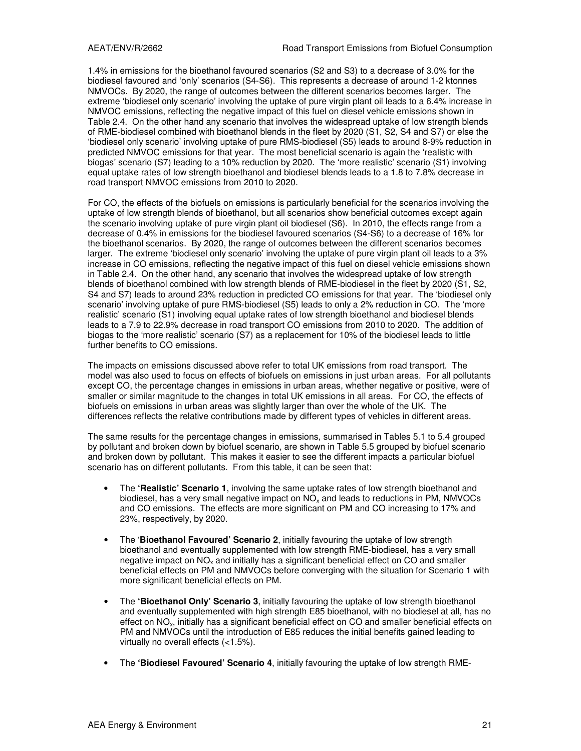1.4% in emissions for the bioethanol favoured scenarios (S2 and S3) to a decrease of 3.0% for the biodiesel favoured and 'only' scenarios (S4-S6). This represents a decrease of around 1-2 ktonnes NMVOCs. By 2020, the range of outcomes between the different scenarios becomes larger. The extreme 'biodiesel only scenario' involving the uptake of pure virgin plant oil leads to a 6.4% increase in NMVOC emissions, reflecting the negative impact of this fuel on diesel vehicle emissions shown in Table 2.4. On the other hand any scenario that involves the widespread uptake of low strength blends of RME-biodiesel combined with bioethanol blends in the fleet by 2020 (S1, S2, S4 and S7) or else the 'biodiesel only scenario' involving uptake of pure RMS-biodiesel (S5) leads to around 8-9% reduction in predicted NMVOC emissions for that year. The most beneficial scenario is again the 'realistic with biogas' scenario (S7) leading to a 10% reduction by 2020. The 'more realistic' scenario (S1) involving equal uptake rates of low strength bioethanol and biodiesel blends leads to a 1.8 to 7.8% decrease in road transport NMVOC emissions from 2010 to 2020.

For CO, the effects of the biofuels on emissions is particularly beneficial for the scenarios involving the uptake of low strength blends of bioethanol, but all scenarios show beneficial outcomes except again the scenario involving uptake of pure virgin plant oil biodiesel (S6). In 2010, the effects range from a decrease of 0.4% in emissions for the biodiesel favoured scenarios (S4-S6) to a decrease of 16% for the bioethanol scenarios. By 2020, the range of outcomes between the different scenarios becomes larger. The extreme 'biodiesel only scenario' involving the uptake of pure virgin plant oil leads to a 3% increase in CO emissions, reflecting the negative impact of this fuel on diesel vehicle emissions shown in Table 2.4. On the other hand, any scenario that involves the widespread uptake of low strength blends of bioethanol combined with low strength blends of RME-biodiesel in the fleet by 2020 (S1, S2, S4 and S7) leads to around 23% reduction in predicted CO emissions for that year. The 'biodiesel only scenario' involving uptake of pure RMS-biodiesel (S5) leads to only a 2% reduction in CO. The 'more realistic' scenario (S1) involving equal uptake rates of low strength bioethanol and biodiesel blends leads to a 7.9 to 22.9% decrease in road transport CO emissions from 2010 to 2020. The addition of biogas to the 'more realistic' scenario (S7) as a replacement for 10% of the biodiesel leads to little further benefits to CO emissions.

The impacts on emissions discussed above refer to total UK emissions from road transport. The model was also used to focus on effects of biofuels on emissions in just urban areas. For all pollutants except CO, the percentage changes in emissions in urban areas, whether negative or positive, were of smaller or similar magnitude to the changes in total UK emissions in all areas. For CO, the effects of biofuels on emissions in urban areas was slightly larger than over the whole of the UK. The differences reflects the relative contributions made by different types of vehicles in different areas.

The same results for the percentage changes in emissions, summarised in Tables 5.1 to 5.4 grouped by pollutant and broken down by biofuel scenario, are shown in Table 5.5 grouped by biofuel scenario and broken down by pollutant. This makes it easier to see the different impacts a particular biofuel scenario has on different pollutants. From this table, it can be seen that:

- The **'Realistic' Scenario 1**, involving the same uptake rates of low strength bioethanol and biodiesel, has a very small negative impact on $NO_x$ and leads to reductions in PM, NMVOCs and CO emissions. The effects are more significant on PM and CO increasing to 17% and 23%, respectively, by 2020.

- The '**Bioethanol Favoured' Scenario 2**, initially favouring the uptake of low strength bioethanol and eventually supplemented with low strength RME-biodiesel, has a very small negative impact on $NO_x$ and initially has a significant beneficial effect on CO and smaller beneficial effects on PM and NMVOCs before converging with the situation for Scenario 1 with more significant beneficial effects on PM.

- The **'Bioethanol Only' Scenario 3**, initially favouring the uptake of low strength bioethanol and eventually supplemented with high strength E85 bioethanol, with no biodiesel at all, has no effect on $NO_x$, initially has a significant beneficial effect on CO and smaller beneficial effects on PM and NMVOCs until the introduction of E85 reduces the initial benefits gained leading to virtually no overall effects (<1.5%).

- The **'Biodiesel Favoured' Scenario 4**, initially favouring the uptake of low strength RME-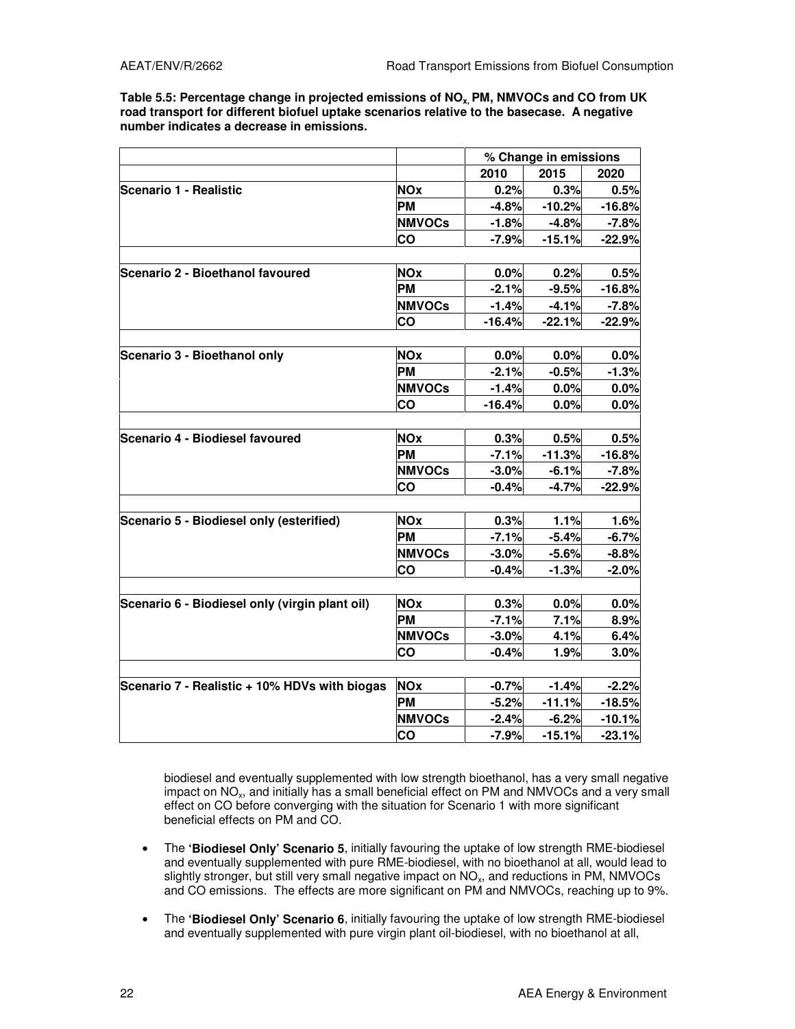**Table 5.5: Percentage change in projected emissions of $NO_x$, PM, NMVOCs and CO from UK road transport for different biofuel uptake scenarios relative to the basecase. A negative number indicates a decrease in emissions.**

| | | % Change in emissions | | |
|---|---|---|---|---|
| | | 2010 | 2015 | 2020 |
| **Scenario 1 - Realistic** | **NOx** | 0.2% | 0.3% | 0.5% |
| | **PM** | -4.8% | -10.2% | -16.8% |
| | **NMVOCs** | -1.8% | -4.8% | -7.8% |
| | **CO** | -7.9% | -15.1% | -22.9% |
| **Scenario 2 - Bioethanol favoured** | **NOx** | 0.0% | 0.2% | 0.5% |
| | **PM** | -2.1% | -9.5% | -16.8% |
| | **NMVOCs** | -1.4% | -4.1% | -7.8% |
| | **CO** | -16.4% | -22.1% | -22.9% |
| **Scenario 3 - Bioethanol only** | **NOx** | 0.0% | 0.0% | 0.0% |
| | **PM** | -2.1% | -0.5% | -1.3% |
| | **NMVOCs** | -1.4% | 0.0% | 0.0% |
| | **CO** | -16.4% | 0.0% | 0.0% |
| **Scenario 4 - Biodiesel favoured** | **NOx** | 0.3% | 0.5% | 0.5% |
| | **PM** | -7.1% | -11.3% | -16.8% |
| | **NMVOCs** | -3.0% | -6.1% | -7.8% |
| | **CO** | -0.4% | -4.7% | -22.9% |
| **Scenario 5 - Biodiesel only (esterified)** | **NOx** | 0.3% | 1.1% | 1.6% |
| | **PM** | -7.1% | -5.4% | -6.7% |
| | **NMVOCs** | -3.0% | -5.6% | -8.8% |
| | **CO** | -0.4% | -1.3% | -2.0% |
| **Scenario 6 - Biodiesel only (virgin plant oil)** | **NOx** | 0.3% | 0.0% | 0.0% |
| | **PM** | -7.1% | 7.1% | 8.9% |
| | **NMVOCs** | -3.0% | 4.1% | 6.4% |
| | **CO** | -0.4% | 1.9% | 3.0% |
| **Scenario 7 - Realistic + 10% HDVs with biogas** | **NOx** | -0.7% | -1.4% | -2.2% |
| | **PM** | -5.2% | -11.1% | -18.5% |
| | **NMVOCs** | -2.4% | -6.2% | -10.1% |
| | **CO** | -7.9% | -15.1% | -23.1% |

biodiesel and eventually supplemented with low strength bioethanol, has a very small negative impact on $NO_x$, and initially has a small beneficial effect on PM and NMVOCs and a very small effect on CO before converging with the situation for Scenario 1 with more significant beneficial effects on PM and CO.

- The **'Biodiesel Only' Scenario 5**, initially favouring the uptake of low strength RME-biodiesel and eventually supplemented with pure RME-biodiesel, with no bioethanol at all, would lead to slightly stronger, but still very small negative impact on $NO_x$, and reductions in PM, NMVOCs and CO emissions. The effects are more significant on PM and NMVOCs, reaching up to 9%.
- The **'Biodiesel Only' Scenario 6**, initially favouring the uptake of low strength RME-biodiesel and eventually supplemented with pure virgin plant oil-biodiesel, with no bioethanol at all,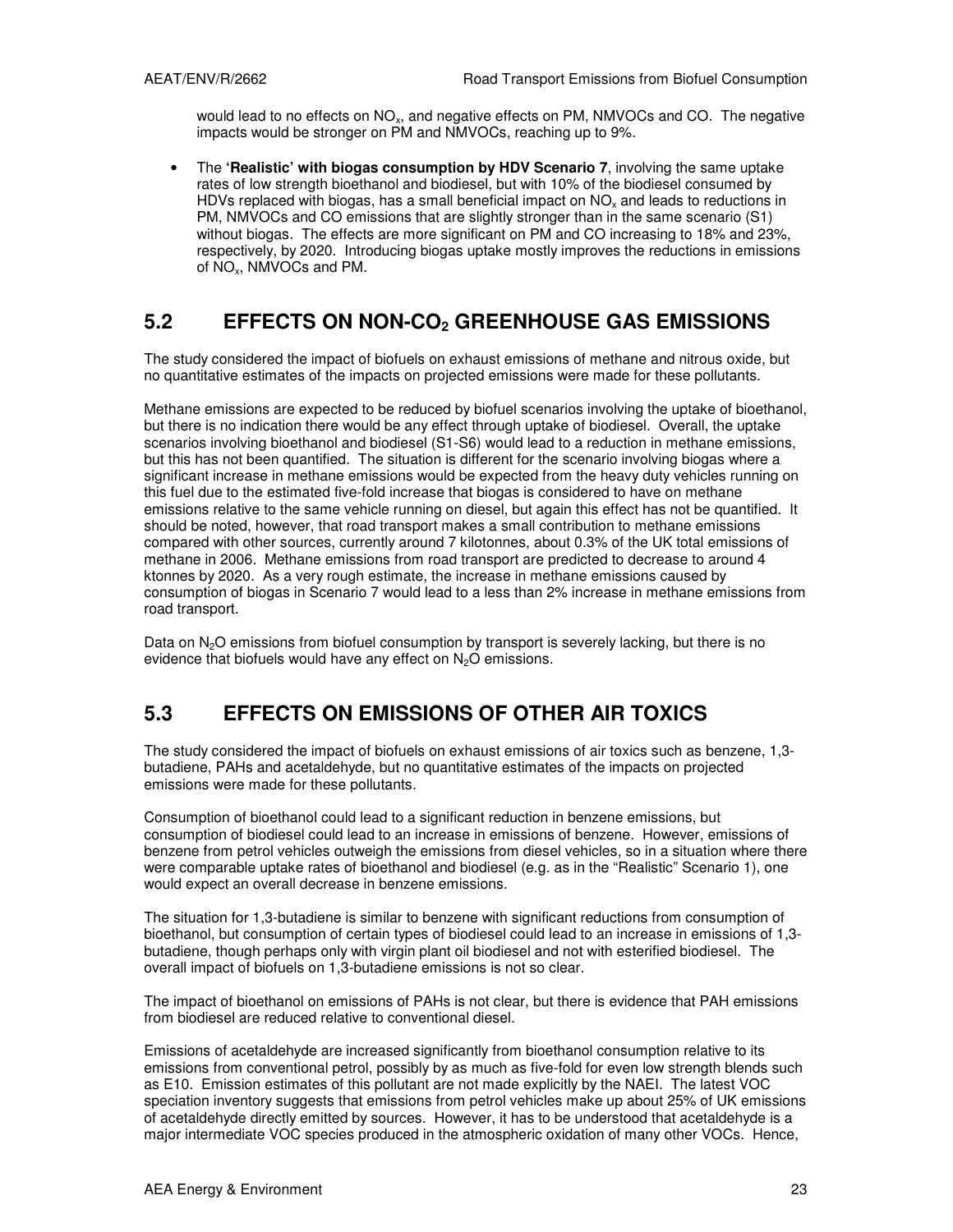would lead to no effects on $NO_x$, and negative effects on PM, NMVOCs and CO. The negative impacts would be stronger on PM and NMVOCs, reaching up to 9%.

- The **'Realistic' with biogas consumption by HDV Scenario 7**, involving the same uptake rates of low strength bioethanol and biodiesel, but with 10% of the biodiesel consumed by HDVs replaced with biogas, has a small beneficial impact on $NO_x$ and leads to reductions in PM, NMVOCs and CO emissions that are slightly stronger than in the same scenario (S1) without biogas. The effects are more significant on PM and CO increasing to 18% and 23%, respectively, by 2020. Introducing biogas uptake mostly improves the reductions in emissions of $NO_x$, NMVOCs and PM.

## 5.2 EFFECTS ON NON-$CO_2$ GREENHOUSE GAS EMISSIONS

The study considered the impact of biofuels on exhaust emissions of methane and nitrous oxide, but no quantitative estimates of the impacts on projected emissions were made for these pollutants.

Methane emissions are expected to be reduced by biofuel scenarios involving the uptake of bioethanol, but there is no indication there would be any effect through uptake of biodiesel. Overall, the uptake scenarios involving bioethanol and biodiesel (S1-S6) would lead to a reduction in methane emissions, but this has not been quantified. The situation is different for the scenario involving biogas where a significant increase in methane emissions would be expected from the heavy duty vehicles running on this fuel due to the estimated five-fold increase that biogas is considered to have on methane emissions relative to the same vehicle running on diesel, but again this effect has not been quantified. It should be noted, however, that road transport makes a small contribution to methane emissions compared with other sources, currently around 7 kilotonnes, about 0.3% of the UK total emissions of methane in 2006. Methane emissions from road transport are predicted to decrease to around 4 ktonnes by 2020. As a very rough estimate, the increase in methane emissions caused by consumption of biogas in Scenario 7 would lead to a less than 2% increase in methane emissions from road transport.

Data on $N_2O$ emissions from biofuel consumption by transport is severely lacking, but there is no evidence that biofuels would have any effect on $N_2O$ emissions.

## 5.3 EFFECTS ON EMISSIONS OF OTHER AIR TOXICS

The study considered the impact of biofuels on exhaust emissions of air toxics such as benzene, 1,3-butadiene, PAHs and acetaldehyde, but no quantitative estimates of the impacts on projected emissions were made for these pollutants.

Consumption of bioethanol could lead to a significant reduction in benzene emissions, but consumption of biodiesel could lead to an increase in emissions of benzene. However, emissions of benzene from petrol vehicles outweigh the emissions from diesel vehicles, so in a situation where there were comparable uptake rates of bioethanol and biodiesel (e.g. as in the "Realistic" Scenario 1), one would expect an overall decrease in benzene emissions.

The situation for 1,3-butadiene is similar to benzene with significant reductions from consumption of bioethanol, but consumption of certain types of biodiesel could lead to an increase in emissions of 1,3-butadiene, though perhaps only with virgin plant oil biodiesel and not with esterified biodiesel. The overall impact of biofuels on 1,3-butadiene emissions is not so clear.

The impact of bioethanol on emissions of PAHs is not clear, but there is evidence that PAH emissions from biodiesel are reduced relative to conventional diesel.

Emissions of acetaldehyde are increased significantly from bioethanol consumption relative to its emissions from conventional petrol, possibly by as much as five-fold for even low strength blends such as E10. Emission estimates of this pollutant are not made explicitly by the NAEI. The latest VOC speciation inventory suggests that emissions from petrol vehicles make up about 25% of UK emissions of acetaldehyde directly emitted by sources. However, it has to be understood that acetaldehyde is a major intermediate VOC species produced in the atmospheric oxidation of many other VOCs. Hence,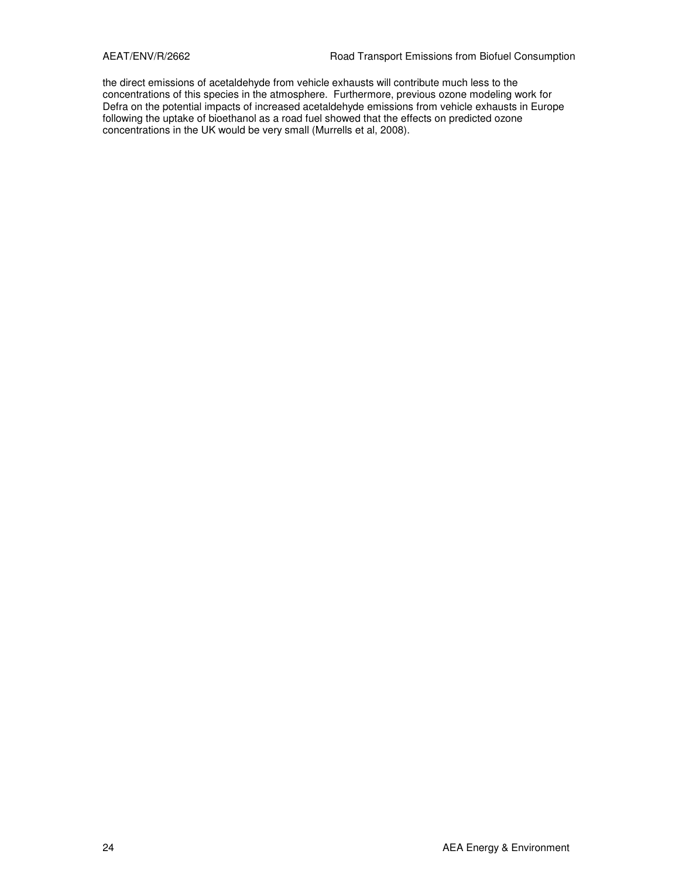the direct emissions of acetaldehyde from vehicle exhausts will contribute much less to the concentrations of this species in the atmosphere. Furthermore, previous ozone modeling work for Defra on the potential impacts of increased acetaldehyde emissions from vehicle exhausts in Europe following the uptake of bioethanol as a road fuel showed that the effects on predicted ozone concentrations in the UK would be very small (Murrells et al, 2008).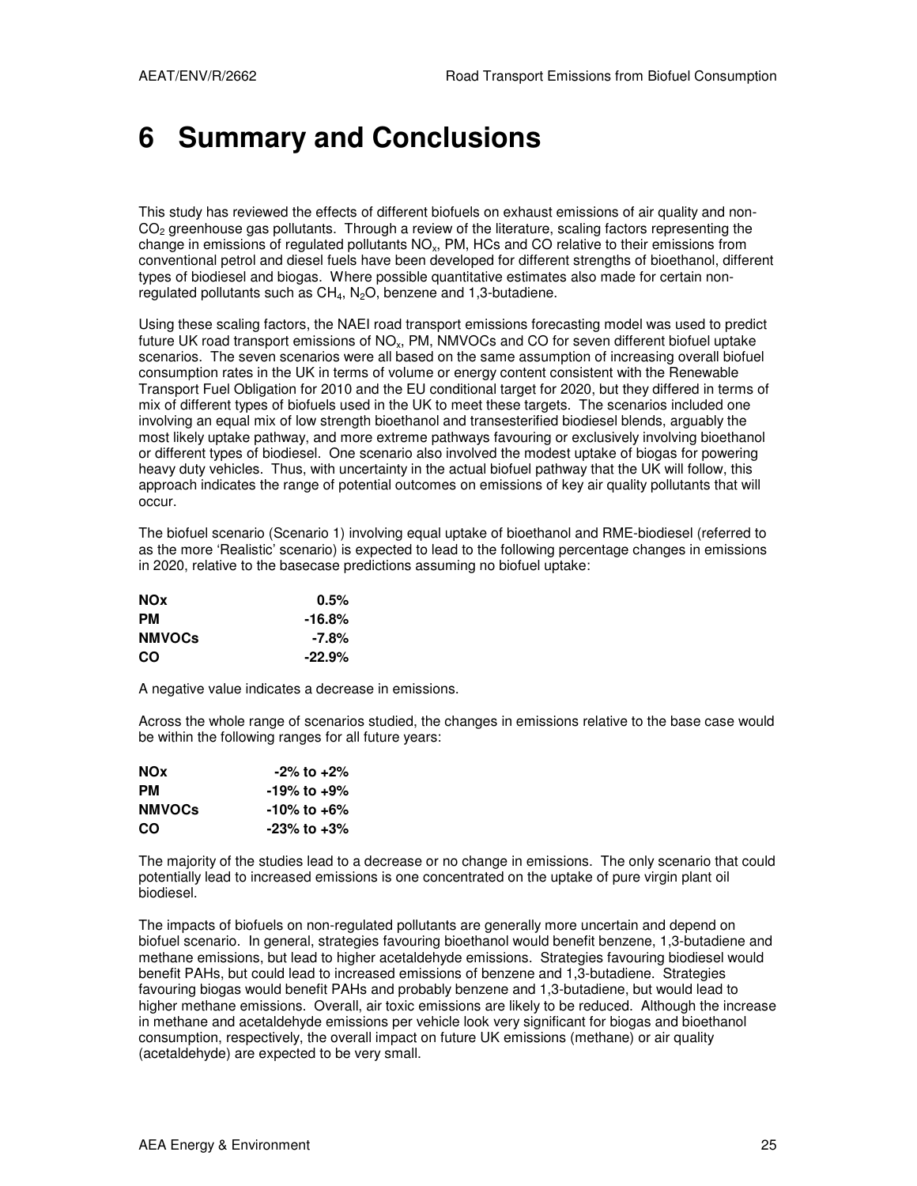# 6 Summary and Conclusions

This study has reviewed the effects of different biofuels on exhaust emissions of air quality and non-$CO_2$ greenhouse gas pollutants. Through a review of the literature, scaling factors representing the change in emissions of regulated pollutants $NO_x$, PM, HCs and CO relative to their emissions from conventional petrol and diesel fuels have been developed for different strengths of bioethanol, different types of biodiesel and biogas. Where possible quantitative estimates also made for certain non-regulated pollutants such as $CH_4$, $N_2O$, benzene and 1,3-butadiene.

Using these scaling factors, the NAEI road transport emissions forecasting model was used to predict future UK road transport emissions of $NO_x$, PM, NMVOCs and CO for seven different biofuel uptake scenarios. The seven scenarios were all based on the same assumption of increasing overall biofuel consumption rates in the UK in terms of volume or energy content consistent with the Renewable Transport Fuel Obligation for 2010 and the EU conditional target for 2020, but they differed in terms of mix of different types of biofuels used in the UK to meet these targets. The scenarios included one involving an equal mix of low strength bioethanol and transesterified biodiesel blends, arguably the most likely uptake pathway, and more extreme pathways favouring or exclusively involving bioethanol or different types of biodiesel. One scenario also involved the modest uptake of biogas for powering heavy duty vehicles. Thus, with uncertainty in the actual biofuel pathway that the UK will follow, this approach indicates the range of potential outcomes on emissions of key air quality pollutants that will occur.

The biofuel scenario (Scenario 1) involving equal uptake of bioethanol and RME-biodiesel (referred to as the more 'Realistic' scenario) is expected to lead to the following percentage changes in emissions in 2020, relative to the basecase predictions assuming no biofuel uptake:

| | |
|---|---|
| **NOx** | **0.5%** |
| **PM** | **-16.8%** |
| **NMVOCs** | **-7.8%** |
| **CO** | **-22.9%** |

A negative value indicates a decrease in emissions.

Across the whole range of scenarios studied, the changes in emissions relative to the base case would be within the following ranges for all future years:

| | |
|---|---|
| **NOx** | **-2% to +2%** |
| **PM** | **-19% to +9%** |
| **NMVOCs** | **-10% to +6%** |
| **CO** | **-23% to +3%** |

The majority of the studies lead to a decrease or no change in emissions. The only scenario that could potentially lead to increased emissions is one concentrated on the uptake of pure virgin plant oil biodiesel.

The impacts of biofuels on non-regulated pollutants are generally more uncertain and depend on biofuel scenario. In general, strategies favouring bioethanol would benefit benzene, 1,3-butadiene and methane emissions, but lead to higher acetaldehyde emissions. Strategies favouring biodiesel would benefit PAHs, but could lead to increased emissions of benzene and 1,3-butadiene. Strategies favouring biogas would benefit PAHs and probably benzene and 1,3-butadiene, but would lead to higher methane emissions. Overall, air toxic emissions are likely to be reduced. Although the increase in methane and acetaldehyde emissions per vehicle look very significant for biogas and bioethanol consumption, respectively, the overall impact on future UK emissions (methane) or air quality (acetaldehyde) are expected to be very small.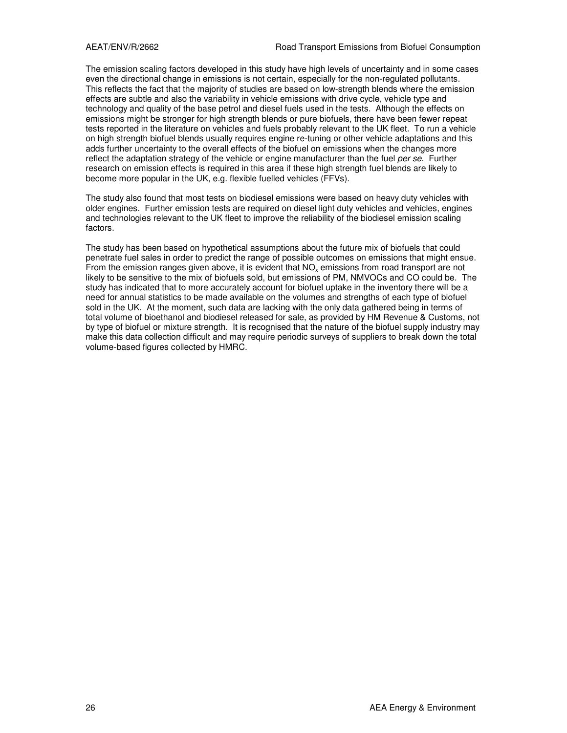The emission scaling factors developed in this study have high levels of uncertainty and in some cases even the directional change in emissions is not certain, especially for the non-regulated pollutants. This reflects the fact that the majority of studies are based on low-strength blends where the emission effects are subtle and also the variability in vehicle emissions with drive cycle, vehicle type and technology and quality of the base petrol and diesel fuels used in the tests. Although the effects on emissions might be stronger for high strength blends or pure biofuels, there have been fewer repeat tests reported in the literature on vehicles and fuels probably relevant to the UK fleet. To run a vehicle on high strength biofuel blends usually requires engine re-tuning or other vehicle adaptations and this adds further uncertainty to the overall effects of the biofuel on emissions when the changes more reflect the adaptation strategy of the vehicle or engine manufacturer than the fuel *per se*. Further research on emission effects is required in this area if these high strength fuel blends are likely to become more popular in the UK, e.g. flexible fuelled vehicles (FFVs).

The study also found that most tests on biodiesel emissions were based on heavy duty vehicles with older engines. Further emission tests are required on diesel light duty vehicles and vehicles, engines and technologies relevant to the UK fleet to improve the reliability of the biodiesel emission scaling factors.

The study has been based on hypothetical assumptions about the future mix of biofuels that could penetrate fuel sales in order to predict the range of possible outcomes on emissions that might ensue. From the emission ranges given above, it is evident that $NO_x$ emissions from road transport are not likely to be sensitive to the mix of biofuels sold, but emissions of PM, NMVOCs and CO could be. The study has indicated that to more accurately account for biofuel uptake in the inventory there will be a need for annual statistics to be made available on the volumes and strengths of each type of biofuel sold in the UK. At the moment, such data are lacking with the only data gathered being in terms of total volume of bioethanol and biodiesel released for sale, as provided by HM Revenue & Customs, not by type of biofuel or mixture strength. It is recognised that the nature of the biofuel supply industry may make this data collection difficult and may require periodic surveys of suppliers to break down the total volume-based figures collected by HMRC.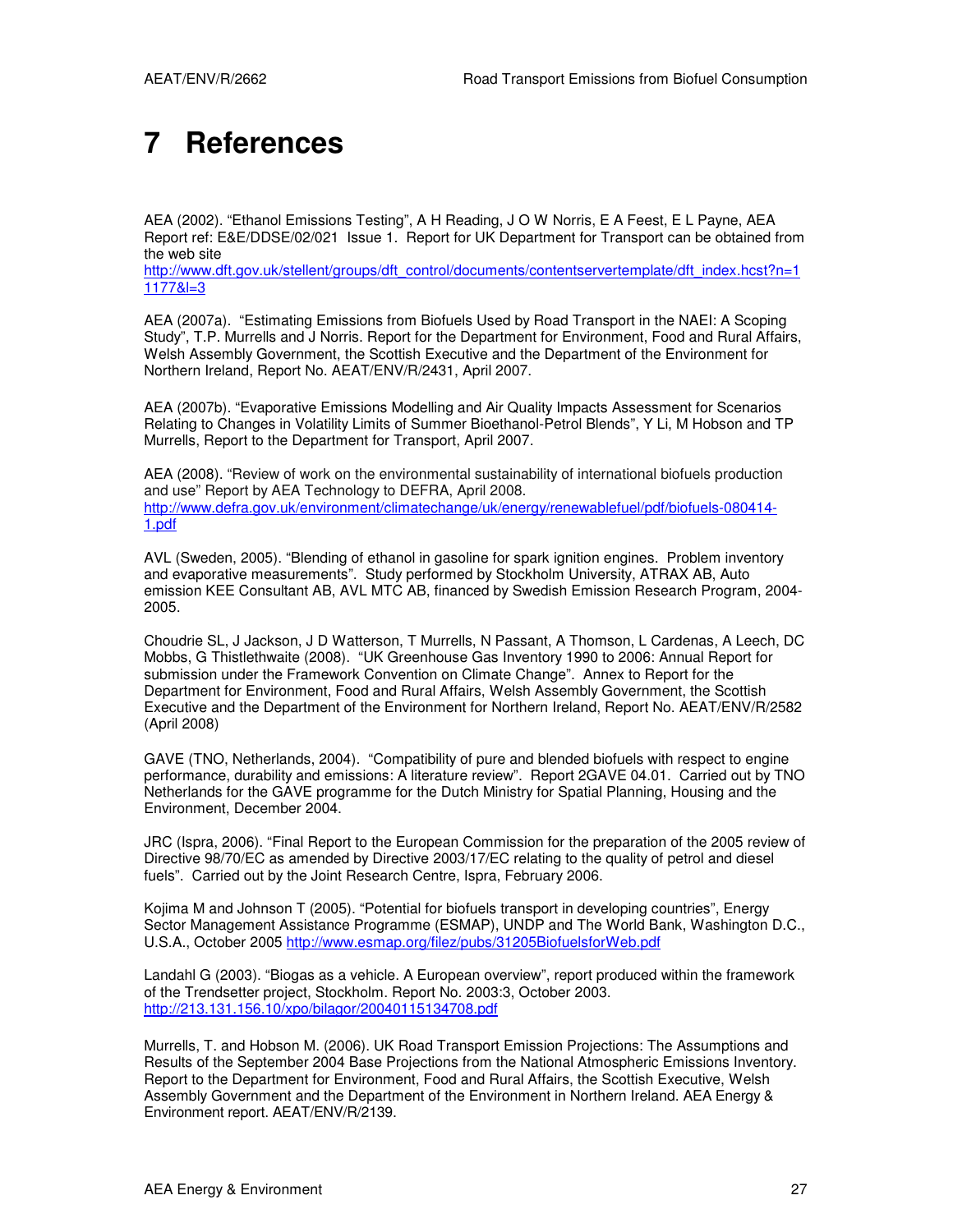# 7 References

AEA (2002). "Ethanol Emissions Testing", A H Reading, J O W Norris, E A Feest, E L Payne, AEA Report ref: E&E/DDSE/02/021 Issue 1. Report for UK Department for Transport can be obtained from the web site http://www.dft.gov.uk/stellent/groups/dft_control/documents/contentservertemplate/dft_index.hcst?n=11177&l=3

AEA (2007a). "Estimating Emissions from Biofuels Used by Road Transport in the NAEI: A Scoping Study", T.P. Murrells and J Norris. Report for the Department for Environment, Food and Rural Affairs, Welsh Assembly Government, the Scottish Executive and the Department of the Environment for Northern Ireland, Report No. AEAT/ENV/R/2431, April 2007.

AEA (2007b). "Evaporative Emissions Modelling and Air Quality Impacts Assessment for Scenarios Relating to Changes in Volatility Limits of Summer Bioethanol-Petrol Blends", Y Li, M Hobson and TP Murrells, Report to the Department for Transport, April 2007.

AEA (2008). "Review of work on the environmental sustainability of international biofuels production and use" Report by AEA Technology to DEFRA, April 2008. http://www.defra.gov.uk/environment/climatechange/uk/energy/renewablefuel/pdf/biofuels-080414-1.pdf

AVL (Sweden, 2005). "Blending of ethanol in gasoline for spark ignition engines. Problem inventory and evaporative measurements". Study performed by Stockholm University, ATRAX AB, Auto emission KEE Consultant AB, AVL MTC AB, financed by Swedish Emission Research Program, 2004-2005.

Choudrie SL, J Jackson, J D Watterson, T Murrells, N Passant, A Thomson, L Cardenas, A Leech, DC Mobbs, G Thistlethwaite (2008). "UK Greenhouse Gas Inventory 1990 to 2006: Annual Report for submission under the Framework Convention on Climate Change". Annex to Report for the Department for Environment, Food and Rural Affairs, Welsh Assembly Government, the Scottish Executive and the Department of the Environment for Northern Ireland, Report No. AEAT/ENV/R/2582 (April 2008)

GAVE (TNO, Netherlands, 2004). "Compatibility of pure and blended biofuels with respect to engine performance, durability and emissions: A literature review". Report 2GAVE 04.01. Carried out by TNO Netherlands for the GAVE programme for the Dutch Ministry for Spatial Planning, Housing and the Environment, December 2004.

JRC (Ispra, 2006). "Final Report to the European Commission for the preparation of the 2005 review of Directive 98/70/EC as amended by Directive 2003/17/EC relating to the quality of petrol and diesel fuels". Carried out by the Joint Research Centre, Ispra, February 2006.

Kojima M and Johnson T (2005). "Potential for biofuels transport in developing countries", Energy Sector Management Assistance Programme (ESMAP), UNDP and The World Bank, Washington D.C., U.S.A., October 2005 http://www.esmap.org/filez/pubs/31205BiofuelsforWeb.pdf

Landahl G (2003). "Biogas as a vehicle. A European overview", report produced within the framework of the Trendsetter project, Stockholm. Report No. 2003:3, October 2003. http://213.131.156.10/xpo/bilagor/20040115134708.pdf

Murrells, T. and Hobson M. (2006). UK Road Transport Emission Projections: The Assumptions and Results of the September 2004 Base Projections from the National Atmospheric Emissions Inventory. Report to the Department for Environment, Food and Rural Affairs, the Scottish Executive, Welsh Assembly Government and the Department of the Environment in Northern Ireland. AEA Energy & Environment report. AEAT/ENV/R/2139.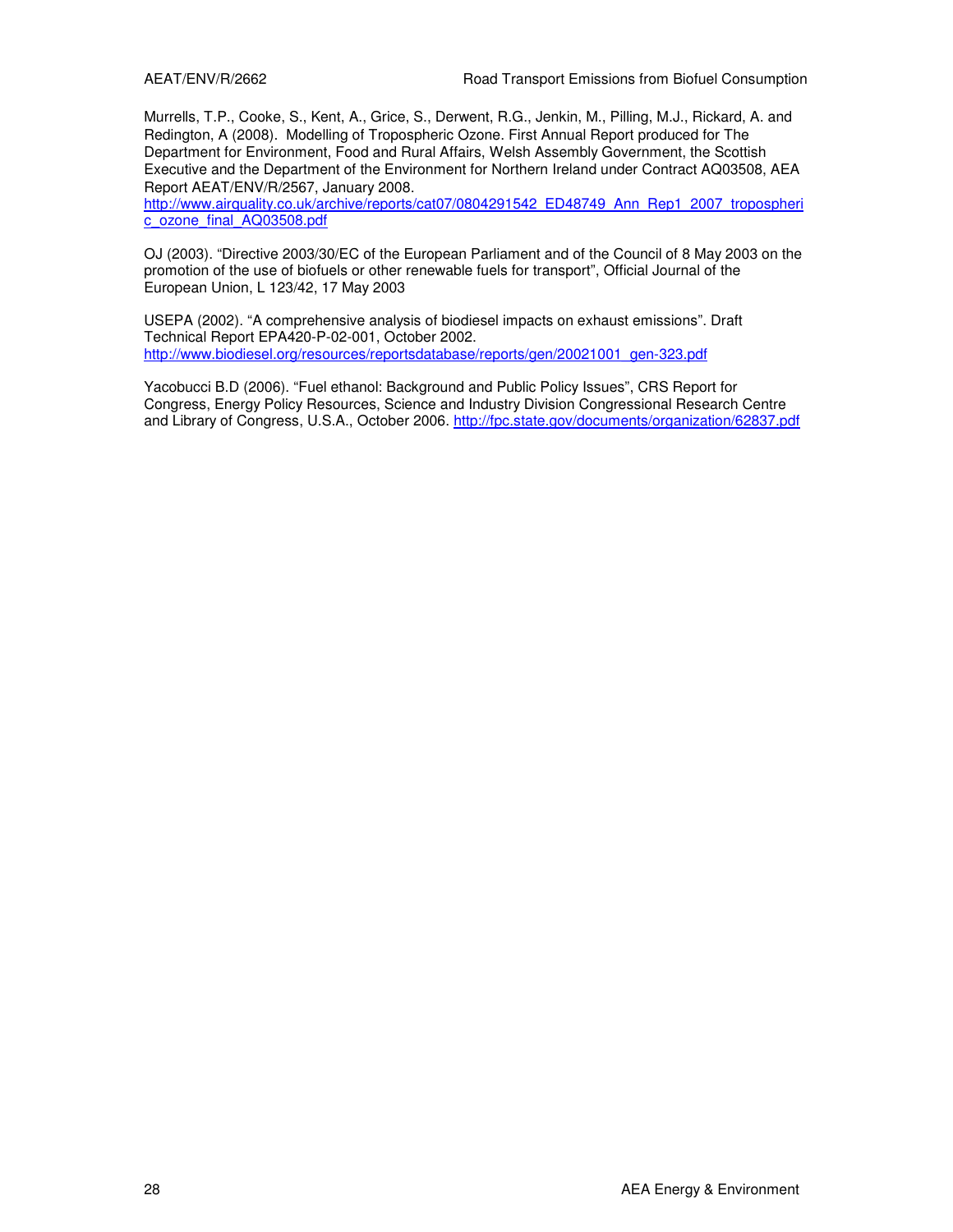Murrells, T.P., Cooke, S., Kent, A., Grice, S., Derwent, R.G., Jenkin, M., Pilling, M.J., Rickard, A. and Redington, A (2008). Modelling of Tropospheric Ozone. First Annual Report produced for The Department for Environment, Food and Rural Affairs, Welsh Assembly Government, the Scottish Executive and the Department of the Environment for Northern Ireland under Contract AQ03508, AEA Report AEAT/ENV/R/2567, January 2008. http://www.airquality.co.uk/archive/reports/cat07/0804291542_ED48749_Ann_Rep1_2007_tropospheric_ozone_final_AQ03508.pdf

OJ (2003). "Directive 2003/30/EC of the European Parliament and of the Council of 8 May 2003 on the promotion of the use of biofuels or other renewable fuels for transport", Official Journal of the European Union, L 123/42, 17 May 2003

USEPA (2002). "A comprehensive analysis of biodiesel impacts on exhaust emissions". Draft Technical Report EPA420-P-02-001, October 2002. http://www.biodiesel.org/resources/reportsdatabase/reports/gen/20021001_gen-323.pdf

Yacobucci B.D (2006). "Fuel ethanol: Background and Public Policy Issues", CRS Report for Congress, Energy Policy Resources, Science and Industry Division Congressional Research Centre and Library of Congress, U.S.A., October 2006. http://fpc.state.gov/documents/organization/62837.pdf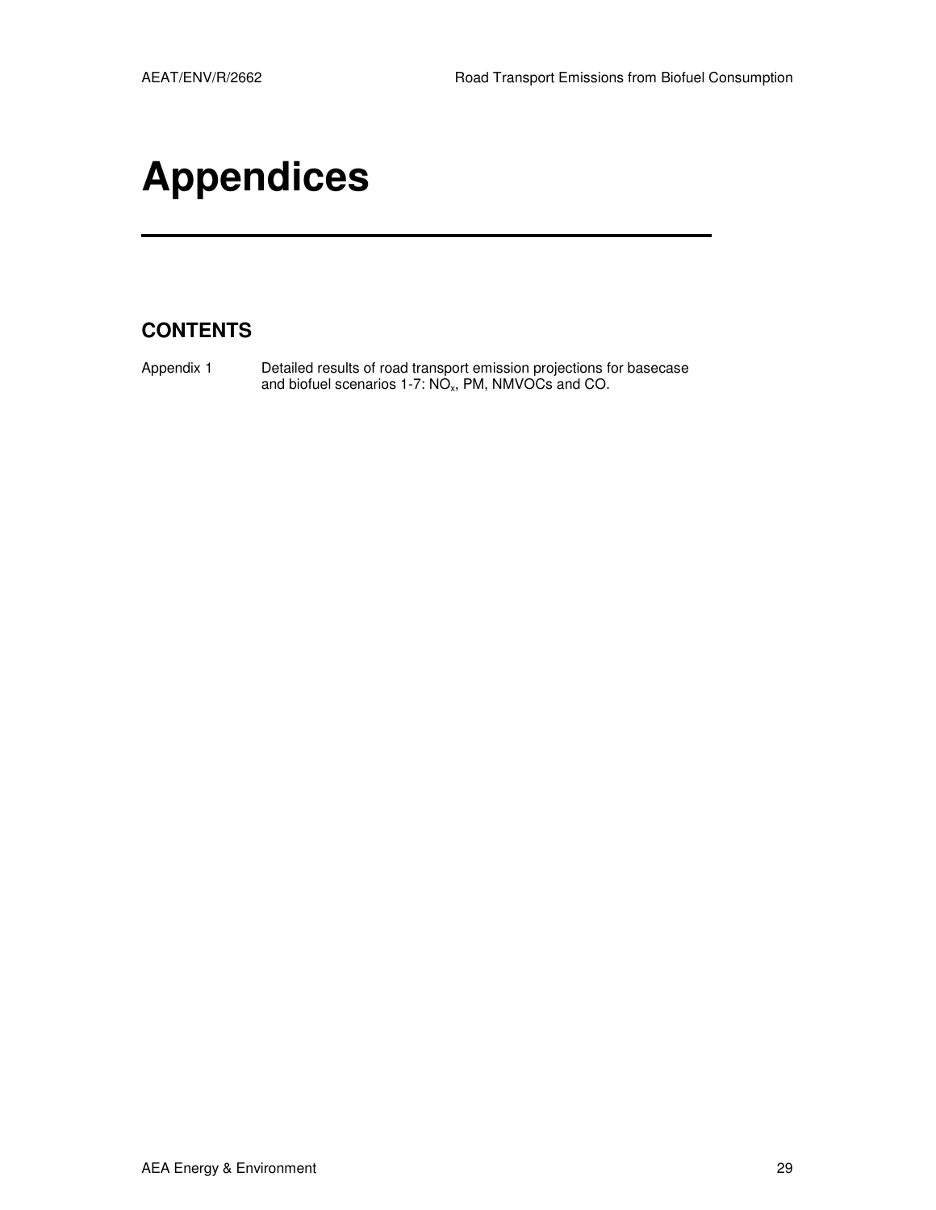# Appendices

## CONTENTS

Appendix 1 Detailed results of road transport emission projections for basecase and biofuel scenarios 1-7: $NO_x$, PM, NMVOCs and CO.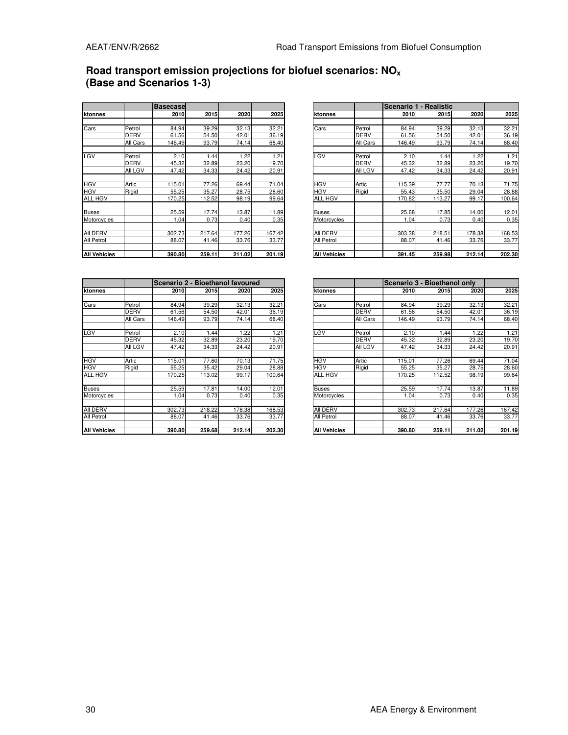## Road transport emission projections for biofuel scenarios: $NO_x$ (Base and Scenarios 1-3)

| | | Basecase | | | |
|---|---|---|---|---|---|
| ktonnes | | 2010 | 2015 | 2020 | 2025 |
| Cars | Petrol | 84.94 | 39.29 | 32.13 | 32.21 |
| | DERV | 61.56 | 54.50 | 42.01 | 36.19 |
| | All Cars | 146.49 | 93.79 | 74.14 | 68.40 |
| LGV | Petrol | 2.10 | 1.44 | 1.22 | 1.21 |
| | DERV | 45.32 | 32.89 | 23.20 | 19.70 |
| | All LGV | 47.42 | 34.33 | 24.42 | 20.91 |
| HGV | Artic | 115.01 | 77.26 | 69.44 | 71.04 |
| HGV | Rigid | 55.25 | 35.27 | 28.75 | 28.60 |
| ALL HGV | | 170.25 | 112.52 | 98.19 | 99.64 |
| Buses | | 25.59 | 17.74 | 13.87 | 11.89 |
| Motorcycles | | 1.04 | 0.73 | 0.40 | 0.35 |
| All DERV | | 302.73 | 217.64 | 177.26 | 167.42 |
| All Petrol | | 88.07 | 41.46 | 33.76 | 33.77 |
| **All Vehicles** | | **390.80** | **259.11** | **211.02** | **201.19** |

| | | Scenario 1 - Realistic | | | |
|---|---|---|---|---|---|
| ktonnes | | 2010 | 2015 | 2020 | 2025 |
| Cars | Petrol | 84.94 | 39.29 | 32.13 | 32.21 |
| | DERV | 61.56 | 54.50 | 42.01 | 36.19 |
| | All Cars | 146.49 | 93.79 | 74.14 | 68.40 |
| LGV | Petrol | 2.10 | 1.44 | 1.22 | 1.21 |
| | DERV | 45.32 | 32.89 | 23.20 | 19.70 |
| | All LGV | 47.42 | 34.33 | 24.42 | 20.91 |
| HGV | Artic | 115.39 | 77.77 | 70.13 | 71.75 |
| HGV | Rigid | 55.43 | 35.50 | 29.04 | 28.88 |
| ALL HGV | | 170.82 | 113.27 | 99.17 | 100.64 |
| Buses | | 25.68 | 17.85 | 14.00 | 12.01 |
| Motorcycles | | 1.04 | 0.73 | 0.40 | 0.35 |
| All DERV | | 303.38 | 218.51 | 178.38 | 168.53 |
| All Petrol | | 88.07 | 41.46 | 33.76 | 33.77 |
| **All Vehicles** | | **391.45** | **259.98** | **212.14** | **202.30** |

| | | Scenario 2 - Bioethanol favoured | | | |
|---|---|---|---|---|---|
| ktonnes | | 2010 | 2015 | 2020 | 2025 |
| Cars | Petrol | 84.94 | 39.29 | 32.13 | 32.21 |
| | DERV | 61.56 | 54.50 | 42.01 | 36.19 |
| | All Cars | 146.49 | 93.79 | 74.14 | 68.40 |
| LGV | Petrol | 2.10 | 1.44 | 1.22 | 1.21 |
| | DERV | 45.32 | 32.89 | 23.20 | 19.70 |
| | All LGV | 47.42 | 34.33 | 24.42 | 20.91 |
| HGV | Artic | 115.01 | 77.60 | 70.13 | 71.75 |
| HGV | Rigid | 55.25 | 35.42 | 29.04 | 28.88 |
| ALL HGV | | 170.25 | 113.02 | 99.17 | 100.64 |
| Buses | | 25.59 | 17.81 | 14.00 | 12.01 |
| Motorcycles | | 1.04 | 0.73 | 0.40 | 0.35 |
| All DERV | | 302.73 | 218.22 | 178.38 | 168.53 |
| All Petrol | | 88.07 | 41.46 | 33.76 | 33.77 |
| **All Vehicles** | | **390.80** | **259.68** | **212.14** | **202.30** |

| | | Scenario 3 - Bioethanol only | | | |
|---|---|---|---|---|---|
| ktonnes | | 2010 | 2015 | 2020 | 2025 |
| Cars | Petrol | 84.94 | 39.29 | 32.13 | 32.21 |
| | DERV | 61.56 | 54.50 | 42.01 | 36.19 |
| | All Cars | 146.49 | 93.79 | 74.14 | 68.40 |
| LGV | Petrol | 2.10 | 1.44 | 1.22 | 1.21 |
| | DERV | 45.32 | 32.89 | 23.20 | 19.70 |
| | All LGV | 47.42 | 34.33 | 24.42 | 20.91 |
| HGV | Artic | 115.01 | 77.26 | 69.44 | 71.04 |
| HGV | Rigid | 55.25 | 35.27 | 28.75 | 28.60 |
| ALL HGV | | 170.25 | 112.52 | 98.19 | 99.64 |
| Buses | | 25.59 | 17.74 | 13.87 | 11.89 |
| Motorcycles | | 1.04 | 0.73 | 0.40 | 0.35 |
| All DERV | | 302.73 | 217.64 | 177.26 | 167.42 |
| All Petrol | | 88.07 | 41.46 | 33.76 | 33.77 |
| **All Vehicles** | | **390.80** | **259.11** | **211.02** | **201.19** |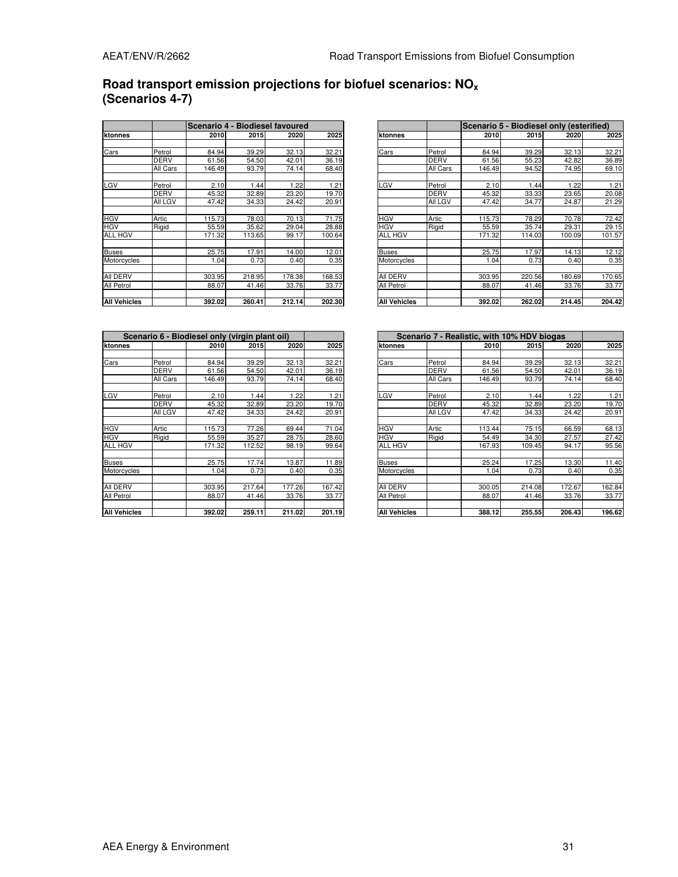## Road transport emission projections for biofuel scenarios: $NO_x$ (Scenarios 4-7)

| | | Scenario 4 - Biodiesel favoured | | | |
|---|---|---|---|---|---|
| ktonnes | | 2010 | 2015 | 2020 | 2025 |
| | | | | | |
| Cars | Petrol | 84.94 | 39.29 | 32.13 | 32.21 |
| | DERV | 61.56 | 54.50 | 42.01 | 36.19 |
| | All Cars | 146.49 | 93.79 | 74.14 | 68.40 |
| | | | | | |
| LGV | Petrol | 2.10 | 1.44 | 1.22 | 1.21 |
| | DERV | 45.32 | 32.89 | 23.20 | 19.70 |
| | All LGV | 47.42 | 34.33 | 24.42 | 20.91 |
| | | | | | |
| HGV | Artic | 115.73 | 78.03 | 70.13 | 71.75 |
| HGV | Rigid | 55.59 | 35.62 | 29.04 | 28.88 |
| ALL HGV | | 171.32 | 113.65 | 99.17 | 100.64 |
| | | | | | |
| Buses | | 25.75 | 17.91 | 14.00 | 12.01 |
| Motorcycles | | 1.04 | 0.73 | 0.40 | 0.35 |
| | | | | | |
| All DERV | | 303.95 | 218.95 | 178.38 | 168.53 |
| All Petrol | | 88.07 | 41.46 | 33.76 | 33.77 |
| | | | | | |
| **All Vehicles** | | **392.02** | **260.41** | **212.14** | **202.30** |

| | | Scenario 5 - Biodiesel only (esterified) | | | |
|---|---|---|---|---|---|
| ktonnes | | 2010 | 2015 | 2020 | 2025 |
| | | | | | |
| Cars | Petrol | 84.94 | 39.29 | 32.13 | 32.21 |
| | DERV | 61.56 | 55.23 | 42.82 | 36.89 |
| | All Cars | 146.49 | 94.52 | 74.95 | 69.10 |
| | | | | | |
| LGV | Petrol | 2.10 | 1.44 | 1.22 | 1.21 |
| | DERV | 45.32 | 33.33 | 23.65 | 20.08 |
| | All LGV | 47.42 | 34.77 | 24.87 | 21.29 |
| | | | | | |
| HGV | Artic | 115.73 | 78.29 | 70.78 | 72.42 |
| HGV | Rigid | 55.59 | 35.74 | 29.31 | 29.15 |
| ALL HGV | | 171.32 | 114.03 | 100.09 | 101.57 |
| | | | | | |
| Buses | | 25.75 | 17.97 | 14.13 | 12.12 |
| Motorcycles | | 1.04 | 0.73 | 0.40 | 0.35 |
| | | | | | |
| All DERV | | 303.95 | 220.56 | 180.69 | 170.65 |
| All Petrol | | 88.07 | 41.46 | 33.76 | 33.77 |
| | | | | | |
| **All Vehicles** | | **392.02** | **262.02** | **214.45** | **204.42** |

| Scenario 6 - Biodiesel only (virgin plant oil) | | | | | |
|---|---|---|---|---|---|
| ktonnes | | 2010 | 2015 | 2020 | 2025 |
| | | | | | |
| Cars | Petrol | 84.94 | 39.29 | 32.13 | 32.21 |
| | DERV | 61.56 | 54.50 | 42.01 | 36.19 |
| | All Cars | 146.49 | 93.79 | 74.14 | 68.40 |
| | | | | | |
| LGV | Petrol | 2.10 | 1.44 | 1.22 | 1.21 |
| | DERV | 45.32 | 32.89 | 23.20 | 19.70 |
| | All LGV | 47.42 | 34.33 | 24.42 | 20.91 |
| | | | | | |
| HGV | Artic | 115.73 | 77.26 | 69.44 | 71.04 |
| HGV | Rigid | 55.59 | 35.27 | 28.75 | 28.60 |
| ALL HGV | | 171.32 | 112.52 | 98.19 | 99.64 |
| | | | | | |
| Buses | | 25.75 | 17.74 | 13.87 | 11.89 |
| Motorcycles | | 1.04 | 0.73 | 0.40 | 0.35 |
| | | | | | |
| All DERV | | 303.95 | 217.64 | 177.26 | 167.42 |
| All Petrol | | 88.07 | 41.46 | 33.76 | 33.77 |
| | | | | | |
| **All Vehicles** | | **392.02** | **259.11** | **211.02** | **201.19** |

| Scenario 7 - Realistic, with 10% HDV biogas | | | | | |
|---|---|---|---|---|---|
| ktonnes | | 2010 | 2015 | 2020 | 2025 |
| | | | | | |
| Cars | Petrol | 84.94 | 39.29 | 32.13 | 32.21 |
| | DERV | 61.56 | 54.50 | 42.01 | 36.19 |
| | All Cars | 146.49 | 93.79 | 74.14 | 68.40 |
| | | | | | |
| LGV | Petrol | 2.10 | 1.44 | 1.22 | 1.21 |
| | DERV | 45.32 | 32.89 | 23.20 | 19.70 |
| | All LGV | 47.42 | 34.33 | 24.42 | 20.91 |
| | | | | | |
| HGV | Artic | 113.44 | 75.15 | 66.59 | 68.13 |
| HGV | Rigid | 54.49 | 34.30 | 27.57 | 27.42 |
| ALL HGV | | 167.93 | 109.45 | 94.17 | 95.56 |
| | | | | | |
| Buses | | 25.24 | 17.25 | 13.30 | 11.40 |
| Motorcycles | | 1.04 | 0.73 | 0.40 | 0.35 |
| | | | | | |
| All DERV | | 300.05 | 214.08 | 172.67 | 162.84 |
| All Petrol | | 88.07 | 41.46 | 33.76 | 33.77 |
| | | | | | |
| **All Vehicles** | | **388.12** | **255.55** | **206.43** | **196.62** |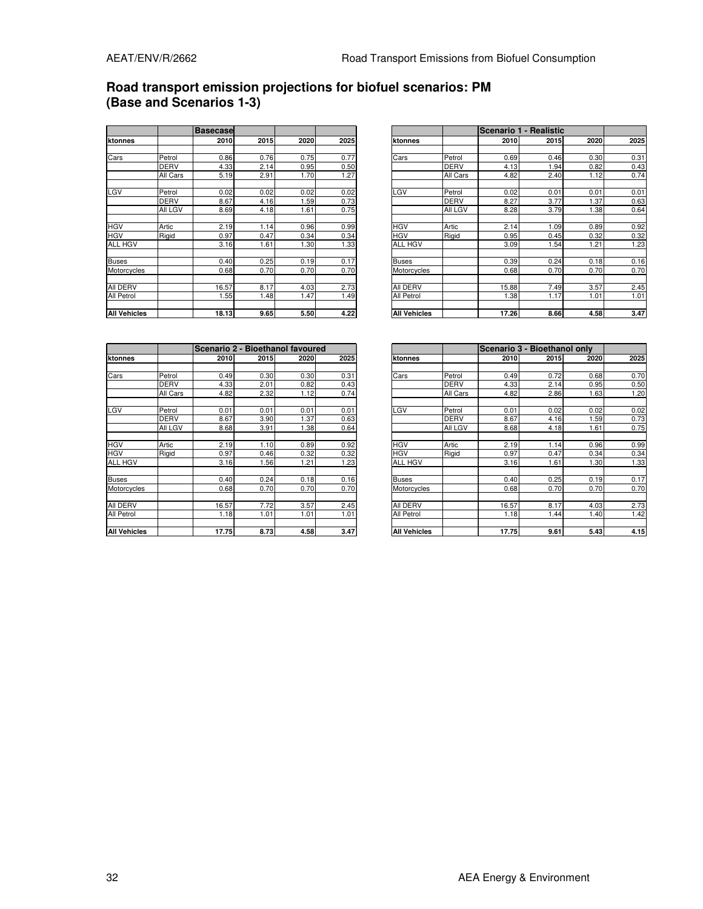## Road transport emission projections for biofuel scenarios: PM (Base and Scenarios 1-3)

| | | Basecase | | | |
|---|---|---|---|---|---|
| ktonnes | | 2010 | 2015 | 2020 | 2025 |
| | | | | | |
| Cars | Petrol | 0.86 | 0.76 | 0.75 | 0.77 |
| | DERV | 4.33 | 2.14 | 0.95 | 0.50 |
| | All Cars | 5.19 | 2.91 | 1.70 | 1.27 |
| | | | | | |
| LGV | Petrol | 0.02 | 0.02 | 0.02 | 0.02 |
| | DERV | 8.67 | 4.16 | 1.59 | 0.73 |
| | All LGV | 8.69 | 4.18 | 1.61 | 0.75 |
| | | | | | |
| HGV | Artic | 2.19 | 1.14 | 0.96 | 0.99 |
| HGV | Rigid | 0.97 | 0.47 | 0.34 | 0.34 |
| ALL HGV | | 3.16 | 1.61 | 1.30 | 1.33 |
| | | | | | |
| Buses | | 0.40 | 0.25 | 0.19 | 0.17 |
| Motorcycles | | 0.68 | 0.70 | 0.70 | 0.70 |
| | | | | | |
| All DERV | | 16.57 | 8.17 | 4.03 | 2.73 |
| All Petrol | | 1.55 | 1.48 | 1.47 | 1.49 |
| | | | | | |
| **All Vehicles** | | **18.13** | **9.65** | **5.50** | **4.22** |

| | | Scenario 1 - Realistic | | | |
|---|---|---|---|---|---|
| ktonnes | | 2010 | 2015 | 2020 | 2025 |
| | | | | | |
| Cars | Petrol | 0.69 | 0.46 | 0.30 | 0.31 |
| | DERV | 4.13 | 1.94 | 0.82 | 0.43 |
| | All Cars | 4.82 | 2.40 | 1.12 | 0.74 |
| | | | | | |
| LGV | Petrol | 0.02 | 0.01 | 0.01 | 0.01 |
| | DERV | 8.27 | 3.77 | 1.37 | 0.63 |
| | All LGV | 8.28 | 3.79 | 1.38 | 0.64 |
| | | | | | |
| HGV | Artic | 2.14 | 1.09 | 0.89 | 0.92 |
| HGV | Rigid | 0.95 | 0.45 | 0.32 | 0.32 |
| ALL HGV | | 3.09 | 1.54 | 1.21 | 1.23 |
| | | | | | |
| Buses | | 0.39 | 0.24 | 0.18 | 0.16 |
| Motorcycles | | 0.68 | 0.70 | 0.70 | 0.70 |
| | | | | | |
| All DERV | | 15.88 | 7.49 | 3.57 | 2.45 |
| All Petrol | | 1.38 | 1.17 | 1.01 | 1.01 |
| | | | | | |
| **All Vehicles** | | **17.26** | **8.66** | **4.58** | **3.47** |

| | | Scenario 2 - Bioethanol favoured | | | |
|---|---|---|---|---|---|
| ktonnes | | 2010 | 2015 | 2020 | 2025 |
| | | | | | |
| Cars | Petrol | 0.49 | 0.30 | 0.30 | 0.31 |
| | DERV | 4.33 | 2.01 | 0.82 | 0.43 |
| | All Cars | 4.82 | 2.32 | 1.12 | 0.74 |
| | | | | | |
| LGV | Petrol | 0.01 | 0.01 | 0.01 | 0.01 |
| | DERV | 8.67 | 3.90 | 1.37 | 0.63 |
| | All LGV | 8.68 | 3.91 | 1.38 | 0.64 |
| | | | | | |
| HGV | Artic | 2.19 | 1.10 | 0.89 | 0.92 |
| HGV | Rigid | 0.97 | 0.46 | 0.32 | 0.32 |
| ALL HGV | | 3.16 | 1.56 | 1.21 | 1.23 |
| | | | | | |
| Buses | | 0.40 | 0.24 | 0.18 | 0.16 |
| Motorcycles | | 0.68 | 0.70 | 0.70 | 0.70 |
| | | | | | |
| All DERV | | 16.57 | 7.72 | 3.57 | 2.45 |
| All Petrol | | 1.18 | 1.01 | 1.01 | 1.01 |
| | | | | | |
| **All Vehicles** | | **17.75** | **8.73** | **4.58** | **3.47** |

| | | Scenario 3 - Bioethanol only | | | |
|---|---|---|---|---|---|
| ktonnes | | 2010 | 2015 | 2020 | 2025 |
| | | | | | |
| Cars | Petrol | 0.49 | 0.72 | 0.68 | 0.70 |
| | DERV | 4.33 | 2.14 | 0.95 | 0.50 |
| | All Cars | 4.82 | 2.86 | 1.63 | 1.20 |
| | | | | | |
| LGV | Petrol | 0.01 | 0.02 | 0.02 | 0.02 |
| | DERV | 8.67 | 4.16 | 1.59 | 0.73 |
| | All LGV | 8.68 | 4.18 | 1.61 | 0.75 |
| | | | | | |
| HGV | Artic | 2.19 | 1.14 | 0.96 | 0.99 |
| HGV | Rigid | 0.97 | 0.47 | 0.34 | 0.34 |
| ALL HGV | | 3.16 | 1.61 | 1.30 | 1.33 |
| | | | | | |
| Buses | | 0.40 | 0.25 | 0.19 | 0.17 |
| Motorcycles | | 0.68 | 0.70 | 0.70 | 0.70 |
| | | | | | |
| All DERV | | 16.57 | 8.17 | 4.03 | 2.73 |
| All Petrol | | 1.18 | 1.44 | 1.40 | 1.42 |
| | | | | | |
| **All Vehicles** | | **17.75** | **9.61** | **5.43** | **4.15** |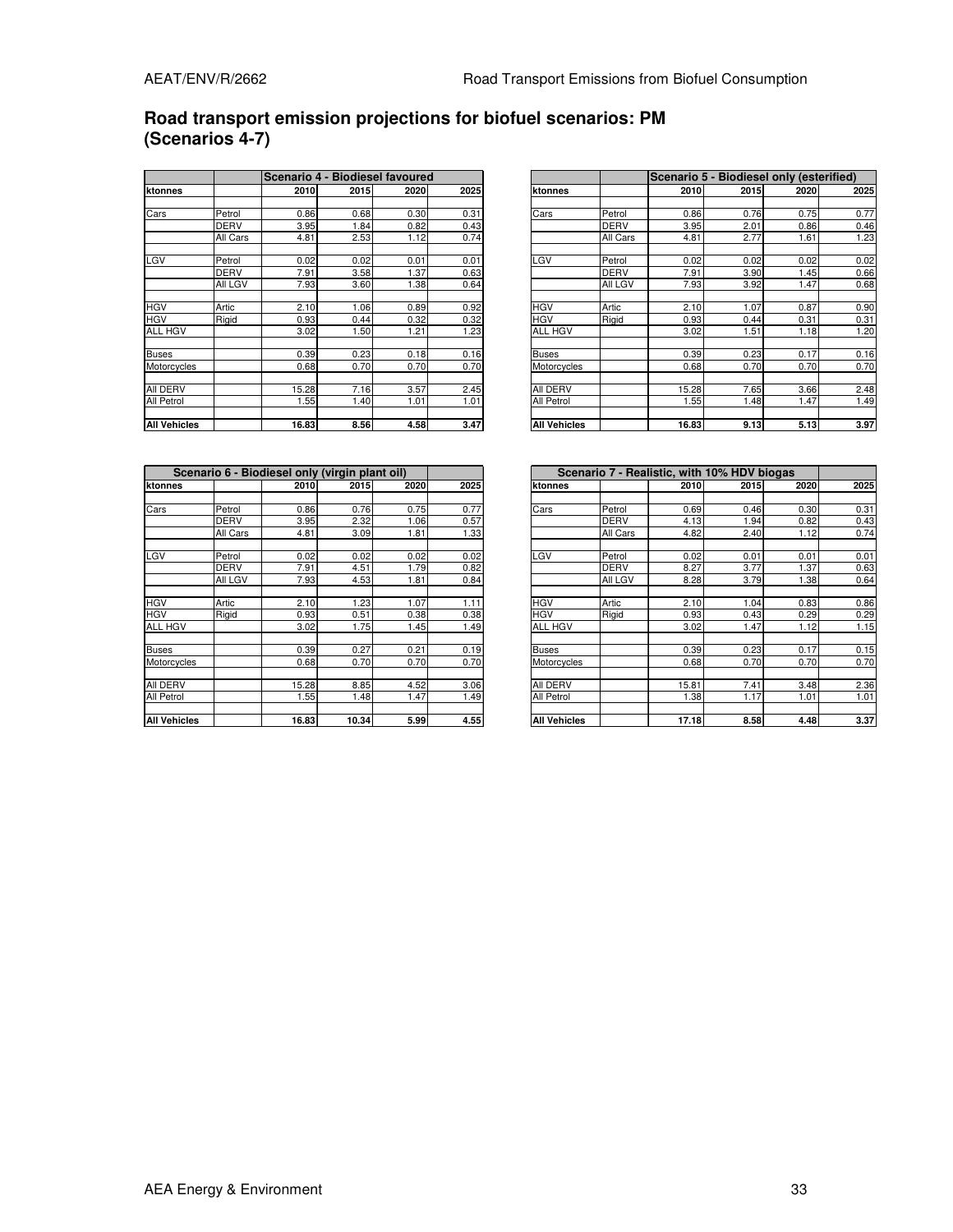## Road transport emission projections for biofuel scenarios: PM (Scenarios 4-7)

| | | Scenario 4 - Biodiesel favoured | | | |
|---|---|---|---|---|---|
| ktonnes | | 2010 | 2015 | 2020 | 2025 |
| Cars | Petrol | 0.86 | 0.68 | 0.30 | 0.31 |
| | DERV | 3.95 | 1.84 | 0.82 | 0.43 |
| | All Cars | 4.81 | 2.53 | 1.12 | 0.74 |
| LGV | Petrol | 0.02 | 0.02 | 0.01 | 0.01 |
| | DERV | 7.91 | 3.58 | 1.37 | 0.63 |
| | All LGV | 7.93 | 3.60 | 1.38 | 0.64 |
| HGV | Artic | 2.10 | 1.06 | 0.89 | 0.92 |
| HGV | Rigid | 0.93 | 0.44 | 0.32 | 0.32 |
| ALL HGV | | 3.02 | 1.50 | 1.21 | 1.23 |
| Buses | | 0.39 | 0.23 | 0.18 | 0.16 |
| Motorcycles | | 0.68 | 0.70 | 0.70 | 0.70 |
| All DERV | | 15.28 | 7.16 | 3.57 | 2.45 |
| All Petrol | | 1.55 | 1.40 | 1.01 | 1.01 |
| **All Vehicles** | | **16.83** | **8.56** | **4.58** | **3.47** |

| | | Scenario 5 - Biodiesel only (esterified) | | | |
|---|---|---|---|---|---|
| ktonnes | | 2010 | 2015 | 2020 | 2025 |
| Cars | Petrol | 0.86 | 0.76 | 0.75 | 0.77 |
| | DERV | 3.95 | 2.01 | 0.86 | 0.46 |
| | All Cars | 4.81 | 2.77 | 1.61 | 1.23 |
| LGV | Petrol | 0.02 | 0.02 | 0.02 | 0.02 |
| | DERV | 7.91 | 3.90 | 1.45 | 0.66 |
| | All LGV | 7.93 | 3.92 | 1.47 | 0.68 |
| HGV | Artic | 2.10 | 1.07 | 0.87 | 0.90 |
| HGV | Rigid | 0.93 | 0.44 | 0.31 | 0.31 |
| ALL HGV | | 3.02 | 1.51 | 1.18 | 1.20 |
| Buses | | 0.39 | 0.23 | 0.17 | 0.16 |
| Motorcycles | | 0.68 | 0.70 | 0.70 | 0.70 |
| All DERV | | 15.28 | 7.65 | 3.66 | 2.48 |
| All Petrol | | 1.55 | 1.48 | 1.47 | 1.49 |
| **All Vehicles** | | **16.83** | **9.13** | **5.13** | **3.97** |

| Scenario 6 - Biodiesel only (virgin plant oil) | | | | | |
|---|---|---|---|---|---|
| ktonnes | | 2010 | 2015 | 2020 | 2025 |
| Cars | Petrol | 0.86 | 0.76 | 0.75 | 0.77 |
| | DERV | 3.95 | 2.32 | 1.06 | 0.57 |
| | All Cars | 4.81 | 3.09 | 1.81 | 1.33 |
| LGV | Petrol | 0.02 | 0.02 | 0.02 | 0.02 |
| | DERV | 7.91 | 4.51 | 1.79 | 0.82 |
| | All LGV | 7.93 | 4.53 | 1.81 | 0.84 |
| HGV | Artic | 2.10 | 1.23 | 1.07 | 1.11 |
| HGV | Rigid | 0.93 | 0.51 | 0.38 | 0.38 |
| ALL HGV | | 3.02 | 1.75 | 1.45 | 1.49 |
| Buses | | 0.39 | 0.27 | 0.21 | 0.19 |
| Motorcycles | | 0.68 | 0.70 | 0.70 | 0.70 |
| All DERV | | 15.28 | 8.85 | 4.52 | 3.06 |
| All Petrol | | 1.55 | 1.48 | 1.47 | 1.49 |
| **All Vehicles** | | **16.83** | **10.34** | **5.99** | **4.55** |

| Scenario 7 - Realistic, with 10% HDV biogas | | | | | |
|---|---|---|---|---|---|
| ktonnes | | 2010 | 2015 | 2020 | 2025 |
| Cars | Petrol | 0.69 | 0.46 | 0.30 | 0.31 |
| | DERV | 4.13 | 1.94 | 0.82 | 0.43 |
| | All Cars | 4.82 | 2.40 | 1.12 | 0.74 |
| LGV | Petrol | 0.02 | 0.01 | 0.01 | 0.01 |
| | DERV | 8.27 | 3.77 | 1.37 | 0.63 |
| | All LGV | 8.28 | 3.79 | 1.38 | 0.64 |
| HGV | Artic | 2.10 | 1.04 | 0.83 | 0.86 |
| HGV | Rigid | 0.93 | 0.43 | 0.29 | 0.29 |
| ALL HGV | | 3.02 | 1.47 | 1.12 | 1.15 |
| Buses | | 0.39 | 0.23 | 0.17 | 0.15 |
| Motorcycles | | 0.68 | 0.70 | 0.70 | 0.70 |
| All DERV | | 15.81 | 7.41 | 3.48 | 2.36 |
| All Petrol | | 1.38 | 1.17 | 1.01 | 1.01 |
| **All Vehicles** | | **17.18** | **8.58** | **4.48** | **3.37** |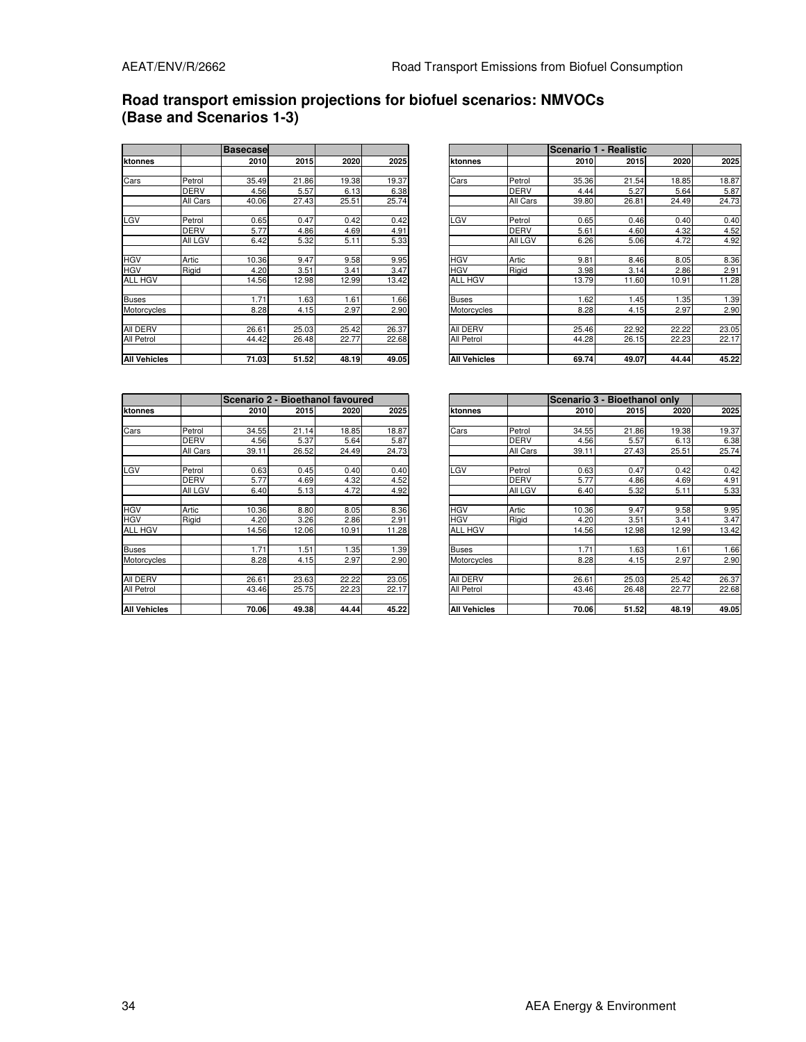## Road transport emission projections for biofuel scenarios: NMVOCs (Base and Scenarios 1-3)

| | | Basecase | | | |
|---|---|---|---|---|---|
| ktonnes | | 2010 | 2015 | 2020 | 2025 |
| | | | | | |
| Cars | Petrol | 35.49 | 21.86 | 19.38 | 19.37 |
| | DERV | 4.56 | 5.57 | 6.13 | 6.38 |
| | All Cars | 40.06 | 27.43 | 25.51 | 25.74 |
| | | | | | |
| LGV | Petrol | 0.65 | 0.47 | 0.42 | 0.42 |
| | DERV | 5.77 | 4.86 | 4.69 | 4.91 |
| | All LGV | 6.42 | 5.32 | 5.11 | 5.33 |
| | | | | | |
| HGV | Artic | 10.36 | 9.47 | 9.58 | 9.95 |
| HGV | Rigid | 4.20 | 3.51 | 3.41 | 3.47 |
| ALL HGV | | 14.56 | 12.98 | 12.99 | 13.42 |
| | | | | | |
| Buses | | 1.71 | 1.63 | 1.61 | 1.66 |
| Motorcycles | | 8.28 | 4.15 | 2.97 | 2.90 |
| | | | | | |
| All DERV | | 26.61 | 25.03 | 25.42 | 26.37 |
| All Petrol | | 44.42 | 26.48 | 22.77 | 22.68 |
| | | | | | |
| **All Vehicles** | | **71.03** | **51.52** | **48.19** | **49.05** |

| | | Scenario 1 - Realistic | | | |
|---|---|---|---|---|---|
| ktonnes | | 2010 | 2015 | 2020 | 2025 |
| | | | | | |
| Cars | Petrol | 35.36 | 21.54 | 18.85 | 18.87 |
| | DERV | 4.44 | 5.27 | 5.64 | 5.87 |
| | All Cars | 39.80 | 26.81 | 24.49 | 24.73 |
| | | | | | |
| LGV | Petrol | 0.65 | 0.46 | 0.40 | 0.40 |
| | DERV | 5.61 | 4.60 | 4.32 | 4.52 |
| | All LGV | 6.26 | 5.06 | 4.72 | 4.92 |
| | | | | | |
| HGV | Artic | 9.81 | 8.46 | 8.05 | 8.36 |
| HGV | Rigid | 3.98 | 3.14 | 2.86 | 2.91 |
| ALL HGV | | 13.79 | 11.60 | 10.91 | 11.28 |
| | | | | | |
| Buses | | 1.62 | 1.45 | 1.35 | 1.39 |
| Motorcycles | | 8.28 | 4.15 | 2.97 | 2.90 |
| | | | | | |
| All DERV | | 25.46 | 22.92 | 22.22 | 23.05 |
| All Petrol | | 44.28 | 26.15 | 22.23 | 22.17 |
| | | | | | |
| **All Vehicles** | | **69.74** | **49.07** | **44.44** | **45.22** |

| | | Scenario 2 - Bioethanol favoured | | | |
|---|---|---|---|---|---|
| ktonnes | | 2010 | 2015 | 2020 | 2025 |
| | | | | | |
| Cars | Petrol | 34.55 | 21.14 | 18.85 | 18.87 |
| | DERV | 4.56 | 5.37 | 5.64 | 5.87 |
| | All Cars | 39.11 | 26.52 | 24.49 | 24.73 |
| | | | | | |
| LGV | Petrol | 0.63 | 0.45 | 0.40 | 0.40 |
| | DERV | 5.77 | 4.69 | 4.32 | 4.52 |
| | All LGV | 6.40 | 5.13 | 4.72 | 4.92 |
| | | | | | |
| HGV | Artic | 10.36 | 8.80 | 8.05 | 8.36 |
| HGV | Rigid | 4.20 | 3.26 | 2.86 | 2.91 |
| ALL HGV | | 14.56 | 12.06 | 10.91 | 11.28 |
| | | | | | |
| Buses | | 1.71 | 1.51 | 1.35 | 1.39 |
| Motorcycles | | 8.28 | 4.15 | 2.97 | 2.90 |
| | | | | | |
| All DERV | | 26.61 | 23.63 | 22.22 | 23.05 |
| All Petrol | | 43.46 | 25.75 | 22.23 | 22.17 |
| | | | | | |
| **All Vehicles** | | **70.06** | **49.38** | **44.44** | **45.22** |

| | | Scenario 3 - Bioethanol only | | | |
|---|---|---|---|---|---|
| ktonnes | | 2010 | 2015 | 2020 | 2025 |
| | | | | | |
| Cars | Petrol | 34.55 | 21.86 | 19.38 | 19.37 |
| | DERV | 4.56 | 5.57 | 6.13 | 6.38 |
| | All Cars | 39.11 | 27.43 | 25.51 | 25.74 |
| | | | | | |
| LGV | Petrol | 0.63 | 0.47 | 0.42 | 0.42 |
| | DERV | 5.77 | 4.86 | 4.69 | 4.91 |
| | All LGV | 6.40 | 5.32 | 5.11 | 5.33 |
| | | | | | |
| HGV | Artic | 10.36 | 9.47 | 9.58 | 9.95 |
| HGV | Rigid | 4.20 | 3.51 | 3.41 | 3.47 |
| ALL HGV | | 14.56 | 12.98 | 12.99 | 13.42 |
| | | | | | |
| Buses | | 1.71 | 1.63 | 1.61 | 1.66 |
| Motorcycles | | 8.28 | 4.15 | 2.97 | 2.90 |
| | | | | | |
| All DERV | | 26.61 | 25.03 | 25.42 | 26.37 |
| All Petrol | | 43.46 | 26.48 | 22.77 | 22.68 |
| | | | | | |
| **All Vehicles** | | **70.06** | **51.52** | **48.19** | **49.05** |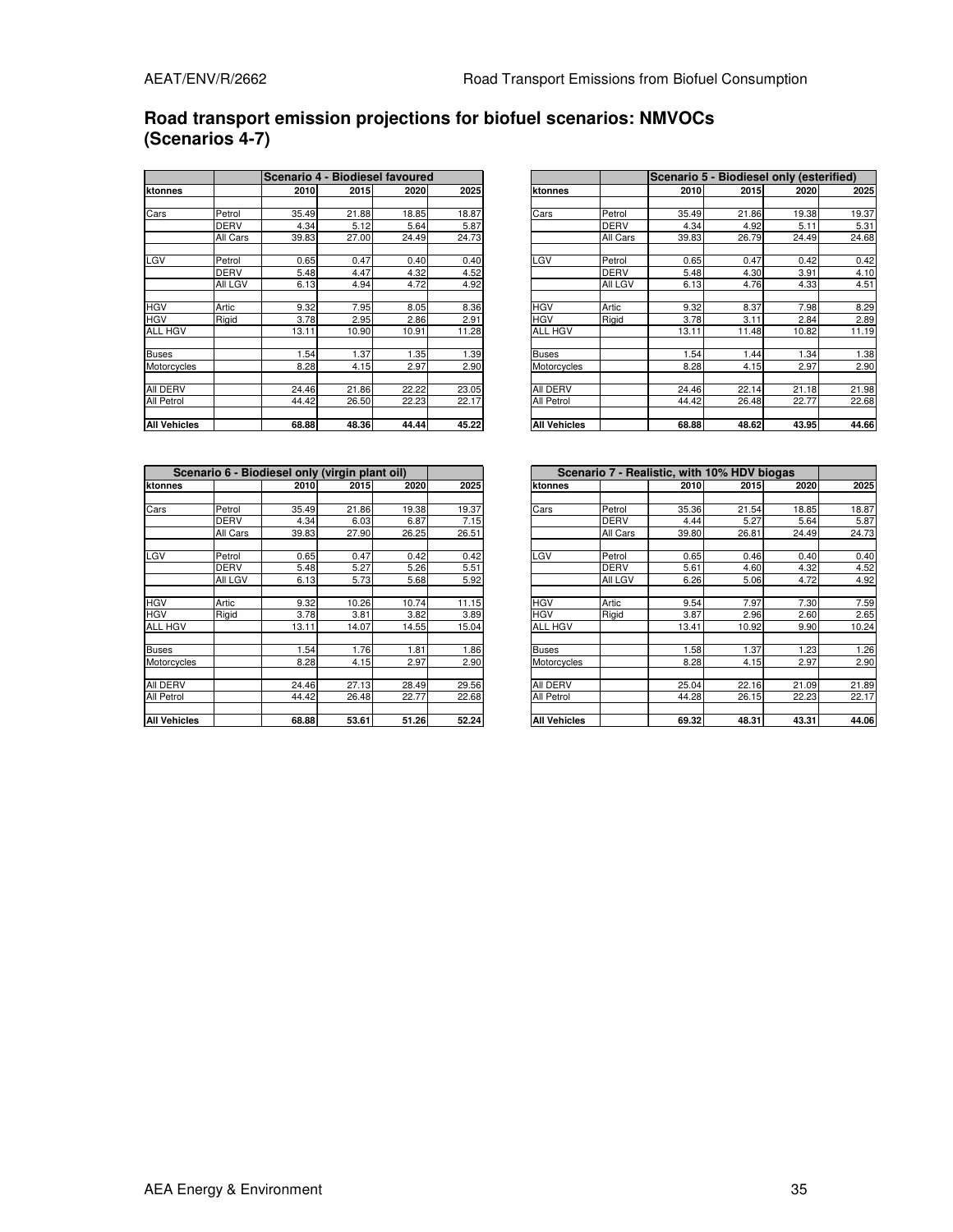## Road transport emission projections for biofuel scenarios: NMVOCs (Scenarios 4-7)

| | | Scenario 4 - Biodiesel favoured | | | |
|---|---|---|---|---|---|
| ktonnes | | 2010 | 2015 | 2020 | 2025 |
| Cars | Petrol | 35.49 | 21.88 | 18.85 | 18.87 |
| | DERV | 4.34 | 5.12 | 5.64 | 5.87 |
| | All Cars | 39.83 | 27.00 | 24.49 | 24.73 |
| LGV | Petrol | 0.65 | 0.47 | 0.40 | 0.40 |
| | DERV | 5.48 | 4.47 | 4.32 | 4.52 |
| | All LGV | 6.13 | 4.94 | 4.72 | 4.92 |
| HGV | Artic | 9.32 | 7.95 | 8.05 | 8.36 |
| HGV | Rigid | 3.78 | 2.95 | 2.86 | 2.91 |
| ALL HGV | | 13.11 | 10.90 | 10.91 | 11.28 |
| Buses | | 1.54 | 1.37 | 1.35 | 1.39 |
| Motorcycles | | 8.28 | 4.15 | 2.97 | 2.90 |
| All DERV | | 24.46 | 21.86 | 22.22 | 23.05 |
| All Petrol | | 44.42 | 26.50 | 22.23 | 22.17 |
| **All Vehicles** | | **68.88** | **48.36** | **44.44** | **45.22** |

| | | Scenario 5 - Biodiesel only (esterified) | | | |
|---|---|---|---|---|---|
| ktonnes | | 2010 | 2015 | 2020 | 2025 |
| Cars | Petrol | 35.49 | 21.86 | 19.38 | 19.37 |
| | DERV | 4.34 | 4.92 | 5.11 | 5.31 |
| | All Cars | 39.83 | 26.79 | 24.49 | 24.68 |
| LGV | Petrol | 0.65 | 0.47 | 0.42 | 0.42 |
| | DERV | 5.48 | 4.30 | 3.91 | 4.10 |
| | All LGV | 6.13 | 4.76 | 4.33 | 4.51 |
| HGV | Artic | 9.32 | 8.37 | 7.98 | 8.29 |
| HGV | Rigid | 3.78 | 3.11 | 2.84 | 2.89 |
| ALL HGV | | 13.11 | 11.48 | 10.82 | 11.19 |
| Buses | | 1.54 | 1.44 | 1.34 | 1.38 |
| Motorcycles | | 8.28 | 4.15 | 2.97 | 2.90 |
| All DERV | | 24.46 | 22.14 | 21.18 | 21.98 |
| All Petrol | | 44.42 | 26.48 | 22.77 | 22.68 |
| **All Vehicles** | | **68.88** | **48.62** | **43.95** | **44.66** |

| Scenario 6 - Biodiesel only (virgin plant oil) | | | | | |
|---|---|---|---|---|---|
| ktonnes | | 2010 | 2015 | 2020 | 2025 |
| Cars | Petrol | 35.49 | 21.86 | 19.38 | 19.37 |
| | DERV | 4.34 | 6.03 | 6.87 | 7.15 |
| | All Cars | 39.83 | 27.90 | 26.25 | 26.51 |
| LGV | Petrol | 0.65 | 0.47 | 0.42 | 0.42 |
| | DERV | 5.48 | 5.27 | 5.26 | 5.51 |
| | All LGV | 6.13 | 5.73 | 5.68 | 5.92 |
| HGV | Artic | 9.32 | 10.26 | 10.74 | 11.15 |
| HGV | Rigid | 3.78 | 3.81 | 3.82 | 3.89 |
| ALL HGV | | 13.11 | 14.07 | 14.55 | 15.04 |
| Buses | | 1.54 | 1.76 | 1.81 | 1.86 |
| Motorcycles | | 8.28 | 4.15 | 2.97 | 2.90 |
| All DERV | | 24.46 | 27.13 | 28.49 | 29.56 |
| All Petrol | | 44.42 | 26.48 | 22.77 | 22.68 |
| **All Vehicles** | | **68.88** | **53.61** | **51.26** | **52.24** |

| Scenario 7 - Realistic, with 10% HDV biogas | | | | | |
|---|---|---|---|---|---|
| ktonnes | | 2010 | 2015 | 2020 | 2025 |
| Cars | Petrol | 35.36 | 21.54 | 18.85 | 18.87 |
| | DERV | 4.44 | 5.27 | 5.64 | 5.87 |
| | All Cars | 39.80 | 26.81 | 24.49 | 24.73 |
| LGV | Petrol | 0.65 | 0.46 | 0.40 | 0.40 |
| | DERV | 5.61 | 4.60 | 4.32 | 4.52 |
| | All LGV | 6.26 | 5.06 | 4.72 | 4.92 |
| HGV | Artic | 9.54 | 7.97 | 7.30 | 7.59 |
| HGV | Rigid | 3.87 | 2.96 | 2.60 | 2.65 |
| ALL HGV | | 13.41 | 10.92 | 9.90 | 10.24 |
| Buses | | 1.58 | 1.37 | 1.23 | 1.26 |
| Motorcycles | | 8.28 | 4.15 | 2.97 | 2.90 |
| All DERV | | 25.04 | 22.16 | 21.09 | 21.89 |
| All Petrol | | 44.28 | 26.15 | 22.23 | 22.17 |
| **All Vehicles** | | **69.32** | **48.31** | **43.31** | **44.06** |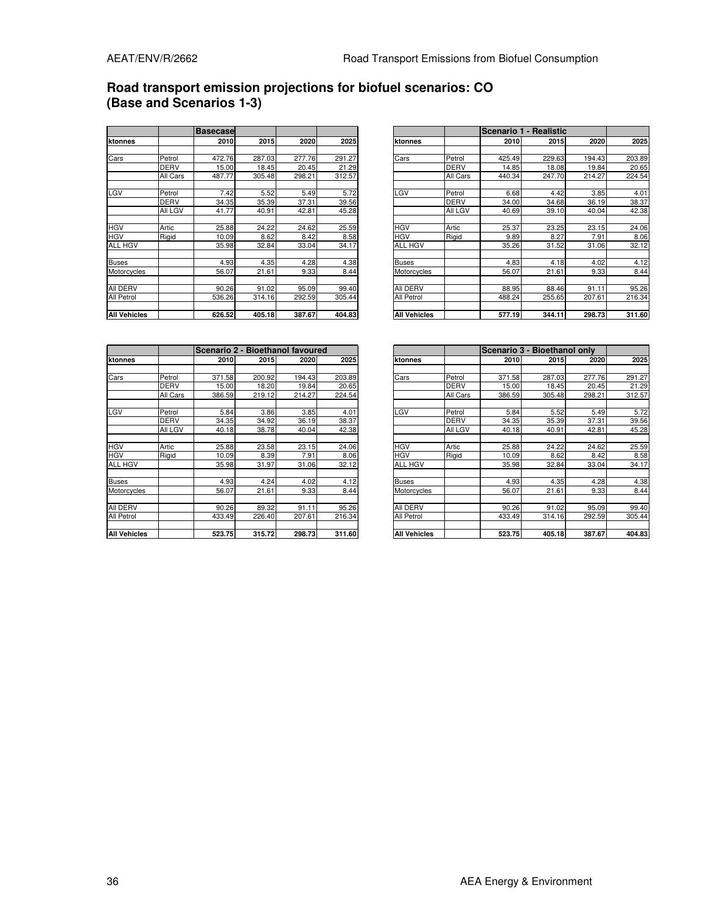## Road transport emission projections for biofuel scenarios: CO (Base and Scenarios 1-3)

| | | Basecase | | | |
|---|---|---|---|---|---|
| ktonnes | | 2010 | 2015 | 2020 | 2025 |
| Cars | Petrol | 472.76 | 287.03 | 277.76 | 291.27 |
| | DERV | 15.00 | 18.45 | 20.45 | 21.29 |
| | All Cars | 487.77 | 305.48 | 298.21 | 312.57 |
| LGV | Petrol | 7.42 | 5.52 | 5.49 | 5.72 |
| | DERV | 34.35 | 35.39 | 37.31 | 39.56 |
| | All LGV | 41.77 | 40.91 | 42.81 | 45.28 |
| HGV | Artic | 25.88 | 24.22 | 24.62 | 25.59 |
| HGV | Rigid | 10.09 | 8.62 | 8.42 | 8.58 |
| ALL HGV | | 35.98 | 32.84 | 33.04 | 34.17 |
| Buses | | 4.93 | 4.35 | 4.28 | 4.38 |
| Motorcycles | | 56.07 | 21.61 | 9.33 | 8.44 |
| All DERV | | 90.26 | 91.02 | 95.09 | 99.40 |
| All Petrol | | 536.26 | 314.16 | 292.59 | 305.44 |
| **All Vehicles** | | **626.52** | **405.18** | **387.67** | **404.83** |

| | | Scenario 1 - Realistic | | | |
|---|---|---|---|---|---|
| ktonnes | | 2010 | 2015 | 2020 | 2025 |
| Cars | Petrol | 425.49 | 229.63 | 194.43 | 203.89 |
| | DERV | 14.85 | 18.08 | 19.84 | 20.65 |
| | All Cars | 440.34 | 247.70 | 214.27 | 224.54 |
| LGV | Petrol | 6.68 | 4.42 | 3.85 | 4.01 |
| | DERV | 34.00 | 34.68 | 36.19 | 38.37 |
| | All LGV | 40.69 | 39.10 | 40.04 | 42.38 |
| HGV | Artic | 25.37 | 23.25 | 23.15 | 24.06 |
| HGV | Rigid | 9.89 | 8.27 | 7.91 | 8.06 |
| ALL HGV | | 35.26 | 31.52 | 31.06 | 32.12 |
| Buses | | 4.83 | 4.18 | 4.02 | 4.12 |
| Motorcycles | | 56.07 | 21.61 | 9.33 | 8.44 |
| All DERV | | 88.95 | 88.46 | 91.11 | 95.26 |
| All Petrol | | 488.24 | 255.65 | 207.61 | 216.34 |
| **All Vehicles** | | **577.19** | **344.11** | **298.73** | **311.60** |

| | | Scenario 2 - Bioethanol favoured | | | |
|---|---|---|---|---|---|
| ktonnes | | 2010 | 2015 | 2020 | 2025 |
| Cars | Petrol | 371.58 | 200.92 | 194.43 | 203.89 |
| | DERV | 15.00 | 18.20 | 19.84 | 20.65 |
| | All Cars | 386.59 | 219.12 | 214.27 | 224.54 |
| LGV | Petrol | 5.84 | 3.86 | 3.85 | 4.01 |
| | DERV | 34.35 | 34.92 | 36.19 | 38.37 |
| | All LGV | 40.18 | 38.78 | 40.04 | 42.38 |
| HGV | Artic | 25.88 | 23.58 | 23.15 | 24.06 |
| HGV | Rigid | 10.09 | 8.39 | 7.91 | 8.06 |
| ALL HGV | | 35.98 | 31.97 | 31.06 | 32.12 |
| Buses | | 4.93 | 4.24 | 4.02 | 4.12 |
| Motorcycles | | 56.07 | 21.61 | 9.33 | 8.44 |
| All DERV | | 90.26 | 89.32 | 91.11 | 95.26 |
| All Petrol | | 433.49 | 226.40 | 207.61 | 216.34 |
| **All Vehicles** | | **523.75** | **315.72** | **298.73** | **311.60** |

| | | Scenario 3 - Bioethanol only | | | |
|---|---|---|---|---|---|
| ktonnes | | 2010 | 2015 | 2020 | 2025 |
| Cars | Petrol | 371.58 | 287.03 | 277.76 | 291.27 |
| | DERV | 15.00 | 18.45 | 20.45 | 21.29 |
| | All Cars | 386.59 | 305.48 | 298.21 | 312.57 |
| LGV | Petrol | 5.84 | 5.52 | 5.49 | 5.72 |
| | DERV | 34.35 | 35.39 | 37.31 | 39.56 |
| | All LGV | 40.18 | 40.91 | 42.81 | 45.28 |
| HGV | Artic | 25.88 | 24.22 | 24.62 | 25.59 |
| HGV | Rigid | 10.09 | 8.62 | 8.42 | 8.58 |
| ALL HGV | | 35.98 | 32.84 | 33.04 | 34.17 |
| Buses | | 4.93 | 4.35 | 4.28 | 4.38 |
| Motorcycles | | 56.07 | 21.61 | 9.33 | 8.44 |
| All DERV | | 90.26 | 91.02 | 95.09 | 99.40 |
| All Petrol | | 433.49 | 314.16 | 292.59 | 305.44 |
| **All Vehicles** | | **523.75** | **405.18** | **387.67** | **404.83** |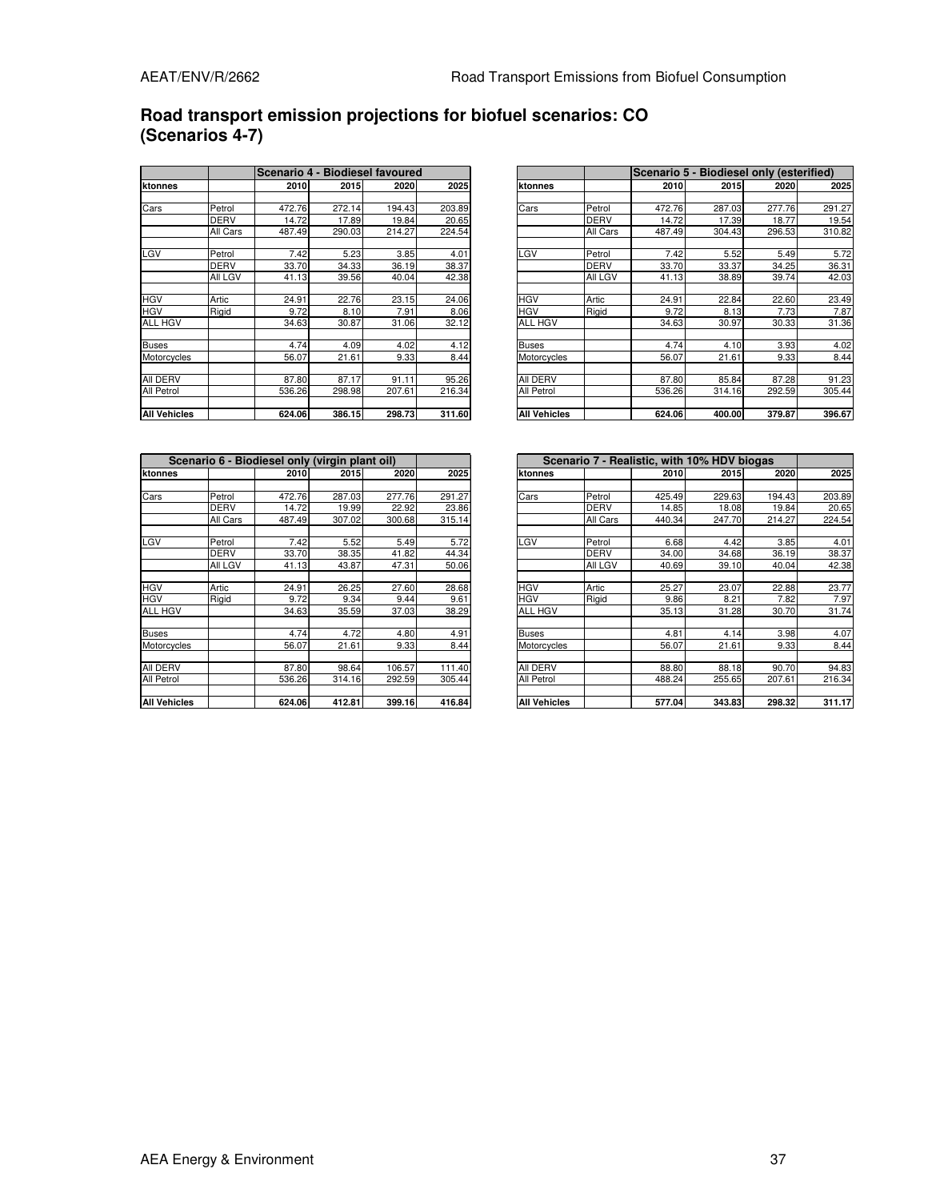## Road transport emission projections for biofuel scenarios: CO (Scenarios 4-7)

| | | Scenario 4 - Biodiesel favoured | | | |
|---|---|---|---|---|---|
| ktonnes | | 2010 | 2015 | 2020 | 2025 |
| Cars | Petrol | 472.76 | 272.14 | 194.43 | 203.89 |
| | DERV | 14.72 | 17.89 | 19.84 | 20.65 |
| | All Cars | 487.49 | 290.03 | 214.27 | 224.54 |
| LGV | Petrol | 7.42 | 5.23 | 3.85 | 4.01 |
| | DERV | 33.70 | 34.33 | 36.19 | 38.37 |
| | All LGV | 41.13 | 39.56 | 40.04 | 42.38 |
| HGV | Artic | 24.91 | 22.76 | 23.15 | 24.06 |
| HGV | Rigid | 9.72 | 8.10 | 7.91 | 8.06 |
| ALL HGV | | 34.63 | 30.87 | 31.06 | 32.12 |
| Buses | | 4.74 | 4.09 | 4.02 | 4.12 |
| Motorcycles | | 56.07 | 21.61 | 9.33 | 8.44 |
| All DERV | | 87.80 | 87.17 | 91.11 | 95.26 |
| All Petrol | | 536.26 | 298.98 | 207.61 | 216.34 |
| **All Vehicles** | | **624.06** | **386.15** | **298.73** | **311.60** |

| | | Scenario 5 - Biodiesel only (esterified) | | | |
|---|---|---|---|---|---|
| ktonnes | | 2010 | 2015 | 2020 | 2025 |
| Cars | Petrol | 472.76 | 287.03 | 277.76 | 291.27 |
| | DERV | 14.72 | 17.39 | 18.77 | 19.54 |
| | All Cars | 487.49 | 304.43 | 296.53 | 310.82 |
| LGV | Petrol | 7.42 | 5.52 | 5.49 | 5.72 |
| | DERV | 33.70 | 33.37 | 34.25 | 36.31 |
| | All LGV | 41.13 | 38.89 | 39.74 | 42.03 |
| HGV | Artic | 24.91 | 22.84 | 22.60 | 23.49 |
| HGV | Rigid | 9.72 | 8.13 | 7.73 | 7.87 |
| ALL HGV | | 34.63 | 30.97 | 30.33 | 31.36 |
| Buses | | 4.74 | 4.10 | 3.93 | 4.02 |
| Motorcycles | | 56.07 | 21.61 | 9.33 | 8.44 |
| All DERV | | 87.80 | 85.84 | 87.28 | 91.23 |
| All Petrol | | 536.26 | 314.16 | 292.59 | 305.44 |
| **All Vehicles** | | **624.06** | **400.00** | **379.87** | **396.67** |

| Scenario 6 - Biodiesel only (virgin plant oil) | | | | | |
|---|---|---|---|---|---|
| ktonnes | | 2010 | 2015 | 2020 | 2025 |
| Cars | Petrol | 472.76 | 287.03 | 277.76 | 291.27 |
| | DERV | 14.72 | 19.99 | 22.92 | 23.86 |
| | All Cars | 487.49 | 307.02 | 300.68 | 315.14 |
| LGV | Petrol | 7.42 | 5.52 | 5.49 | 5.72 |
| | DERV | 33.70 | 38.35 | 41.82 | 44.34 |
| | All LGV | 41.13 | 43.87 | 47.31 | 50.06 |
| HGV | Artic | 24.91 | 26.25 | 27.60 | 28.68 |
| HGV | Rigid | 9.72 | 9.34 | 9.44 | 9.61 |
| ALL HGV | | 34.63 | 35.59 | 37.03 | 38.29 |
| Buses | | 4.74 | 4.72 | 4.80 | 4.91 |
| Motorcycles | | 56.07 | 21.61 | 9.33 | 8.44 |
| All DERV | | 87.80 | 98.64 | 106.57 | 111.40 |
| All Petrol | | 536.26 | 314.16 | 292.59 | 305.44 |
| **All Vehicles** | | **624.06** | **412.81** | **399.16** | **416.84** |

| Scenario 7 - Realistic, with 10% HDV biogas | | | | | |
|---|---|---|---|---|---|
| ktonnes | | 2010 | 2015 | 2020 | 2025 |
| Cars | Petrol | 425.49 | 229.63 | 194.43 | 203.89 |
| | DERV | 14.85 | 18.08 | 19.84 | 20.65 |
| | All Cars | 440.34 | 247.70 | 214.27 | 224.54 |
| LGV | Petrol | 6.68 | 4.42 | 3.85 | 4.01 |
| | DERV | 34.00 | 34.68 | 36.19 | 38.37 |
| | All LGV | 40.69 | 39.10 | 40.04 | 42.38 |
| HGV | Artic | 25.27 | 23.07 | 22.88 | 23.77 |
| HGV | Rigid | 9.86 | 8.21 | 7.82 | 7.97 |
| ALL HGV | | 35.13 | 31.28 | 30.70 | 31.74 |
| Buses | | 4.81 | 4.14 | 3.98 | 4.07 |
| Motorcycles | | 56.07 | 21.61 | 9.33 | 8.44 |
| All DERV | | 88.80 | 88.18 | 90.70 | 94.83 |
| All Petrol | | 488.24 | 255.65 | 207.61 | 216.34 |
| **All Vehicles** | | **577.04** | **343.83** | **298.32** | **311.17** |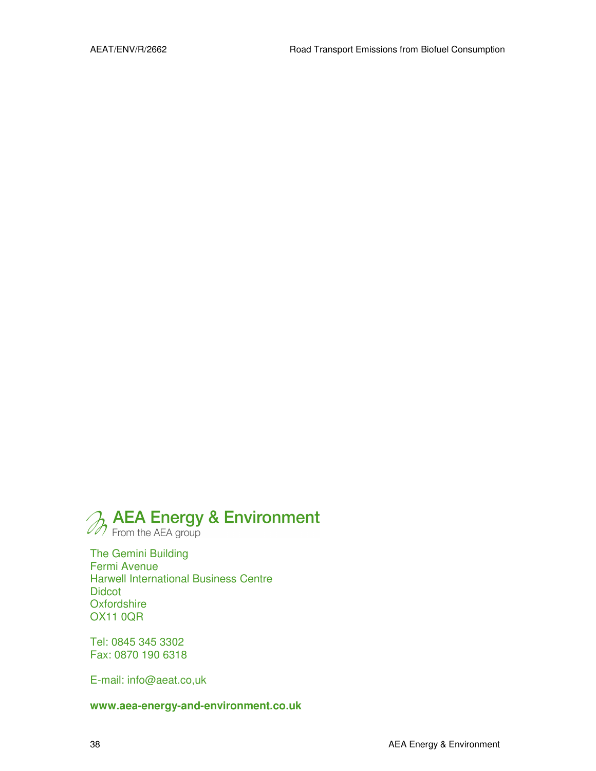**AEA Energy & Environment**
From the AEA group

The Gemini Building
Fermi Avenue
Harwell International Business Centre
Didcot
Oxfordshire
OX11 0QR

Tel: 0845 345 3302
Fax: 0870 190 6318

E-mail: info@aeat.co,uk

**www.aea-energy-and-environment.co.uk**